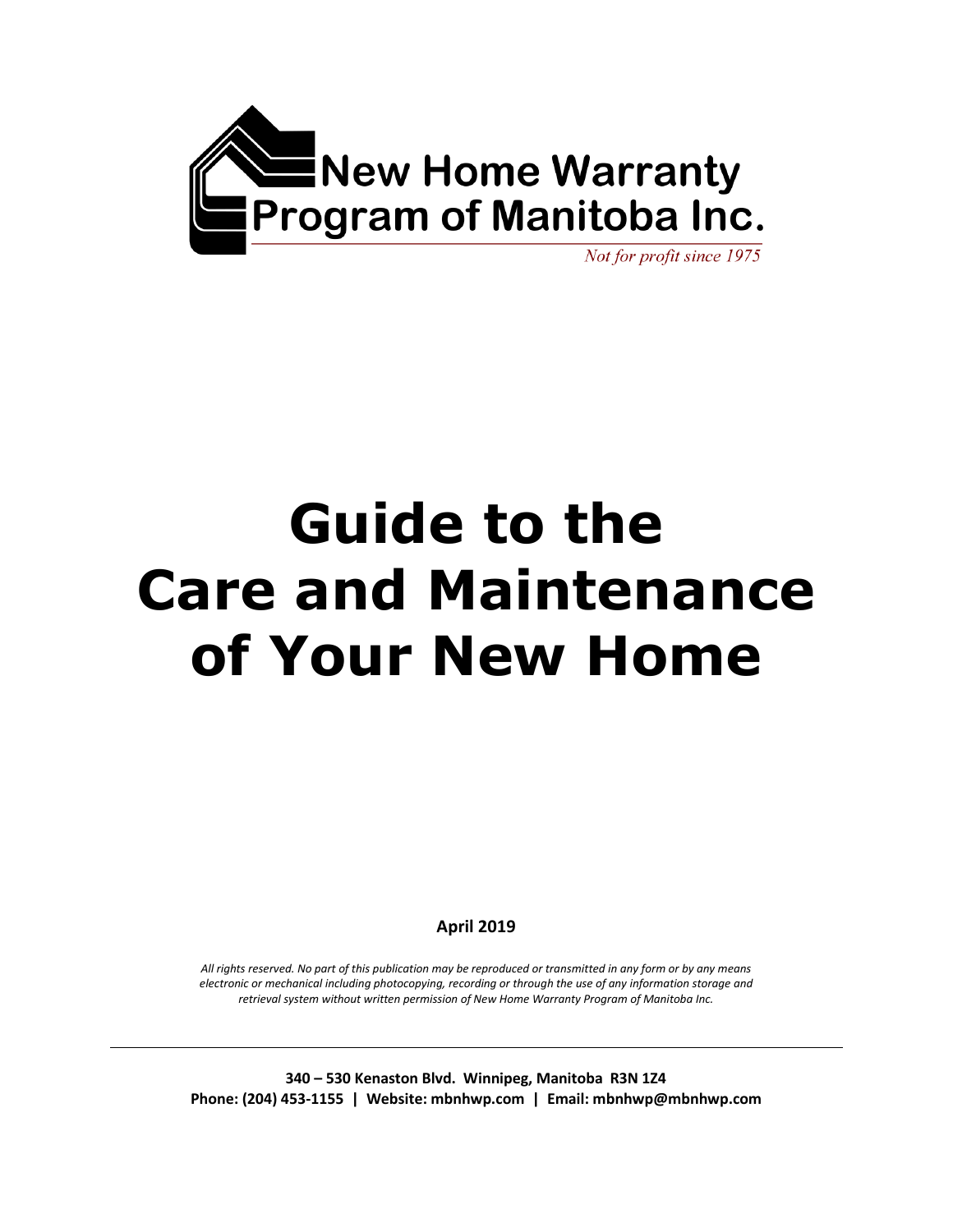New Home Warranty Program of Manitoba Inc.

*Not for profit since 1975*

# Guide to the Care and Maintenance of Your New Home

**April 2019**

*All rights reserved. No part of this publication may be reproduced or transmitted in any form or by any means electronic or mechanical including photocopying, recording or through the use of any information storage and retrieval system without written permission of New Home Warranty Program of Manitoba Inc.*

---

**340 – 530 Kenaston Blvd. Winnipeg, Manitoba R3N 1Z4**
**Phone: (204) 453-1155 | Website: mbnhwp.com | Email: mbnhwp@mbnhwp.com**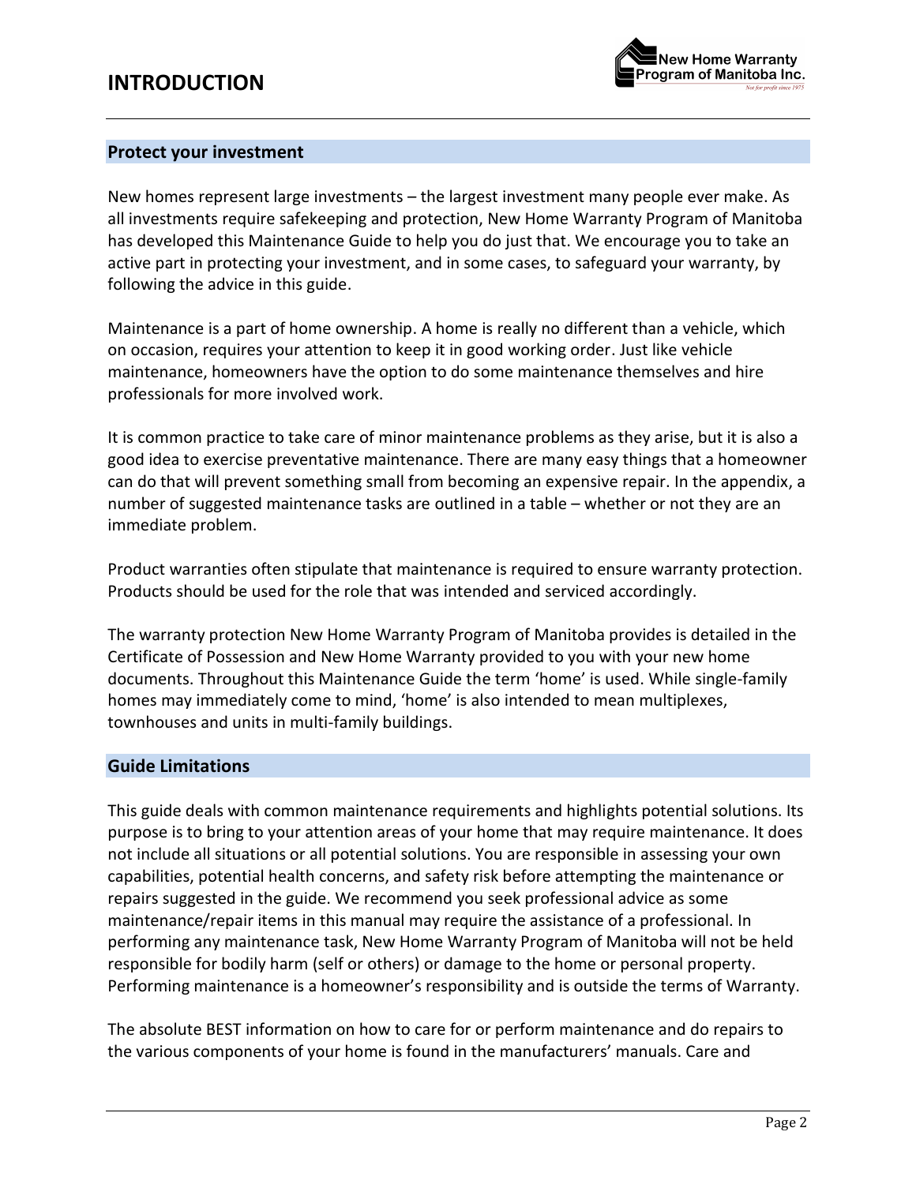# INTRODUCTION

## Protect your investment

New homes represent large investments – the largest investment many people ever make. As all investments require safekeeping and protection, New Home Warranty Program of Manitoba has developed this Maintenance Guide to help you do just that. We encourage you to take an active part in protecting your investment, and in some cases, to safeguard your warranty, by following the advice in this guide.

Maintenance is a part of home ownership. A home is really no different than a vehicle, which on occasion, requires your attention to keep it in good working order. Just like vehicle maintenance, homeowners have the option to do some maintenance themselves and hire professionals for more involved work.

It is common practice to take care of minor maintenance problems as they arise, but it is also a good idea to exercise preventative maintenance. There are many easy things that a homeowner can do that will prevent something small from becoming an expensive repair. In the appendix, a number of suggested maintenance tasks are outlined in a table – whether or not they are an immediate problem.

Product warranties often stipulate that maintenance is required to ensure warranty protection. Products should be used for the role that was intended and serviced accordingly.

The warranty protection New Home Warranty Program of Manitoba provides is detailed in the Certificate of Possession and New Home Warranty provided to you with your new home documents. Throughout this Maintenance Guide the term 'home' is used. While single-family homes may immediately come to mind, 'home' is also intended to mean multiplexes, townhouses and units in multi-family buildings.

## Guide Limitations

This guide deals with common maintenance requirements and highlights potential solutions. Its purpose is to bring to your attention areas of your home that may require maintenance. It does not include all situations or all potential solutions. You are responsible in assessing your own capabilities, potential health concerns, and safety risk before attempting the maintenance or repairs suggested in the guide. We recommend you seek professional advice as some maintenance/repair items in this manual may require the assistance of a professional. In performing any maintenance task, New Home Warranty Program of Manitoba will not be held responsible for bodily harm (self or others) or damage to the home or personal property. Performing maintenance is a homeowner's responsibility and is outside the terms of Warranty.

The absolute BEST information on how to care for or perform maintenance and do repairs to the various components of your home is found in the manufacturers' manuals. Care and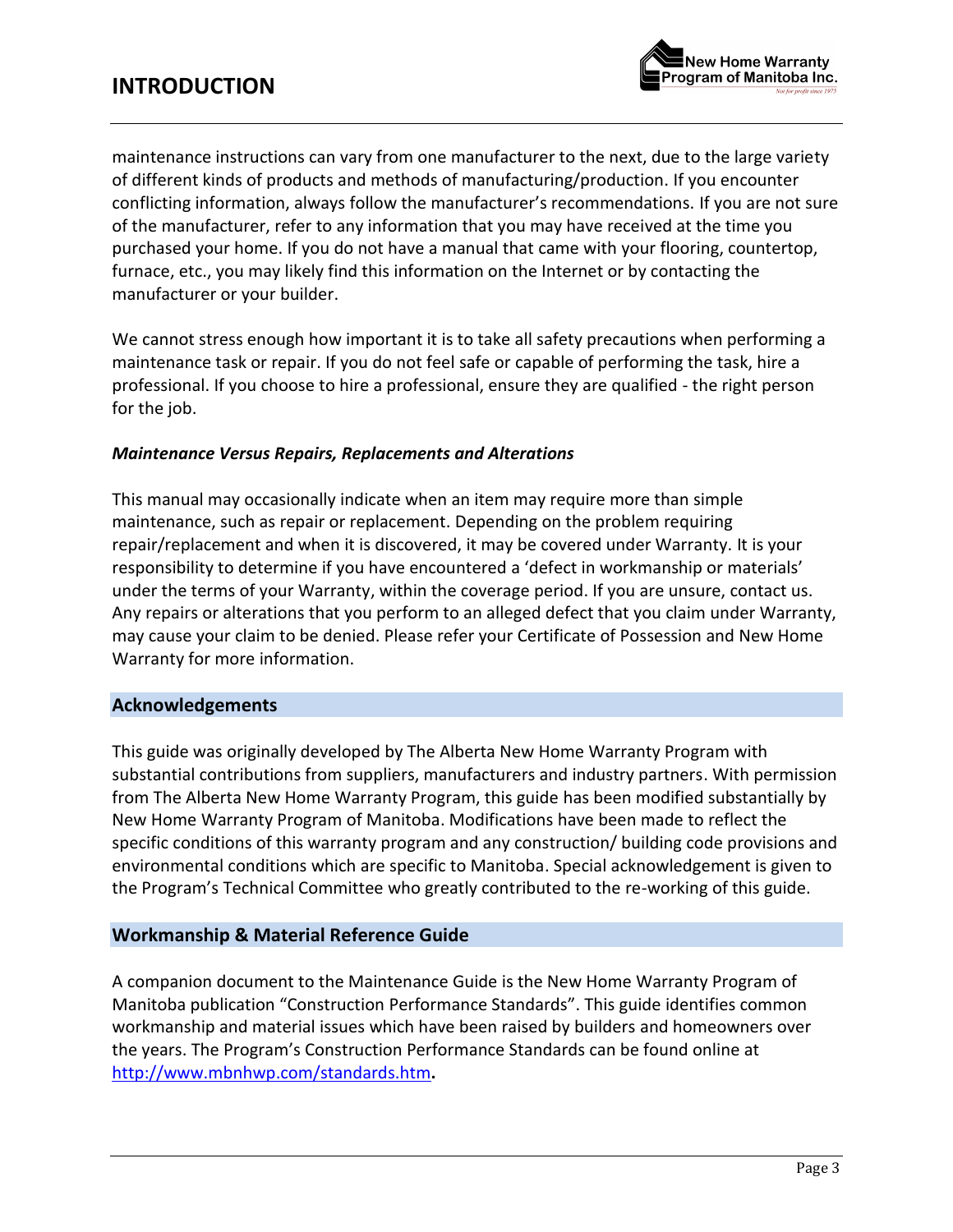maintenance instructions can vary from one manufacturer to the next, due to the large variety of different kinds of products and methods of manufacturing/production. If you encounter conflicting information, always follow the manufacturer's recommendations. If you are not sure of the manufacturer, refer to any information that you may have received at the time you purchased your home. If you do not have a manual that came with your flooring, countertop, furnace, etc., you may likely find this information on the Internet or by contacting the manufacturer or your builder.

We cannot stress enough how important it is to take all safety precautions when performing a maintenance task or repair. If you do not feel safe or capable of performing the task, hire a professional. If you choose to hire a professional, ensure they are qualified - the right person for the job.

***Maintenance Versus Repairs, Replacements and Alterations***

This manual may occasionally indicate when an item may require more than simple maintenance, such as repair or replacement. Depending on the problem requiring repair/replacement and when it is discovered, it may be covered under Warranty. It is your responsibility to determine if you have encountered a 'defect in workmanship or materials' under the terms of your Warranty, within the coverage period. If you are unsure, contact us. Any repairs or alterations that you perform to an alleged defect that you claim under Warranty, may cause your claim to be denied. Please refer your Certificate of Possession and New Home Warranty for more information.

## Acknowledgements

This guide was originally developed by The Alberta New Home Warranty Program with substantial contributions from suppliers, manufacturers and industry partners. With permission from The Alberta New Home Warranty Program, this guide has been modified substantially by New Home Warranty Program of Manitoba. Modifications have been made to reflect the specific conditions of this warranty program and any construction/ building code provisions and environmental conditions which are specific to Manitoba. Special acknowledgement is given to the Program's Technical Committee who greatly contributed to the re-working of this guide.

## Workmanship & Material Reference Guide

A companion document to the Maintenance Guide is the New Home Warranty Program of Manitoba publication "Construction Performance Standards". This guide identifies common workmanship and material issues which have been raised by builders and homeowners over the years. The Program's Construction Performance Standards can be found online at http://www.mbnhwp.com/standards.htm**.**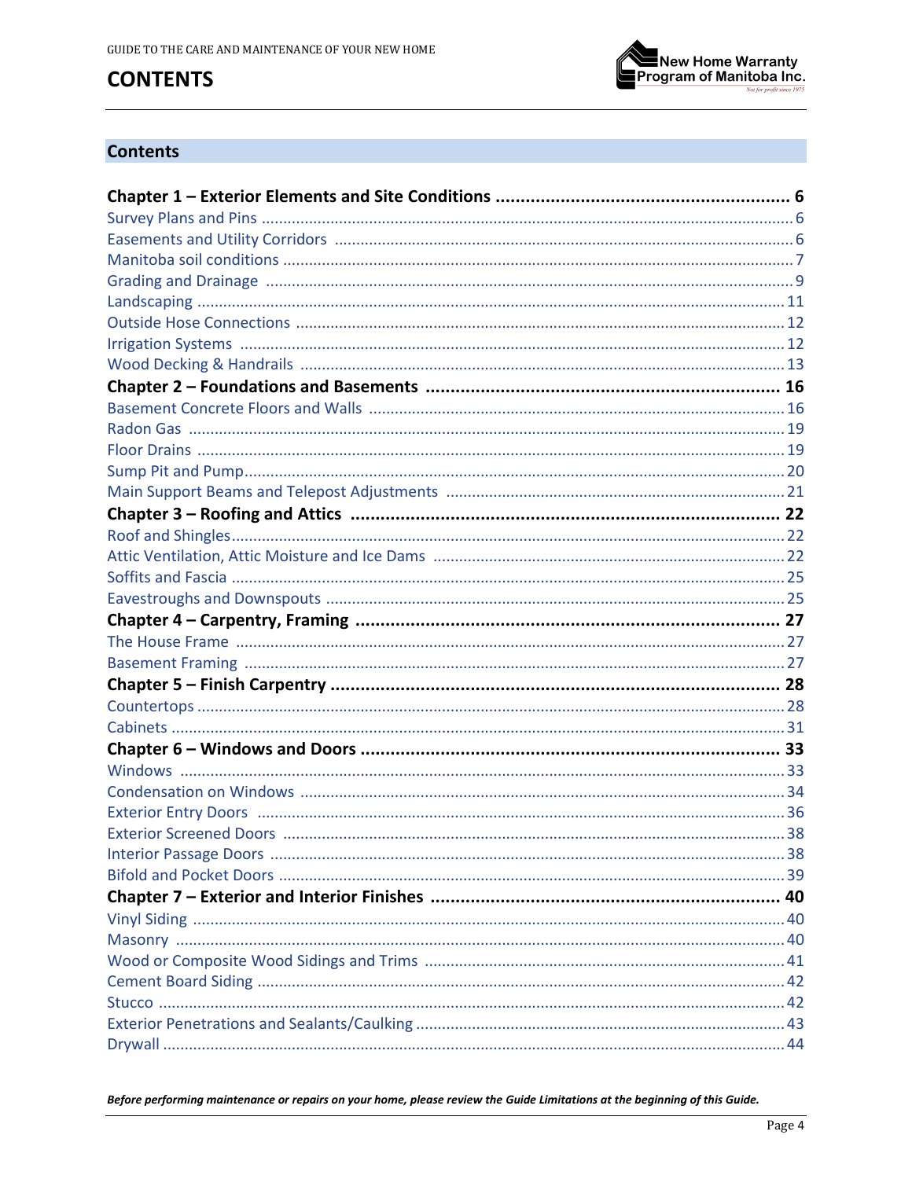# CONTENTS

## Contents

**Chapter 1 – Exterior Elements and Site Conditions ........ 6**

- Survey Plans and Pins ........ 6
- Easements and Utility Corridors ........ 6
- Manitoba soil conditions ........ 7
- Grading and Drainage ........ 9
- Landscaping ........ 11
- Outside Hose Connections ........ 12
- Irrigation Systems ........ 12
- Wood Decking & Handrails ........ 13

**Chapter 2 – Foundations and Basements ........ 16**

- Basement Concrete Floors and Walls ........ 16
- Radon Gas ........ 19
- Floor Drains ........ 19
- Sump Pit and Pump ........ 20
- Main Support Beams and Telepost Adjustments ........ 21

**Chapter 3 – Roofing and Attics ........ 22**

- Roof and Shingles ........ 22
- Attic Ventilation, Attic Moisture and Ice Dams ........ 22
- Soffits and Fascia ........ 25
- Eavestroughs and Downspouts ........ 25

**Chapter 4 – Carpentry, Framing ........ 27**

- The House Frame ........ 27
- Basement Framing ........ 27

**Chapter 5 – Finish Carpentry ........ 28**

- Countertops ........ 28
- Cabinets ........ 31

**Chapter 6 – Windows and Doors ........ 33**

- Windows ........ 33
- Condensation on Windows ........ 34
- Exterior Entry Doors ........ 36
- Exterior Screened Doors ........ 38
- Interior Passage Doors ........ 38
- Bifold and Pocket Doors ........ 39

**Chapter 7 – Exterior and Interior Finishes ........ 40**

- Vinyl Siding ........ 40
- Masonry ........ 40
- Wood or Composite Wood Sidings and Trims ........ 41
- Cement Board Siding ........ 42
- Stucco ........ 42
- Exterior Penetrations and Sealants/Caulking ........ 43
- Drywall ........ 44

***Before performing maintenance or repairs on your home, please review the Guide Limitations at the beginning of this Guide.***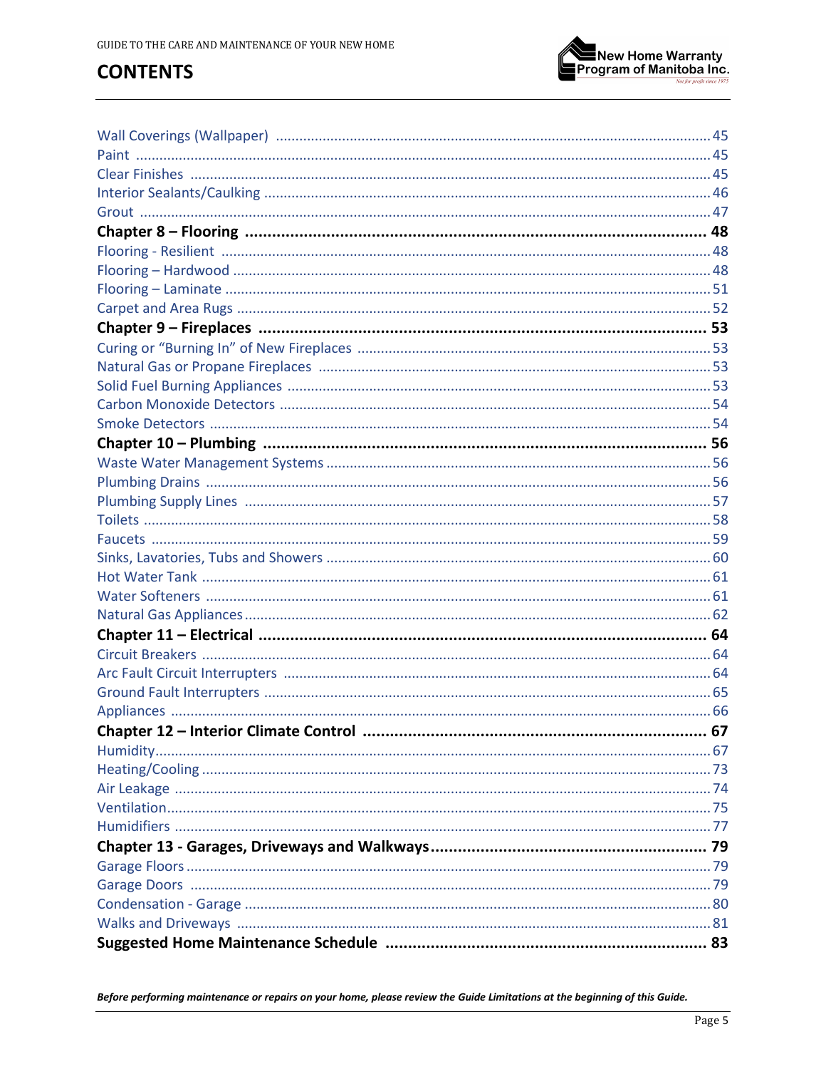# CONTENTS

Wall Coverings (Wallpaper) ........ 45
Paint ........ 45
Clear Finishes ........ 45
Interior Sealants/Caulking ........ 46
Grout ........ 47

**Chapter 8 – Flooring ........ 48**

Flooring - Resilient ........ 48
Flooring – Hardwood ........ 48
Flooring – Laminate ........ 51
Carpet and Area Rugs ........ 52

**Chapter 9 – Fireplaces ........ 53**

Curing or "Burning In" of New Fireplaces ........ 53
Natural Gas or Propane Fireplaces ........ 53
Solid Fuel Burning Appliances ........ 53
Carbon Monoxide Detectors ........ 54
Smoke Detectors ........ 54

**Chapter 10 – Plumbing ........ 56**

Waste Water Management Systems ........ 56
Plumbing Drains ........ 56
Plumbing Supply Lines ........ 57
Toilets ........ 58
Faucets ........ 59
Sinks, Lavatories, Tubs and Showers ........ 60
Hot Water Tank ........ 61
Water Softeners ........ 61
Natural Gas Appliances ........ 62

**Chapter 11 – Electrical ........ 64**

Circuit Breakers ........ 64
Arc Fault Circuit Interrupters ........ 64
Ground Fault Interrupters ........ 65
Appliances ........ 66

**Chapter 12 – Interior Climate Control ........ 67**

Humidity ........ 67
Heating/Cooling ........ 73
Air Leakage ........ 74
Ventilation ........ 75
Humidifiers ........ 77

**Chapter 13 - Garages, Driveways and Walkways ........ 79**

Garage Floors ........ 79
Garage Doors ........ 79
Condensation - Garage ........ 80
Walks and Driveways ........ 81

**Suggested Home Maintenance Schedule ........ 83**

***Before performing maintenance or repairs on your home, please review the Guide Limitations at the beginning of this Guide.***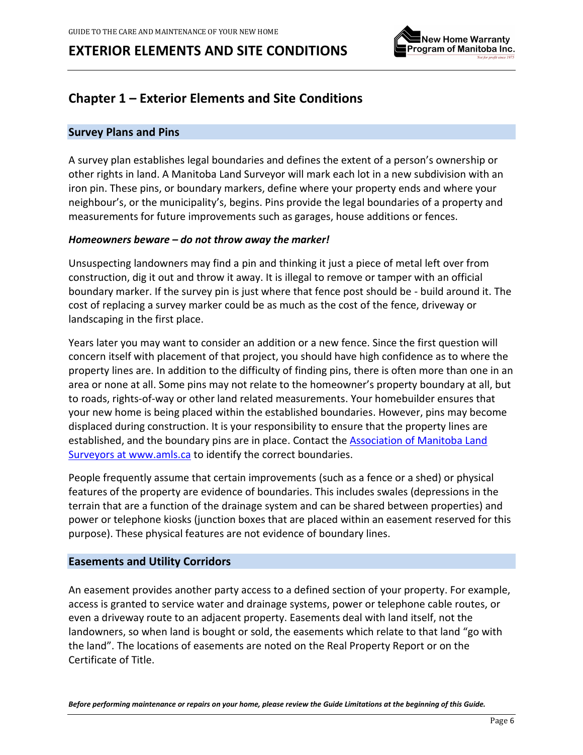# Chapter 1 – Exterior Elements and Site Conditions

## Survey Plans and Pins

A survey plan establishes legal boundaries and defines the extent of a person's ownership or other rights in land. A Manitoba Land Surveyor will mark each lot in a new subdivision with an iron pin. These pins, or boundary markers, define where your property ends and where your neighbour's, or the municipality's, begins. Pins provide the legal boundaries of a property and measurements for future improvements such as garages, house additions or fences.

***Homeowners beware – do not throw away the marker!***

Unsuspecting landowners may find a pin and thinking it just a piece of metal left over from construction, dig it out and throw it away. It is illegal to remove or tamper with an official boundary marker. If the survey pin is just where that fence post should be - build around it. The cost of replacing a survey marker could be as much as the cost of the fence, driveway or landscaping in the first place.

Years later you may want to consider an addition or a new fence. Since the first question will concern itself with placement of that project, you should have high confidence as to where the property lines are. In addition to the difficulty of finding pins, there is often more than one in an area or none at all. Some pins may not relate to the homeowner's property boundary at all, but to roads, rights-of-way or other land related measurements. Your homebuilder ensures that your new home is being placed within the established boundaries. However, pins may become displaced during construction. It is your responsibility to ensure that the property lines are established, and the boundary pins are in place. Contact the [Association of Manitoba Land Surveyors at www.amls.ca](http://www.amls.ca) to identify the correct boundaries.

People frequently assume that certain improvements (such as a fence or a shed) or physical features of the property are evidence of boundaries. This includes swales (depressions in the terrain that are a function of the drainage system and can be shared between properties) and power or telephone kiosks (junction boxes that are placed within an easement reserved for this purpose). These physical features are not evidence of boundary lines.

## Easements and Utility Corridors

An easement provides another party access to a defined section of your property. For example, access is granted to service water and drainage systems, power or telephone cable routes, or even a driveway route to an adjacent property. Easements deal with land itself, not the landowners, so when land is bought or sold, the easements which relate to that land "go with the land". The locations of easements are noted on the Real Property Report or on the Certificate of Title.

***Before performing maintenance or repairs on your home, please review the Guide Limitations at the beginning of this Guide.***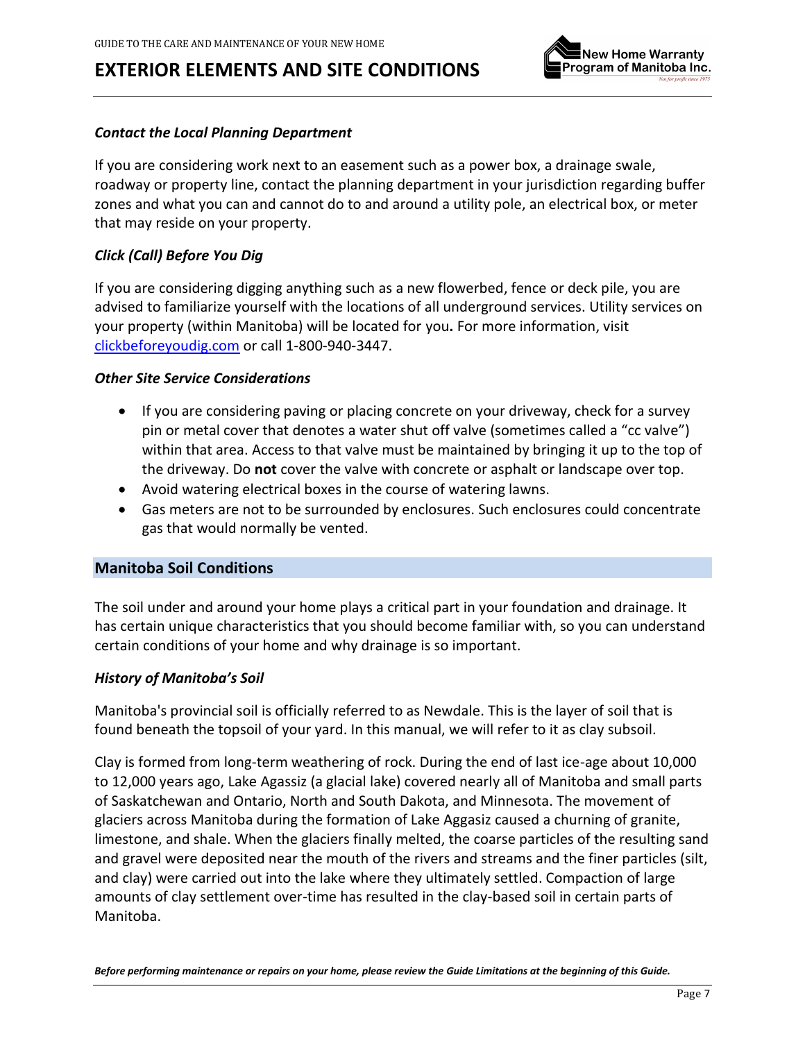# EXTERIOR ELEMENTS AND SITE CONDITIONS

### *Contact the Local Planning Department*

If you are considering work next to an easement such as a power box, a drainage swale, roadway or property line, contact the planning department in your jurisdiction regarding buffer zones and what you can and cannot do to and around a utility pole, an electrical box, or meter that may reside on your property.

### *Click (Call) Before You Dig*

If you are considering digging anything such as a new flowerbed, fence or deck pile, you are advised to familiarize yourself with the locations of all underground services. Utility services on your property (within Manitoba) will be located for you**.** For more information, visit [clickbeforeyoudig.com](clickbeforeyoudig.com) or call 1-800-940-3447.

### *Other Site Service Considerations*

- If you are considering paving or placing concrete on your driveway, check for a survey pin or metal cover that denotes a water shut off valve (sometimes called a "cc valve") within that area. Access to that valve must be maintained by bringing it up to the top of the driveway. Do **not** cover the valve with concrete or asphalt or landscape over top.
- Avoid watering electrical boxes in the course of watering lawns.
- Gas meters are not to be surrounded by enclosures. Such enclosures could concentrate gas that would normally be vented.

## Manitoba Soil Conditions

The soil under and around your home plays a critical part in your foundation and drainage. It has certain unique characteristics that you should become familiar with, so you can understand certain conditions of your home and why drainage is so important.

### *History of Manitoba's Soil*

Manitoba's provincial soil is officially referred to as Newdale. This is the layer of soil that is found beneath the topsoil of your yard. In this manual, we will refer to it as clay subsoil.

Clay is formed from long-term weathering of rock. During the end of last ice-age about 10,000 to 12,000 years ago, Lake Agassiz (a glacial lake) covered nearly all of Manitoba and small parts of Saskatchewan and Ontario, North and South Dakota, and Minnesota. The movement of glaciers across Manitoba during the formation of Lake Aggasiz caused a churning of granite, limestone, and shale. When the glaciers finally melted, the coarse particles of the resulting sand and gravel were deposited near the mouth of the rivers and streams and the finer particles (silt, and clay) were carried out into the lake where they ultimately settled. Compaction of large amounts of clay settlement over-time has resulted in the clay-based soil in certain parts of Manitoba.

*Before performing maintenance or repairs on your home, please review the Guide Limitations at the beginning of this Guide.*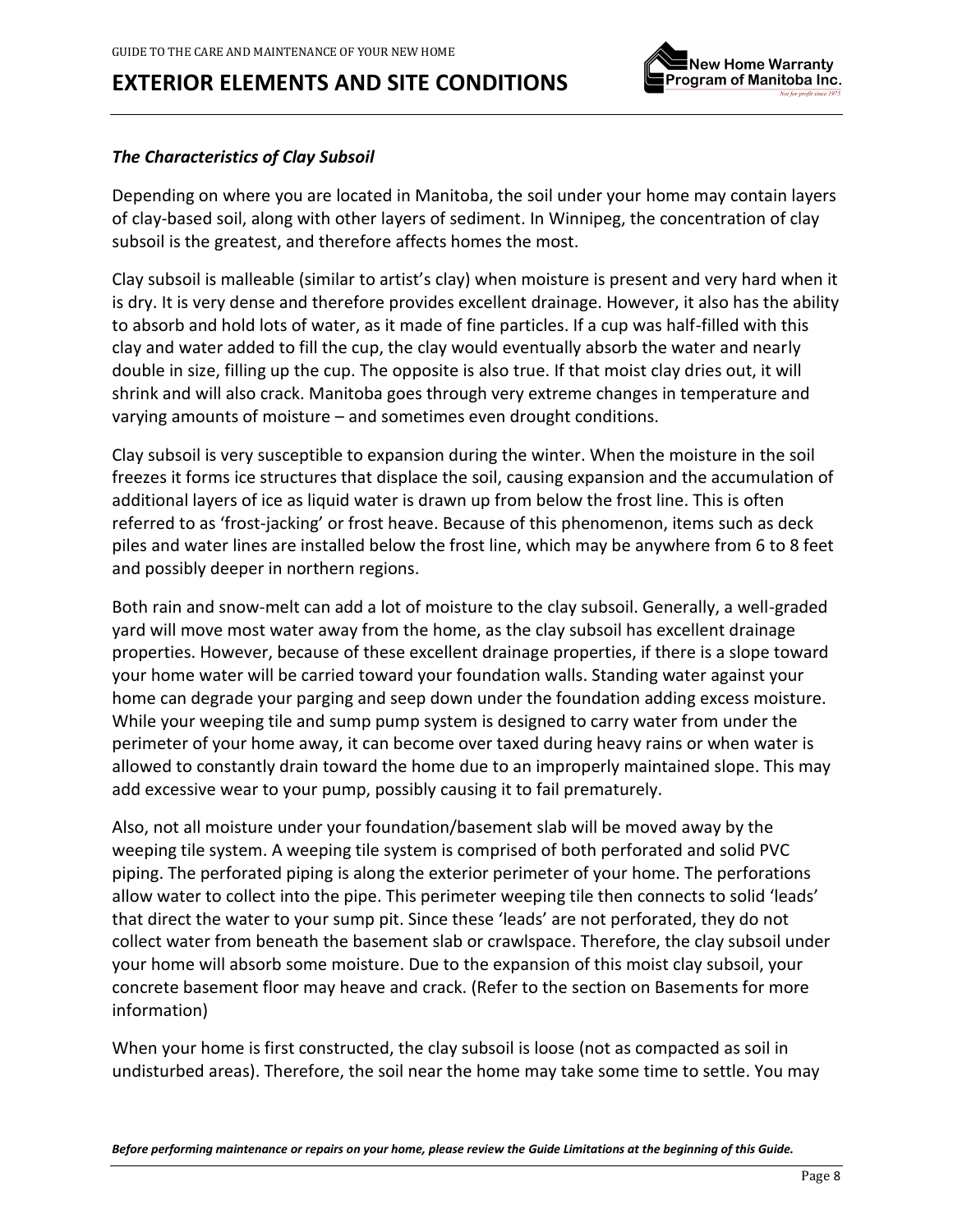# EXTERIOR ELEMENTS AND SITE CONDITIONS

### *The Characteristics of Clay Subsoil*

Depending on where you are located in Manitoba, the soil under your home may contain layers of clay-based soil, along with other layers of sediment. In Winnipeg, the concentration of clay subsoil is the greatest, and therefore affects homes the most.

Clay subsoil is malleable (similar to artist's clay) when moisture is present and very hard when it is dry. It is very dense and therefore provides excellent drainage. However, it also has the ability to absorb and hold lots of water, as it made of fine particles. If a cup was half-filled with this clay and water added to fill the cup, the clay would eventually absorb the water and nearly double in size, filling up the cup. The opposite is also true. If that moist clay dries out, it will shrink and will also crack. Manitoba goes through very extreme changes in temperature and varying amounts of moisture – and sometimes even drought conditions.

Clay subsoil is very susceptible to expansion during the winter. When the moisture in the soil freezes it forms ice structures that displace the soil, causing expansion and the accumulation of additional layers of ice as liquid water is drawn up from below the frost line. This is often referred to as 'frost-jacking' or frost heave. Because of this phenomenon, items such as deck piles and water lines are installed below the frost line, which may be anywhere from 6 to 8 feet and possibly deeper in northern regions.

Both rain and snow-melt can add a lot of moisture to the clay subsoil. Generally, a well-graded yard will move most water away from the home, as the clay subsoil has excellent drainage properties. However, because of these excellent drainage properties, if there is a slope toward your home water will be carried toward your foundation walls. Standing water against your home can degrade your parging and seep down under the foundation adding excess moisture. While your weeping tile and sump pump system is designed to carry water from under the perimeter of your home away, it can become over taxed during heavy rains or when water is allowed to constantly drain toward the home due to an improperly maintained slope. This may add excessive wear to your pump, possibly causing it to fail prematurely.

Also, not all moisture under your foundation/basement slab will be moved away by the weeping tile system. A weeping tile system is comprised of both perforated and solid PVC piping. The perforated piping is along the exterior perimeter of your home. The perforations allow water to collect into the pipe. This perimeter weeping tile then connects to solid 'leads' that direct the water to your sump pit. Since these 'leads' are not perforated, they do not collect water from beneath the basement slab or crawlspace. Therefore, the clay subsoil under your home will absorb some moisture. Due to the expansion of this moist clay subsoil, your concrete basement floor may heave and crack. (Refer to the section on Basements for more information)

When your home is first constructed, the clay subsoil is loose (not as compacted as soil in undisturbed areas). Therefore, the soil near the home may take some time to settle. You may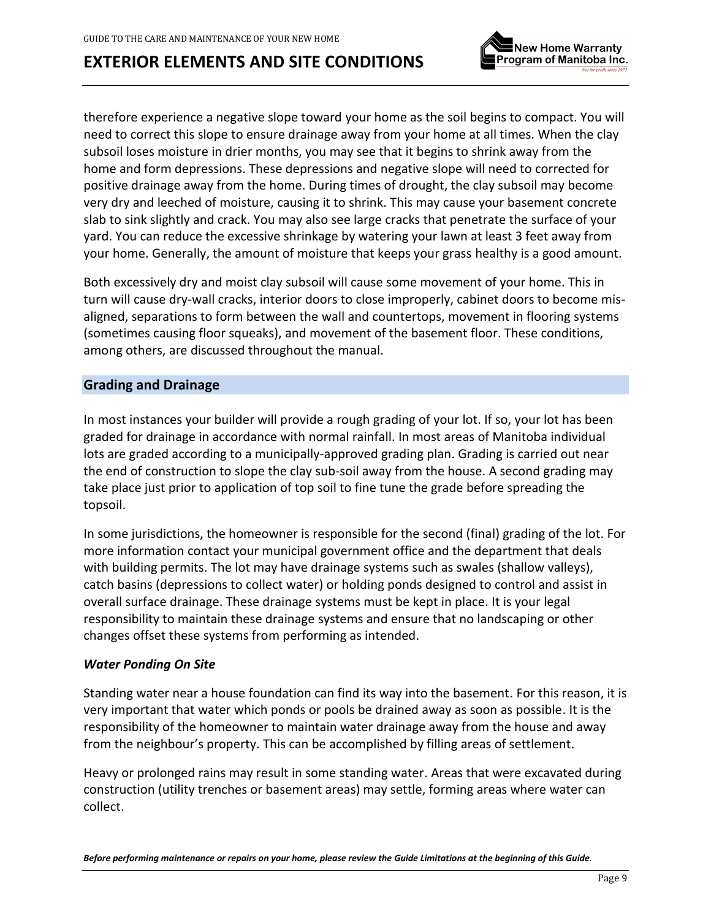therefore experience a negative slope toward your home as the soil begins to compact. You will need to correct this slope to ensure drainage away from your home at all times. When the clay subsoil loses moisture in drier months, you may see that it begins to shrink away from the home and form depressions. These depressions and negative slope will need to corrected for positive drainage away from the home. During times of drought, the clay subsoil may become very dry and leeched of moisture, causing it to shrink. This may cause your basement concrete slab to sink slightly and crack. You may also see large cracks that penetrate the surface of your yard. You can reduce the excessive shrinkage by watering your lawn at least 3 feet away from your home. Generally, the amount of moisture that keeps your grass healthy is a good amount.

Both excessively dry and moist clay subsoil will cause some movement of your home. This in turn will cause dry-wall cracks, interior doors to close improperly, cabinet doors to become mis-aligned, separations to form between the wall and countertops, movement in flooring systems (sometimes causing floor squeaks), and movement of the basement floor. These conditions, among others, are discussed throughout the manual.

## Grading and Drainage

In most instances your builder will provide a rough grading of your lot. If so, your lot has been graded for drainage in accordance with normal rainfall. In most areas of Manitoba individual lots are graded according to a municipally-approved grading plan. Grading is carried out near the end of construction to slope the clay sub-soil away from the house. A second grading may take place just prior to application of top soil to fine tune the grade before spreading the topsoil.

In some jurisdictions, the homeowner is responsible for the second (final) grading of the lot. For more information contact your municipal government office and the department that deals with building permits. The lot may have drainage systems such as swales (shallow valleys), catch basins (depressions to collect water) or holding ponds designed to control and assist in overall surface drainage. These drainage systems must be kept in place. It is your legal responsibility to maintain these drainage systems and ensure that no landscaping or other changes offset these systems from performing as intended.

### *Water Ponding On Site*

Standing water near a house foundation can find its way into the basement. For this reason, it is very important that water which ponds or pools be drained away as soon as possible. It is the responsibility of the homeowner to maintain water drainage away from the house and away from the neighbour's property. This can be accomplished by filling areas of settlement.

Heavy or prolonged rains may result in some standing water. Areas that were excavated during construction (utility trenches or basement areas) may settle, forming areas where water can collect.

***Before performing maintenance or repairs on your home, please review the Guide Limitations at the beginning of this Guide.***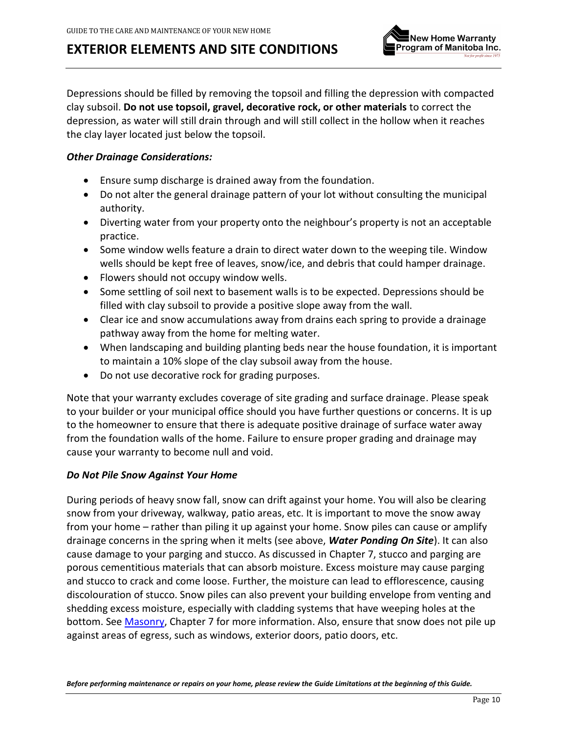Depressions should be filled by removing the topsoil and filling the depression with compacted clay subsoil. **Do not use topsoil, gravel, decorative rock, or other materials** to correct the depression, as water will still drain through and will still collect in the hollow when it reaches the clay layer located just below the topsoil.

### *Other Drainage Considerations:*

- Ensure sump discharge is drained away from the foundation.
- Do not alter the general drainage pattern of your lot without consulting the municipal authority.
- Diverting water from your property onto the neighbour's property is not an acceptable practice.
- Some window wells feature a drain to direct water down to the weeping tile. Window wells should be kept free of leaves, snow/ice, and debris that could hamper drainage.
- Flowers should not occupy window wells.
- Some settling of soil next to basement walls is to be expected. Depressions should be filled with clay subsoil to provide a positive slope away from the wall.
- Clear ice and snow accumulations away from drains each spring to provide a drainage pathway away from the home for melting water.
- When landscaping and building planting beds near the house foundation, it is important to maintain a 10% slope of the clay subsoil away from the house.
- Do not use decorative rock for grading purposes.

Note that your warranty excludes coverage of site grading and surface drainage. Please speak to your builder or your municipal office should you have further questions or concerns. It is up to the homeowner to ensure that there is adequate positive drainage of surface water away from the foundation walls of the home. Failure to ensure proper grading and drainage may cause your warranty to become null and void.

### *Do Not Pile Snow Against Your Home*

During periods of heavy snow fall, snow can drift against your home. You will also be clearing snow from your driveway, walkway, patio areas, etc. It is important to move the snow away from your home – rather than piling it up against your home. Snow piles can cause or amplify drainage concerns in the spring when it melts (see above, ***Water Ponding On Site***). It can also cause damage to your parging and stucco. As discussed in Chapter 7, stucco and parging are porous cementitious materials that can absorb moisture. Excess moisture may cause parging and stucco to crack and come loose. Further, the moisture can lead to efflorescence, causing discolouration of stucco. Snow piles can also prevent your building envelope from venting and shedding excess moisture, especially with cladding systems that have weeping holes at the bottom. See Masonry, Chapter 7 for more information. Also, ensure that snow does not pile up against areas of egress, such as windows, exterior doors, patio doors, etc.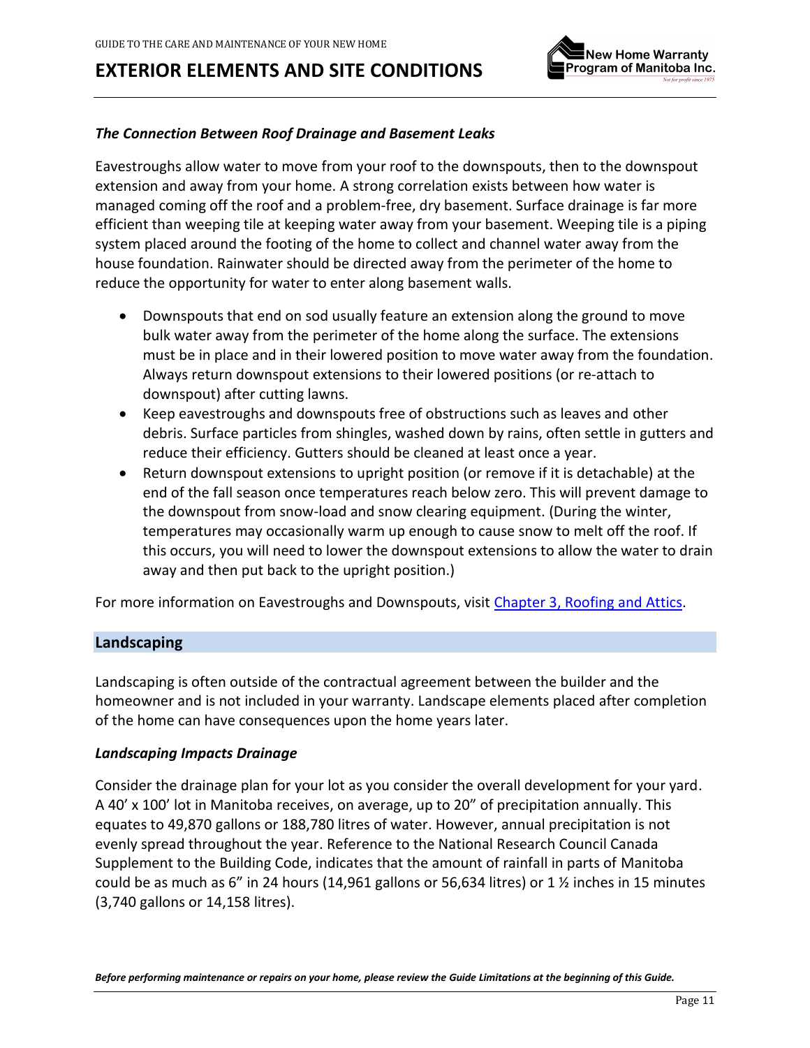### *The Connection Between Roof Drainage and Basement Leaks*

Eavestroughs allow water to move from your roof to the downspouts, then to the downspout extension and away from your home. A strong correlation exists between how water is managed coming off the roof and a problem-free, dry basement. Surface drainage is far more efficient than weeping tile at keeping water away from your basement. Weeping tile is a piping system placed around the footing of the home to collect and channel water away from the house foundation. Rainwater should be directed away from the perimeter of the home to reduce the opportunity for water to enter along basement walls.

- Downspouts that end on sod usually feature an extension along the ground to move bulk water away from the perimeter of the home along the surface. The extensions must be in place and in their lowered position to move water away from the foundation. Always return downspout extensions to their lowered positions (or re-attach to downspout) after cutting lawns.
- Keep eavestroughs and downspouts free of obstructions such as leaves and other debris. Surface particles from shingles, washed down by rains, often settle in gutters and reduce their efficiency. Gutters should be cleaned at least once a year.
- Return downspout extensions to upright position (or remove if it is detachable) at the end of the fall season once temperatures reach below zero. This will prevent damage to the downspout from snow-load and snow clearing equipment. (During the winter, temperatures may occasionally warm up enough to cause snow to melt off the roof. If this occurs, you will need to lower the downspout extensions to allow the water to drain away and then put back to the upright position.)

For more information on Eavestroughs and Downspouts, visit Chapter 3, Roofing and Attics.

## Landscaping

Landscaping is often outside of the contractual agreement between the builder and the homeowner and is not included in your warranty. Landscape elements placed after completion of the home can have consequences upon the home years later.

### *Landscaping Impacts Drainage*

Consider the drainage plan for your lot as you consider the overall development for your yard. A 40' x 100' lot in Manitoba receives, on average, up to 20" of precipitation annually. This equates to 49,870 gallons or 188,780 litres of water. However, annual precipitation is not evenly spread throughout the year. Reference to the National Research Council Canada Supplement to the Building Code, indicates that the amount of rainfall in parts of Manitoba could be as much as 6" in 24 hours (14,961 gallons or 56,634 litres) or 1 ½ inches in 15 minutes (3,740 gallons or 14,158 litres).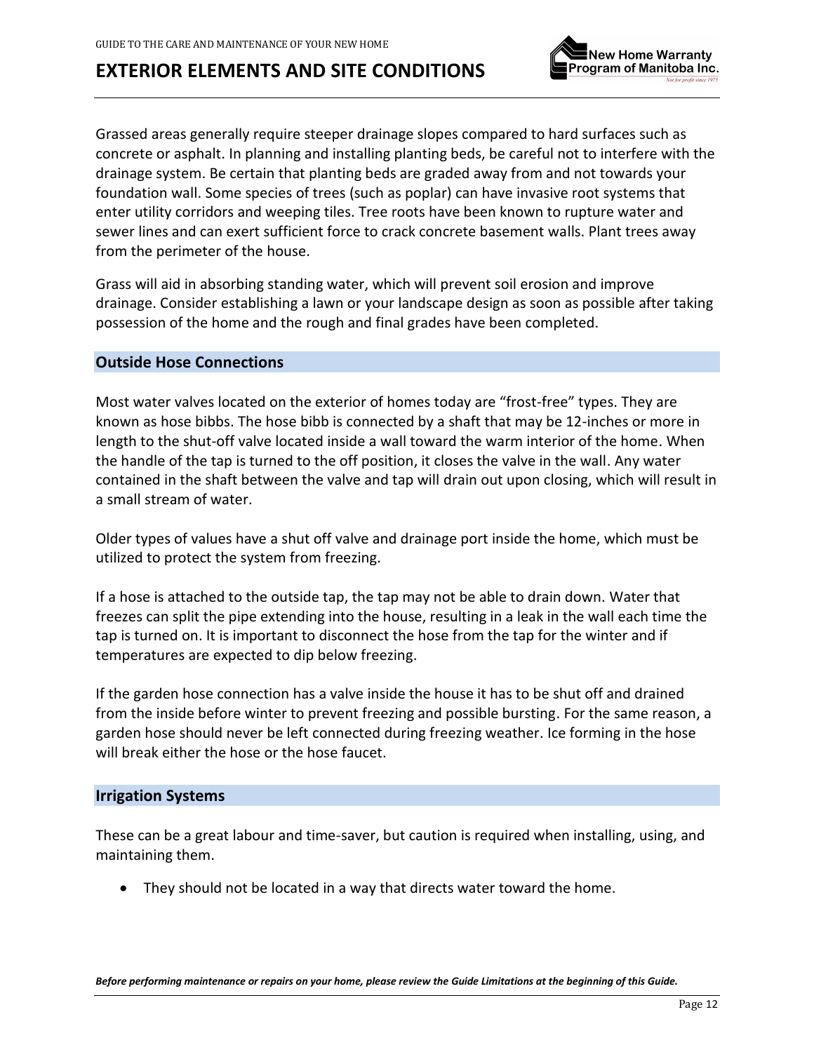# EXTERIOR ELEMENTS AND SITE CONDITIONS

Grassed areas generally require steeper drainage slopes compared to hard surfaces such as concrete or asphalt. In planning and installing planting beds, be careful not to interfere with the drainage system. Be certain that planting beds are graded away from and not towards your foundation wall. Some species of trees (such as poplar) can have invasive root systems that enter utility corridors and weeping tiles. Tree roots have been known to rupture water and sewer lines and can exert sufficient force to crack concrete basement walls. Plant trees away from the perimeter of the house.

Grass will aid in absorbing standing water, which will prevent soil erosion and improve drainage. Consider establishing a lawn or your landscape design as soon as possible after taking possession of the home and the rough and final grades have been completed.

## Outside Hose Connections

Most water valves located on the exterior of homes today are "frost-free" types. They are known as hose bibbs. The hose bibb is connected by a shaft that may be 12-inches or more in length to the shut-off valve located inside a wall toward the warm interior of the home. When the handle of the tap is turned to the off position, it closes the valve in the wall. Any water contained in the shaft between the valve and tap will drain out upon closing, which will result in a small stream of water.

Older types of values have a shut off valve and drainage port inside the home, which must be utilized to protect the system from freezing.

If a hose is attached to the outside tap, the tap may not be able to drain down. Water that freezes can split the pipe extending into the house, resulting in a leak in the wall each time the tap is turned on. It is important to disconnect the hose from the tap for the winter and if temperatures are expected to dip below freezing.

If the garden hose connection has a valve inside the house it has to be shut off and drained from the inside before winter to prevent freezing and possible bursting. For the same reason, a garden hose should never be left connected during freezing weather. Ice forming in the hose will break either the hose or the hose faucet.

## Irrigation Systems

These can be a great labour and time-saver, but caution is required when installing, using, and maintaining them.

- They should not be located in a way that directs water toward the home.

***Before performing maintenance or repairs on your home, please review the Guide Limitations at the beginning of this Guide.***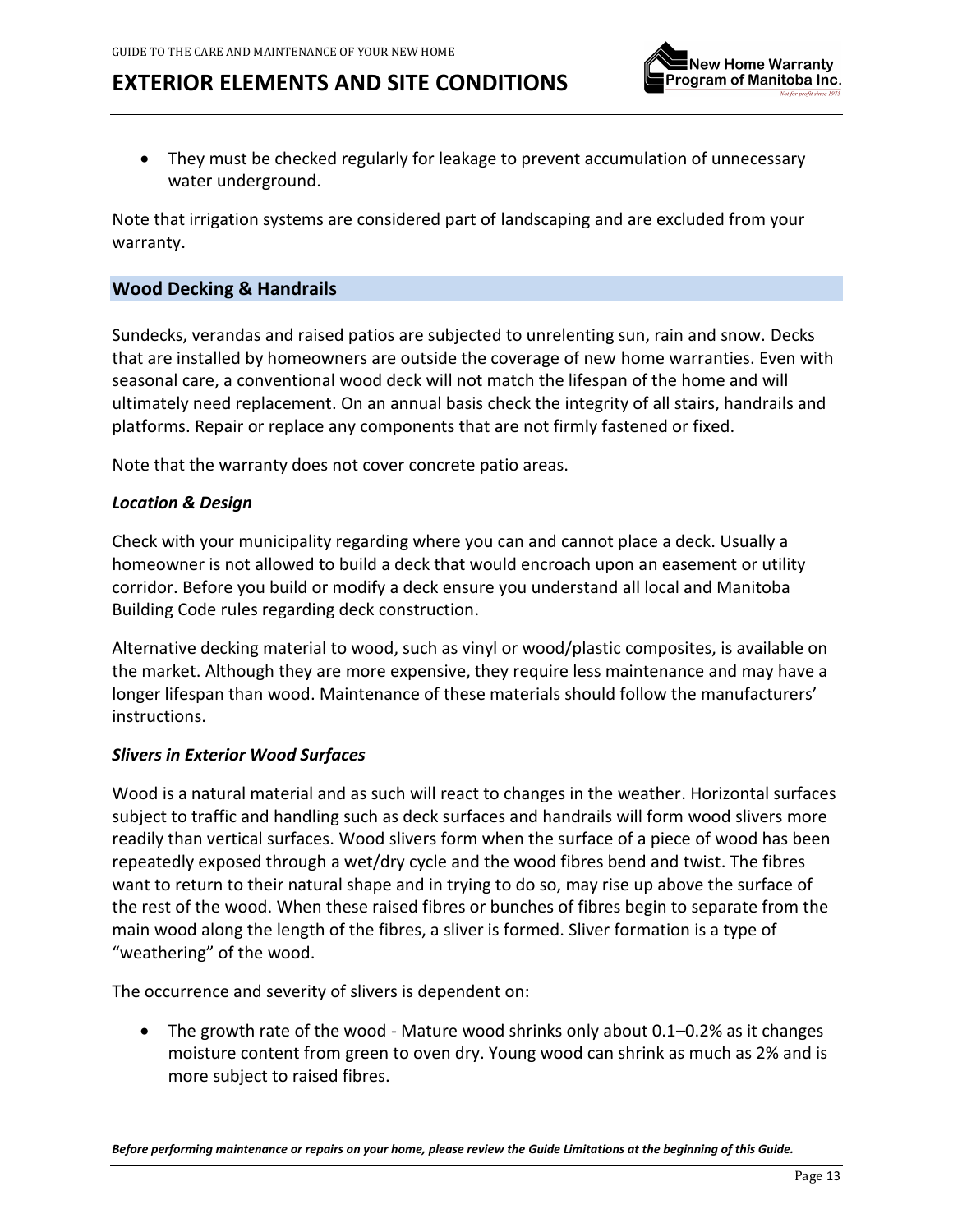- They must be checked regularly for leakage to prevent accumulation of unnecessary water underground.

Note that irrigation systems are considered part of landscaping and are excluded from your warranty.

## Wood Decking & Handrails

Sundecks, verandas and raised patios are subjected to unrelenting sun, rain and snow. Decks that are installed by homeowners are outside the coverage of new home warranties. Even with seasonal care, a conventional wood deck will not match the lifespan of the home and will ultimately need replacement. On an annual basis check the integrity of all stairs, handrails and platforms. Repair or replace any components that are not firmly fastened or fixed.

Note that the warranty does not cover concrete patio areas.

### *Location & Design*

Check with your municipality regarding where you can and cannot place a deck. Usually a homeowner is not allowed to build a deck that would encroach upon an easement or utility corridor. Before you build or modify a deck ensure you understand all local and Manitoba Building Code rules regarding deck construction.

Alternative decking material to wood, such as vinyl or wood/plastic composites, is available on the market. Although they are more expensive, they require less maintenance and may have a longer lifespan than wood. Maintenance of these materials should follow the manufacturers' instructions.

### *Slivers in Exterior Wood Surfaces*

Wood is a natural material and as such will react to changes in the weather. Horizontal surfaces subject to traffic and handling such as deck surfaces and handrails will form wood slivers more readily than vertical surfaces. Wood slivers form when the surface of a piece of wood has been repeatedly exposed through a wet/dry cycle and the wood fibres bend and twist. The fibres want to return to their natural shape and in trying to do so, may rise up above the surface of the rest of the wood. When these raised fibres or bunches of fibres begin to separate from the main wood along the length of the fibres, a sliver is formed. Sliver formation is a type of "weathering" of the wood.

The occurrence and severity of slivers is dependent on:

- The growth rate of the wood - Mature wood shrinks only about 0.1–0.2% as it changes moisture content from green to oven dry. Young wood can shrink as much as 2% and is more subject to raised fibres.

*Before performing maintenance or repairs on your home, please review the Guide Limitations at the beginning of this Guide.*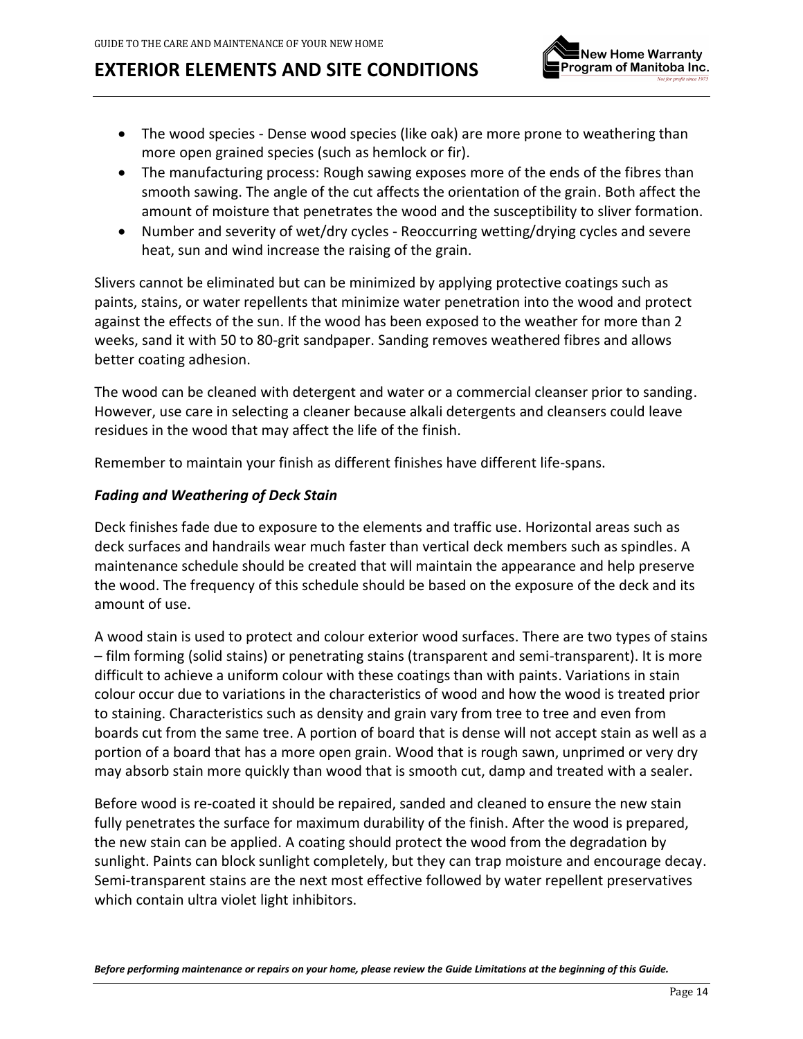- The wood species - Dense wood species (like oak) are more prone to weathering than more open grained species (such as hemlock or fir).
- The manufacturing process: Rough sawing exposes more of the ends of the fibres than smooth sawing. The angle of the cut affects the orientation of the grain. Both affect the amount of moisture that penetrates the wood and the susceptibility to sliver formation.
- Number and severity of wet/dry cycles - Reoccurring wetting/drying cycles and severe heat, sun and wind increase the raising of the grain.

Slivers cannot be eliminated but can be minimized by applying protective coatings such as paints, stains, or water repellents that minimize water penetration into the wood and protect against the effects of the sun. If the wood has been exposed to the weather for more than 2 weeks, sand it with 50 to 80-grit sandpaper. Sanding removes weathered fibres and allows better coating adhesion.

The wood can be cleaned with detergent and water or a commercial cleanser prior to sanding. However, use care in selecting a cleaner because alkali detergents and cleansers could leave residues in the wood that may affect the life of the finish.

Remember to maintain your finish as different finishes have different life-spans.

### *Fading and Weathering of Deck Stain*

Deck finishes fade due to exposure to the elements and traffic use. Horizontal areas such as deck surfaces and handrails wear much faster than vertical deck members such as spindles. A maintenance schedule should be created that will maintain the appearance and help preserve the wood. The frequency of this schedule should be based on the exposure of the deck and its amount of use.

A wood stain is used to protect and colour exterior wood surfaces. There are two types of stains – film forming (solid stains) or penetrating stains (transparent and semi-transparent). It is more difficult to achieve a uniform colour with these coatings than with paints. Variations in stain colour occur due to variations in the characteristics of wood and how the wood is treated prior to staining. Characteristics such as density and grain vary from tree to tree and even from boards cut from the same tree. A portion of board that is dense will not accept stain as well as a portion of a board that has a more open grain. Wood that is rough sawn, unprimed or very dry may absorb stain more quickly than wood that is smooth cut, damp and treated with a sealer.

Before wood is re-coated it should be repaired, sanded and cleaned to ensure the new stain fully penetrates the surface for maximum durability of the finish. After the wood is prepared, the new stain can be applied. A coating should protect the wood from the degradation by sunlight. Paints can block sunlight completely, but they can trap moisture and encourage decay. Semi-transparent stains are the next most effective followed by water repellent preservatives which contain ultra violet light inhibitors.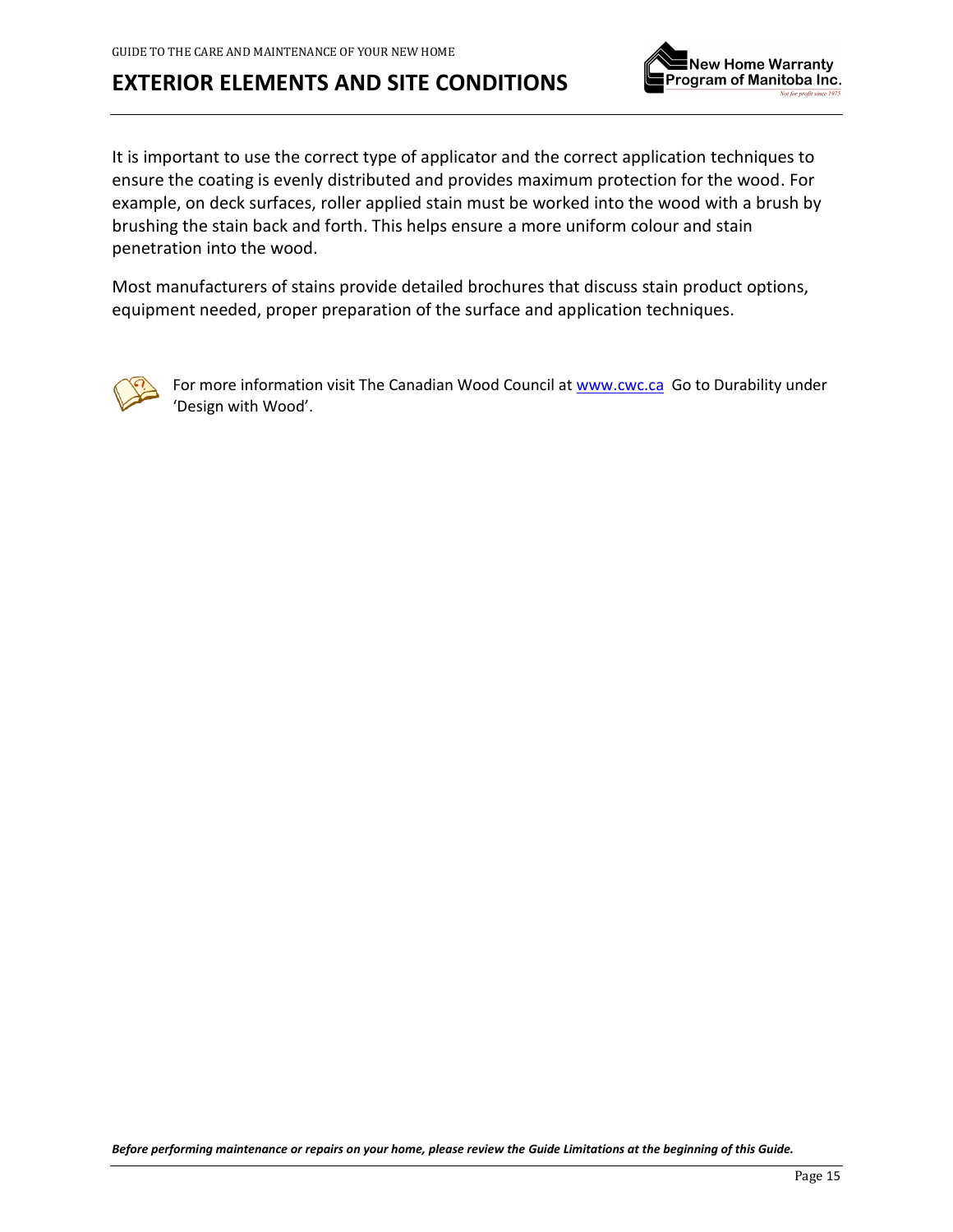It is important to use the correct type of applicator and the correct application techniques to ensure the coating is evenly distributed and provides maximum protection for the wood. For example, on deck surfaces, roller applied stain must be worked into the wood with a brush by brushing the stain back and forth. This helps ensure a more uniform colour and stain penetration into the wood.

Most manufacturers of stains provide detailed brochures that discuss stain product options, equipment needed, proper preparation of the surface and application techniques.

For more information visit The Canadian Wood Council at www.cwc.ca Go to Durability under 'Design with Wood'.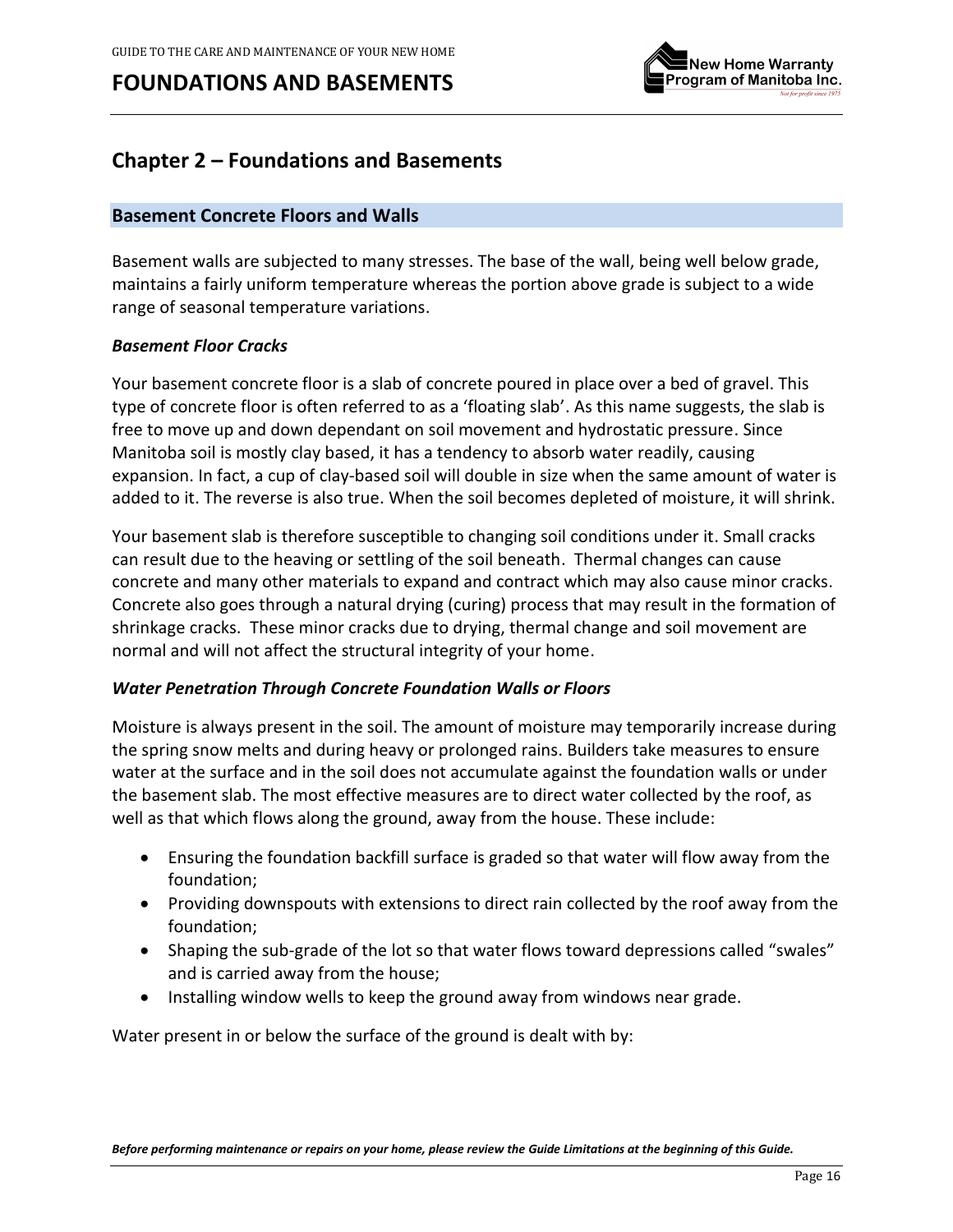# Chapter 2 – Foundations and Basements

## Basement Concrete Floors and Walls

Basement walls are subjected to many stresses. The base of the wall, being well below grade, maintains a fairly uniform temperature whereas the portion above grade is subject to a wide range of seasonal temperature variations.

### *Basement Floor Cracks*

Your basement concrete floor is a slab of concrete poured in place over a bed of gravel. This type of concrete floor is often referred to as a 'floating slab'. As this name suggests, the slab is free to move up and down dependant on soil movement and hydrostatic pressure. Since Manitoba soil is mostly clay based, it has a tendency to absorb water readily, causing expansion. In fact, a cup of clay-based soil will double in size when the same amount of water is added to it. The reverse is also true. When the soil becomes depleted of moisture, it will shrink.

Your basement slab is therefore susceptible to changing soil conditions under it. Small cracks can result due to the heaving or settling of the soil beneath. Thermal changes can cause concrete and many other materials to expand and contract which may also cause minor cracks. Concrete also goes through a natural drying (curing) process that may result in the formation of shrinkage cracks. These minor cracks due to drying, thermal change and soil movement are normal and will not affect the structural integrity of your home.

### *Water Penetration Through Concrete Foundation Walls or Floors*

Moisture is always present in the soil. The amount of moisture may temporarily increase during the spring snow melts and during heavy or prolonged rains. Builders take measures to ensure water at the surface and in the soil does not accumulate against the foundation walls or under the basement slab. The most effective measures are to direct water collected by the roof, as well as that which flows along the ground, away from the house. These include:

- Ensuring the foundation backfill surface is graded so that water will flow away from the foundation;
- Providing downspouts with extensions to direct rain collected by the roof away from the foundation;
- Shaping the sub-grade of the lot so that water flows toward depressions called "swales" and is carried away from the house;
- Installing window wells to keep the ground away from windows near grade.

Water present in or below the surface of the ground is dealt with by: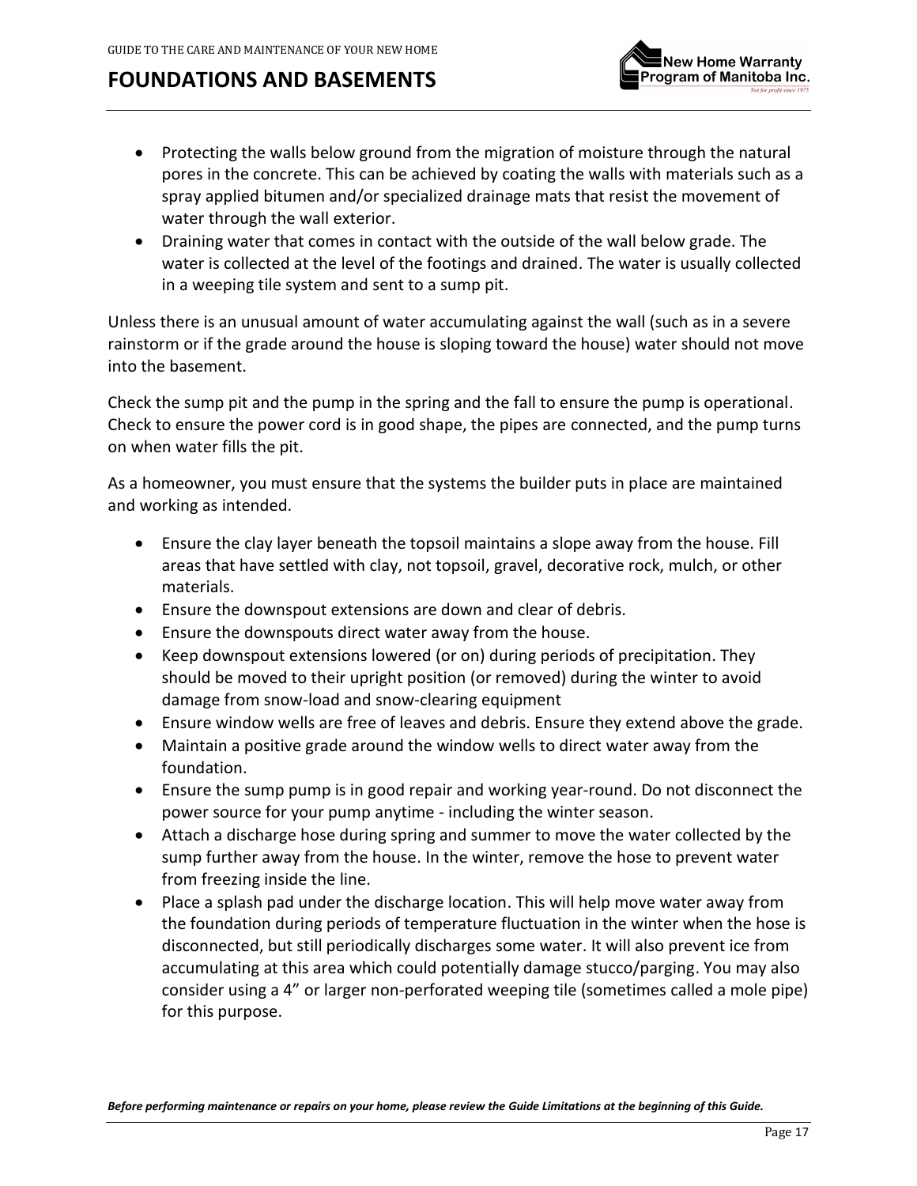# FOUNDATIONS AND BASEMENTS

- Protecting the walls below ground from the migration of moisture through the natural pores in the concrete. This can be achieved by coating the walls with materials such as a spray applied bitumen and/or specialized drainage mats that resist the movement of water through the wall exterior.
- Draining water that comes in contact with the outside of the wall below grade. The water is collected at the level of the footings and drained. The water is usually collected in a weeping tile system and sent to a sump pit.

Unless there is an unusual amount of water accumulating against the wall (such as in a severe rainstorm or if the grade around the house is sloping toward the house) water should not move into the basement.

Check the sump pit and the pump in the spring and the fall to ensure the pump is operational. Check to ensure the power cord is in good shape, the pipes are connected, and the pump turns on when water fills the pit.

As a homeowner, you must ensure that the systems the builder puts in place are maintained and working as intended.

- Ensure the clay layer beneath the topsoil maintains a slope away from the house. Fill areas that have settled with clay, not topsoil, gravel, decorative rock, mulch, or other materials.
- Ensure the downspout extensions are down and clear of debris.
- Ensure the downspouts direct water away from the house.
- Keep downspout extensions lowered (or on) during periods of precipitation. They should be moved to their upright position (or removed) during the winter to avoid damage from snow-load and snow-clearing equipment
- Ensure window wells are free of leaves and debris. Ensure they extend above the grade.
- Maintain a positive grade around the window wells to direct water away from the foundation.
- Ensure the sump pump is in good repair and working year-round. Do not disconnect the power source for your pump anytime - including the winter season.
- Attach a discharge hose during spring and summer to move the water collected by the sump further away from the house. In the winter, remove the hose to prevent water from freezing inside the line.
- Place a splash pad under the discharge location. This will help move water away from the foundation during periods of temperature fluctuation in the winter when the hose is disconnected, but still periodically discharges some water. It will also prevent ice from accumulating at this area which could potentially damage stucco/parging. You may also consider using a 4" or larger non-perforated weeping tile (sometimes called a mole pipe) for this purpose.

***Before performing maintenance or repairs on your home, please review the Guide Limitations at the beginning of this Guide.***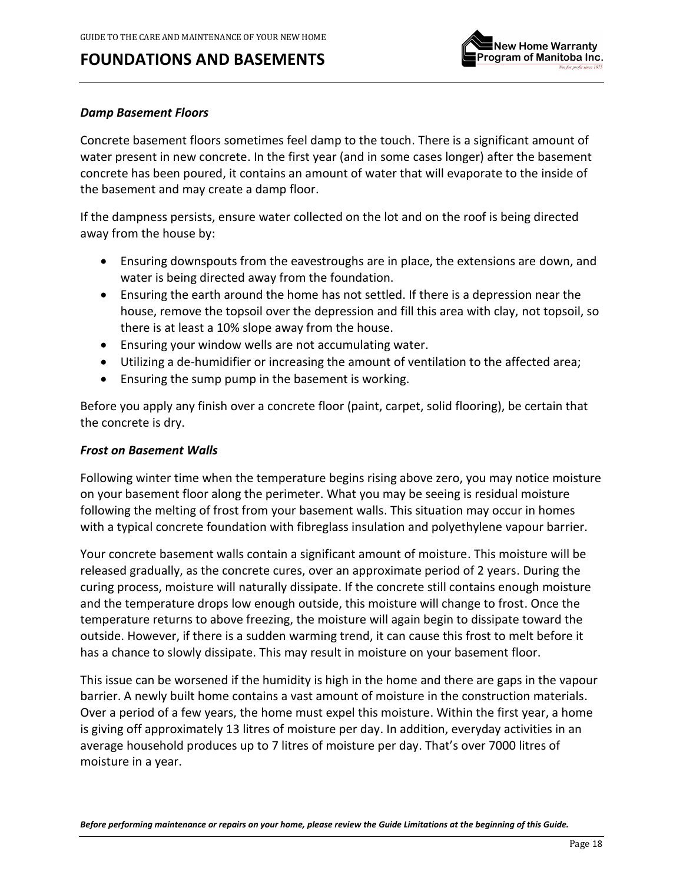# FOUNDATIONS AND BASEMENTS

### *Damp Basement Floors*

Concrete basement floors sometimes feel damp to the touch. There is a significant amount of water present in new concrete. In the first year (and in some cases longer) after the basement concrete has been poured, it contains an amount of water that will evaporate to the inside of the basement and may create a damp floor.

If the dampness persists, ensure water collected on the lot and on the roof is being directed away from the house by:

- Ensuring downspouts from the eavestroughs are in place, the extensions are down, and water is being directed away from the foundation.
- Ensuring the earth around the home has not settled. If there is a depression near the house, remove the topsoil over the depression and fill this area with clay, not topsoil, so there is at least a 10% slope away from the house.
- Ensuring your window wells are not accumulating water.
- Utilizing a de-humidifier or increasing the amount of ventilation to the affected area;
- Ensuring the sump pump in the basement is working.

Before you apply any finish over a concrete floor (paint, carpet, solid flooring), be certain that the concrete is dry.

### *Frost on Basement Walls*

Following winter time when the temperature begins rising above zero, you may notice moisture on your basement floor along the perimeter. What you may be seeing is residual moisture following the melting of frost from your basement walls. This situation may occur in homes with a typical concrete foundation with fibreglass insulation and polyethylene vapour barrier.

Your concrete basement walls contain a significant amount of moisture. This moisture will be released gradually, as the concrete cures, over an approximate period of 2 years. During the curing process, moisture will naturally dissipate. If the concrete still contains enough moisture and the temperature drops low enough outside, this moisture will change to frost. Once the temperature returns to above freezing, the moisture will again begin to dissipate toward the outside. However, if there is a sudden warming trend, it can cause this frost to melt before it has a chance to slowly dissipate. This may result in moisture on your basement floor.

This issue can be worsened if the humidity is high in the home and there are gaps in the vapour barrier. A newly built home contains a vast amount of moisture in the construction materials. Over a period of a few years, the home must expel this moisture. Within the first year, a home is giving off approximately 13 litres of moisture per day. In addition, everyday activities in an average household produces up to 7 litres of moisture per day. That's over 7000 litres of moisture in a year.

***Before performing maintenance or repairs on your home, please review the Guide Limitations at the beginning of this Guide.***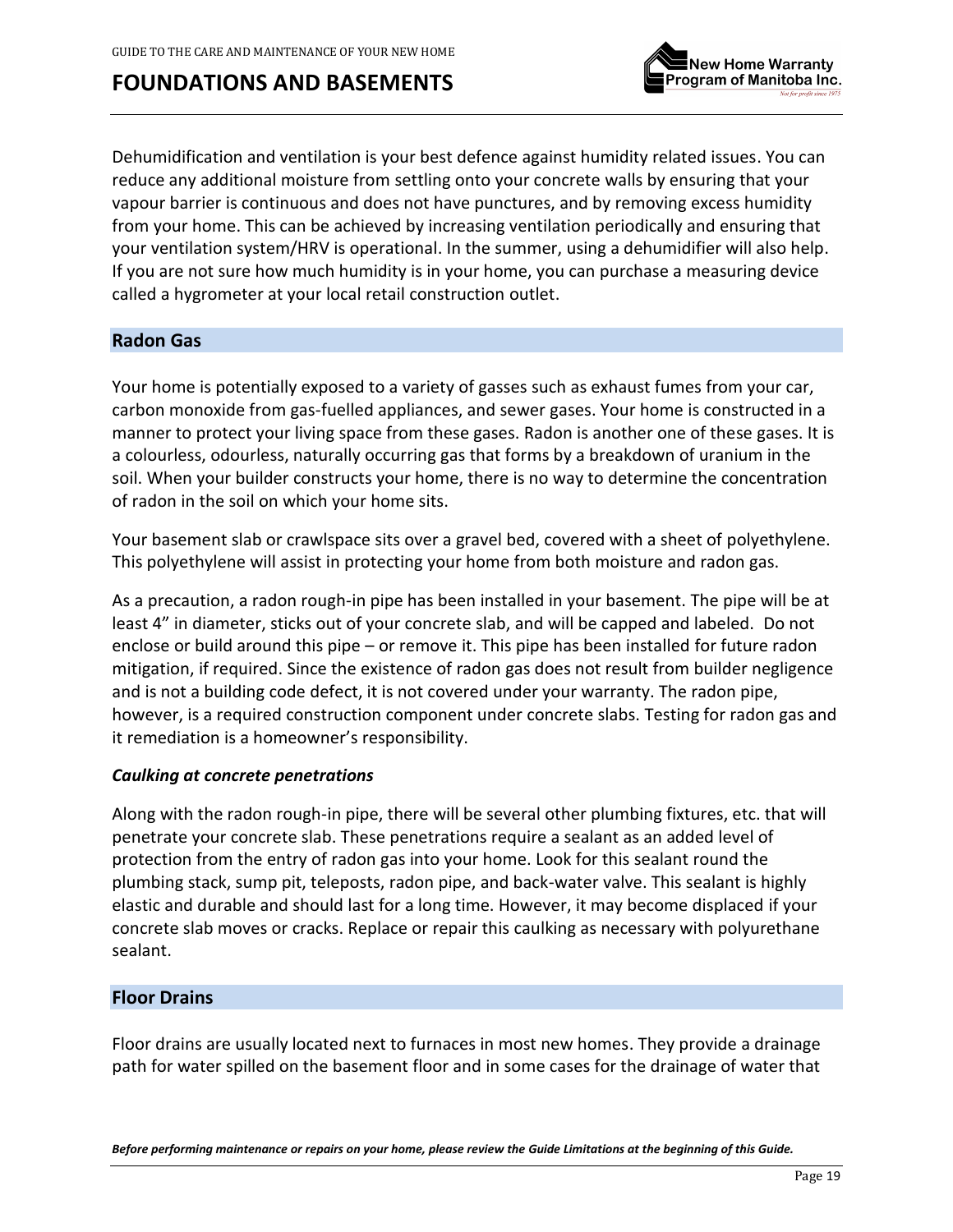Dehumidification and ventilation is your best defence against humidity related issues. You can reduce any additional moisture from settling onto your concrete walls by ensuring that your vapour barrier is continuous and does not have punctures, and by removing excess humidity from your home. This can be achieved by increasing ventilation periodically and ensuring that your ventilation system/HRV is operational. In the summer, using a dehumidifier will also help. If you are not sure how much humidity is in your home, you can purchase a measuring device called a hygrometer at your local retail construction outlet.

## Radon Gas

Your home is potentially exposed to a variety of gasses such as exhaust fumes from your car, carbon monoxide from gas-fuelled appliances, and sewer gases. Your home is constructed in a manner to protect your living space from these gases. Radon is another one of these gases. It is a colourless, odourless, naturally occurring gas that forms by a breakdown of uranium in the soil. When your builder constructs your home, there is no way to determine the concentration of radon in the soil on which your home sits.

Your basement slab or crawlspace sits over a gravel bed, covered with a sheet of polyethylene. This polyethylene will assist in protecting your home from both moisture and radon gas.

As a precaution, a radon rough-in pipe has been installed in your basement. The pipe will be at least 4" in diameter, sticks out of your concrete slab, and will be capped and labeled. Do not enclose or build around this pipe – or remove it. This pipe has been installed for future radon mitigation, if required. Since the existence of radon gas does not result from builder negligence and is not a building code defect, it is not covered under your warranty. The radon pipe, however, is a required construction component under concrete slabs. Testing for radon gas and it remediation is a homeowner's responsibility.

### *Caulking at concrete penetrations*

Along with the radon rough-in pipe, there will be several other plumbing fixtures, etc. that will penetrate your concrete slab. These penetrations require a sealant as an added level of protection from the entry of radon gas into your home. Look for this sealant round the plumbing stack, sump pit, teleposts, radon pipe, and back-water valve. This sealant is highly elastic and durable and should last for a long time. However, it may become displaced if your concrete slab moves or cracks. Replace or repair this caulking as necessary with polyurethane sealant.

## Floor Drains

Floor drains are usually located next to furnaces in most new homes. They provide a drainage path for water spilled on the basement floor and in some cases for the drainage of water that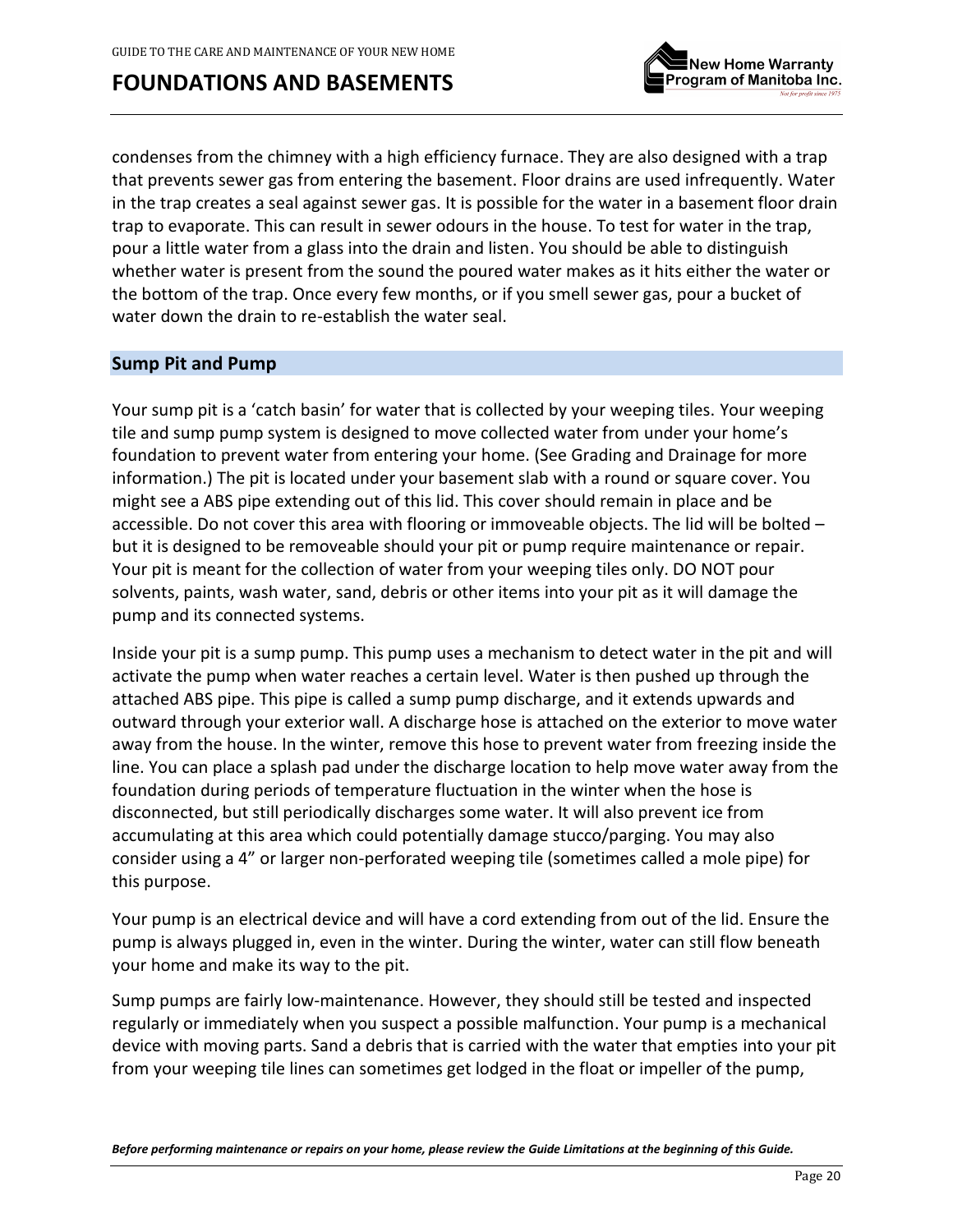condenses from the chimney with a high efficiency furnace. They are also designed with a trap that prevents sewer gas from entering the basement. Floor drains are used infrequently. Water in the trap creates a seal against sewer gas. It is possible for the water in a basement floor drain trap to evaporate. This can result in sewer odours in the house. To test for water in the trap, pour a little water from a glass into the drain and listen. You should be able to distinguish whether water is present from the sound the poured water makes as it hits either the water or the bottom of the trap. Once every few months, or if you smell sewer gas, pour a bucket of water down the drain to re-establish the water seal.

## Sump Pit and Pump

Your sump pit is a 'catch basin' for water that is collected by your weeping tiles. Your weeping tile and sump pump system is designed to move collected water from under your home's foundation to prevent water from entering your home. (See Grading and Drainage for more information.) The pit is located under your basement slab with a round or square cover. You might see a ABS pipe extending out of this lid. This cover should remain in place and be accessible. Do not cover this area with flooring or immoveable objects. The lid will be bolted – but it is designed to be removeable should your pit or pump require maintenance or repair. Your pit is meant for the collection of water from your weeping tiles only. DO NOT pour solvents, paints, wash water, sand, debris or other items into your pit as it will damage the pump and its connected systems.

Inside your pit is a sump pump. This pump uses a mechanism to detect water in the pit and will activate the pump when water reaches a certain level. Water is then pushed up through the attached ABS pipe. This pipe is called a sump pump discharge, and it extends upwards and outward through your exterior wall. A discharge hose is attached on the exterior to move water away from the house. In the winter, remove this hose to prevent water from freezing inside the line. You can place a splash pad under the discharge location to help move water away from the foundation during periods of temperature fluctuation in the winter when the hose is disconnected, but still periodically discharges some water. It will also prevent ice from accumulating at this area which could potentially damage stucco/parging. You may also consider using a 4" or larger non-perforated weeping tile (sometimes called a mole pipe) for this purpose.

Your pump is an electrical device and will have a cord extending from out of the lid. Ensure the pump is always plugged in, even in the winter. During the winter, water can still flow beneath your home and make its way to the pit.

Sump pumps are fairly low-maintenance. However, they should still be tested and inspected regularly or immediately when you suspect a possible malfunction. Your pump is a mechanical device with moving parts. Sand a debris that is carried with the water that empties into your pit from your weeping tile lines can sometimes get lodged in the float or impeller of the pump,

***Before performing maintenance or repairs on your home, please review the Guide Limitations at the beginning of this Guide.***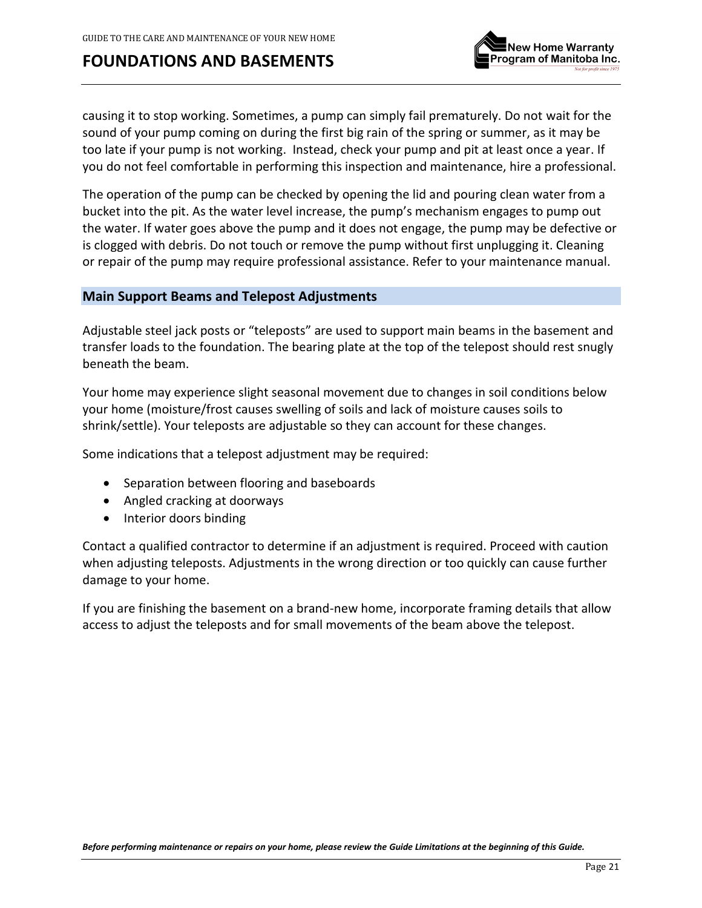causing it to stop working. Sometimes, a pump can simply fail prematurely. Do not wait for the sound of your pump coming on during the first big rain of the spring or summer, as it may be too late if your pump is not working. Instead, check your pump and pit at least once a year. If you do not feel comfortable in performing this inspection and maintenance, hire a professional.

The operation of the pump can be checked by opening the lid and pouring clean water from a bucket into the pit. As the water level increase, the pump's mechanism engages to pump out the water. If water goes above the pump and it does not engage, the pump may be defective or is clogged with debris. Do not touch or remove the pump without first unplugging it. Cleaning or repair of the pump may require professional assistance. Refer to your maintenance manual.

## Main Support Beams and Telepost Adjustments

Adjustable steel jack posts or "teleposts" are used to support main beams in the basement and transfer loads to the foundation. The bearing plate at the top of the telepost should rest snugly beneath the beam.

Your home may experience slight seasonal movement due to changes in soil conditions below your home (moisture/frost causes swelling of soils and lack of moisture causes soils to shrink/settle). Your teleposts are adjustable so they can account for these changes.

Some indications that a telepost adjustment may be required:

- Separation between flooring and baseboards
- Angled cracking at doorways
- Interior doors binding

Contact a qualified contractor to determine if an adjustment is required. Proceed with caution when adjusting teleposts. Adjustments in the wrong direction or too quickly can cause further damage to your home.

If you are finishing the basement on a brand-new home, incorporate framing details that allow access to adjust the teleposts and for small movements of the beam above the telepost.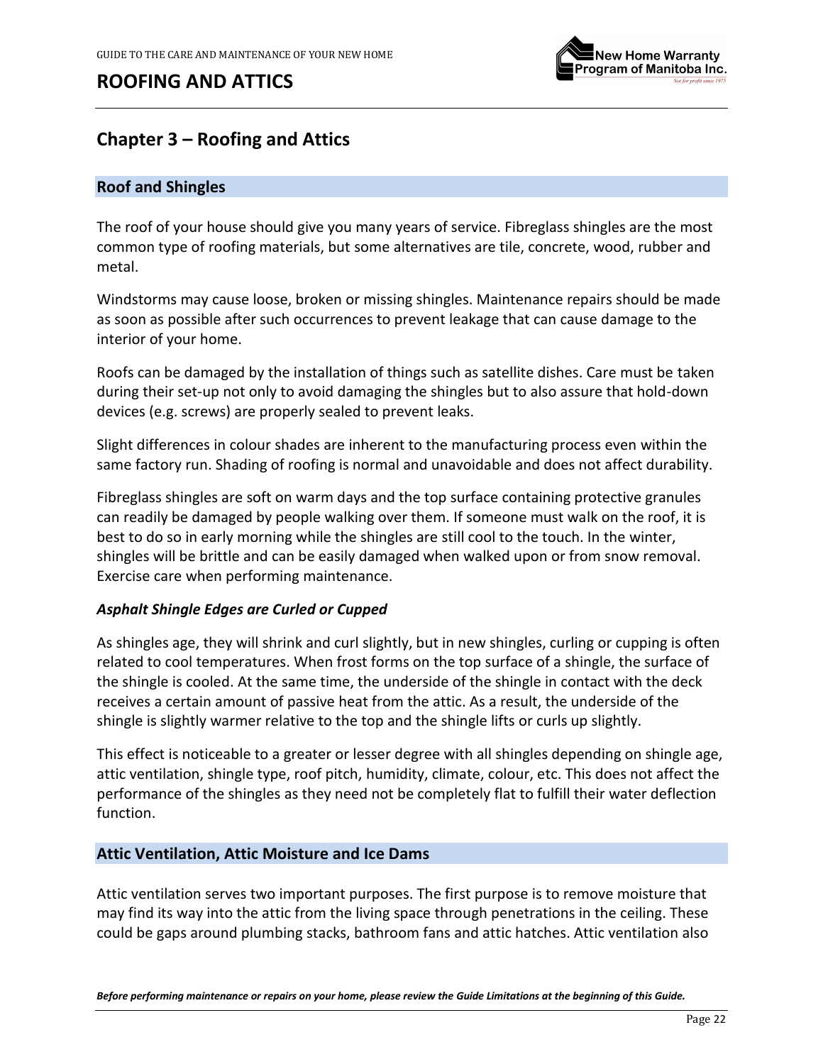# Chapter 3 – Roofing and Attics

## Roof and Shingles

The roof of your house should give you many years of service. Fibreglass shingles are the most common type of roofing materials, but some alternatives are tile, concrete, wood, rubber and metal.

Windstorms may cause loose, broken or missing shingles. Maintenance repairs should be made as soon as possible after such occurrences to prevent leakage that can cause damage to the interior of your home.

Roofs can be damaged by the installation of things such as satellite dishes. Care must be taken during their set-up not only to avoid damaging the shingles but to also assure that hold-down devices (e.g. screws) are properly sealed to prevent leaks.

Slight differences in colour shades are inherent to the manufacturing process even within the same factory run. Shading of roofing is normal and unavoidable and does not affect durability.

Fibreglass shingles are soft on warm days and the top surface containing protective granules can readily be damaged by people walking over them. If someone must walk on the roof, it is best to do so in early morning while the shingles are still cool to the touch. In the winter, shingles will be brittle and can be easily damaged when walked upon or from snow removal. Exercise care when performing maintenance.

### *Asphalt Shingle Edges are Curled or Cupped*

As shingles age, they will shrink and curl slightly, but in new shingles, curling or cupping is often related to cool temperatures. When frost forms on the top surface of a shingle, the surface of the shingle is cooled. At the same time, the underside of the shingle in contact with the deck receives a certain amount of passive heat from the attic. As a result, the underside of the shingle is slightly warmer relative to the top and the shingle lifts or curls up slightly.

This effect is noticeable to a greater or lesser degree with all shingles depending on shingle age, attic ventilation, shingle type, roof pitch, humidity, climate, colour, etc. This does not affect the performance of the shingles as they need not be completely flat to fulfill their water deflection function.

## Attic Ventilation, Attic Moisture and Ice Dams

Attic ventilation serves two important purposes. The first purpose is to remove moisture that may find its way into the attic from the living space through penetrations in the ceiling. These could be gaps around plumbing stacks, bathroom fans and attic hatches. Attic ventilation also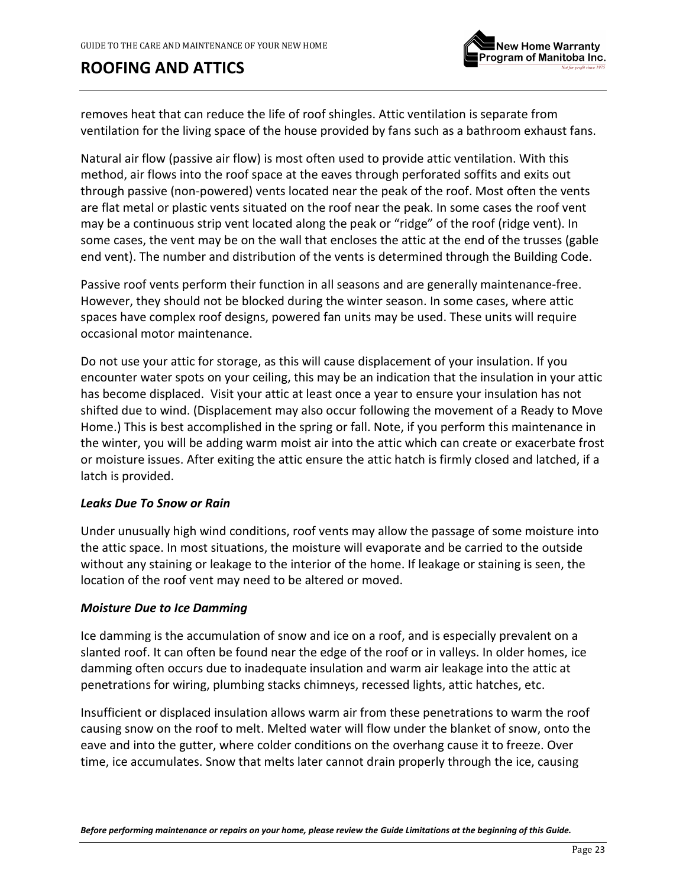removes heat that can reduce the life of roof shingles. Attic ventilation is separate from ventilation for the living space of the house provided by fans such as a bathroom exhaust fans.

Natural air flow (passive air flow) is most often used to provide attic ventilation. With this method, air flows into the roof space at the eaves through perforated soffits and exits out through passive (non-powered) vents located near the peak of the roof. Most often the vents are flat metal or plastic vents situated on the roof near the peak. In some cases the roof vent may be a continuous strip vent located along the peak or "ridge" of the roof (ridge vent). In some cases, the vent may be on the wall that encloses the attic at the end of the trusses (gable end vent). The number and distribution of the vents is determined through the Building Code.

Passive roof vents perform their function in all seasons and are generally maintenance-free. However, they should not be blocked during the winter season. In some cases, where attic spaces have complex roof designs, powered fan units may be used. These units will require occasional motor maintenance.

Do not use your attic for storage, as this will cause displacement of your insulation. If you encounter water spots on your ceiling, this may be an indication that the insulation in your attic has become displaced. Visit your attic at least once a year to ensure your insulation has not shifted due to wind. (Displacement may also occur following the movement of a Ready to Move Home.) This is best accomplished in the spring or fall. Note, if you perform this maintenance in the winter, you will be adding warm moist air into the attic which can create or exacerbate frost or moisture issues. After exiting the attic ensure the attic hatch is firmly closed and latched, if a latch is provided.

### *Leaks Due To Snow or Rain*

Under unusually high wind conditions, roof vents may allow the passage of some moisture into the attic space. In most situations, the moisture will evaporate and be carried to the outside without any staining or leakage to the interior of the home. If leakage or staining is seen, the location of the roof vent may need to be altered or moved.

### *Moisture Due to Ice Damming*

Ice damming is the accumulation of snow and ice on a roof, and is especially prevalent on a slanted roof. It can often be found near the edge of the roof or in valleys. In older homes, ice damming often occurs due to inadequate insulation and warm air leakage into the attic at penetrations for wiring, plumbing stacks chimneys, recessed lights, attic hatches, etc.

Insufficient or displaced insulation allows warm air from these penetrations to warm the roof causing snow on the roof to melt. Melted water will flow under the blanket of snow, onto the eave and into the gutter, where colder conditions on the overhang cause it to freeze. Over time, ice accumulates. Snow that melts later cannot drain properly through the ice, causing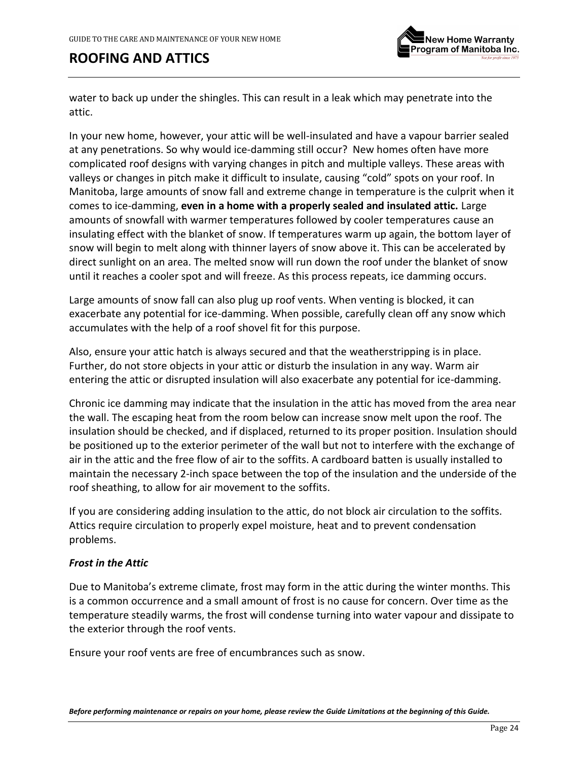water to back up under the shingles. This can result in a leak which may penetrate into the attic.

In your new home, however, your attic will be well-insulated and have a vapour barrier sealed at any penetrations. So why would ice-damming still occur? New homes often have more complicated roof designs with varying changes in pitch and multiple valleys. These areas with valleys or changes in pitch make it difficult to insulate, causing "cold" spots on your roof. In Manitoba, large amounts of snow fall and extreme change in temperature is the culprit when it comes to ice-damming, **even in a home with a properly sealed and insulated attic.** Large amounts of snowfall with warmer temperatures followed by cooler temperatures cause an insulating effect with the blanket of snow. If temperatures warm up again, the bottom layer of snow will begin to melt along with thinner layers of snow above it. This can be accelerated by direct sunlight on an area. The melted snow will run down the roof under the blanket of snow until it reaches a cooler spot and will freeze. As this process repeats, ice damming occurs.

Large amounts of snow fall can also plug up roof vents. When venting is blocked, it can exacerbate any potential for ice-damming. When possible, carefully clean off any snow which accumulates with the help of a roof shovel fit for this purpose.

Also, ensure your attic hatch is always secured and that the weatherstripping is in place. Further, do not store objects in your attic or disturb the insulation in any way. Warm air entering the attic or disrupted insulation will also exacerbate any potential for ice-damming.

Chronic ice damming may indicate that the insulation in the attic has moved from the area near the wall. The escaping heat from the room below can increase snow melt upon the roof. The insulation should be checked, and if displaced, returned to its proper position. Insulation should be positioned up to the exterior perimeter of the wall but not to interfere with the exchange of air in the attic and the free flow of air to the soffits. A cardboard batten is usually installed to maintain the necessary 2-inch space between the top of the insulation and the underside of the roof sheathing, to allow for air movement to the soffits.

If you are considering adding insulation to the attic, do not block air circulation to the soffits. Attics require circulation to properly expel moisture, heat and to prevent condensation problems.

### ***Frost in the Attic***

Due to Manitoba's extreme climate, frost may form in the attic during the winter months. This is a common occurrence and a small amount of frost is no cause for concern. Over time as the temperature steadily warms, the frost will condense turning into water vapour and dissipate to the exterior through the roof vents.

Ensure your roof vents are free of encumbrances such as snow.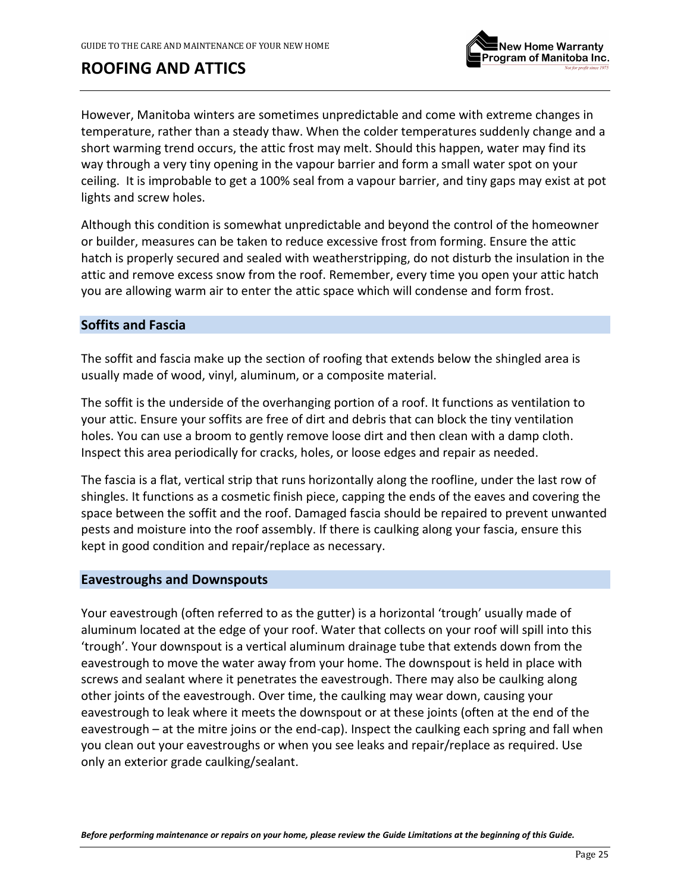# ROOFING AND ATTICS

However, Manitoba winters are sometimes unpredictable and come with extreme changes in temperature, rather than a steady thaw. When the colder temperatures suddenly change and a short warming trend occurs, the attic frost may melt. Should this happen, water may find its way through a very tiny opening in the vapour barrier and form a small water spot on your ceiling. It is improbable to get a 100% seal from a vapour barrier, and tiny gaps may exist at pot lights and screw holes.

Although this condition is somewhat unpredictable and beyond the control of the homeowner or builder, measures can be taken to reduce excessive frost from forming. Ensure the attic hatch is properly secured and sealed with weatherstripping, do not disturb the insulation in the attic and remove excess snow from the roof. Remember, every time you open your attic hatch you are allowing warm air to enter the attic space which will condense and form frost.

## Soffits and Fascia

The soffit and fascia make up the section of roofing that extends below the shingled area is usually made of wood, vinyl, aluminum, or a composite material.

The soffit is the underside of the overhanging portion of a roof. It functions as ventilation to your attic. Ensure your soffits are free of dirt and debris that can block the tiny ventilation holes. You can use a broom to gently remove loose dirt and then clean with a damp cloth. Inspect this area periodically for cracks, holes, or loose edges and repair as needed.

The fascia is a flat, vertical strip that runs horizontally along the roofline, under the last row of shingles. It functions as a cosmetic finish piece, capping the ends of the eaves and covering the space between the soffit and the roof. Damaged fascia should be repaired to prevent unwanted pests and moisture into the roof assembly. If there is caulking along your fascia, ensure this kept in good condition and repair/replace as necessary.

## Eavestroughs and Downspouts

Your eavestrough (often referred to as the gutter) is a horizontal 'trough' usually made of aluminum located at the edge of your roof. Water that collects on your roof will spill into this 'trough'. Your downspout is a vertical aluminum drainage tube that extends down from the eavestrough to move the water away from your home. The downspout is held in place with screws and sealant where it penetrates the eavestrough. There may also be caulking along other joints of the eavestrough. Over time, the caulking may wear down, causing your eavestrough to leak where it meets the downspout or at these joints (often at the end of the eavestrough – at the mitre joins or the end-cap). Inspect the caulking each spring and fall when you clean out your eavestroughs or when you see leaks and repair/replace as required. Use only an exterior grade caulking/sealant.

***Before performing maintenance or repairs on your home, please review the Guide Limitations at the beginning of this Guide.***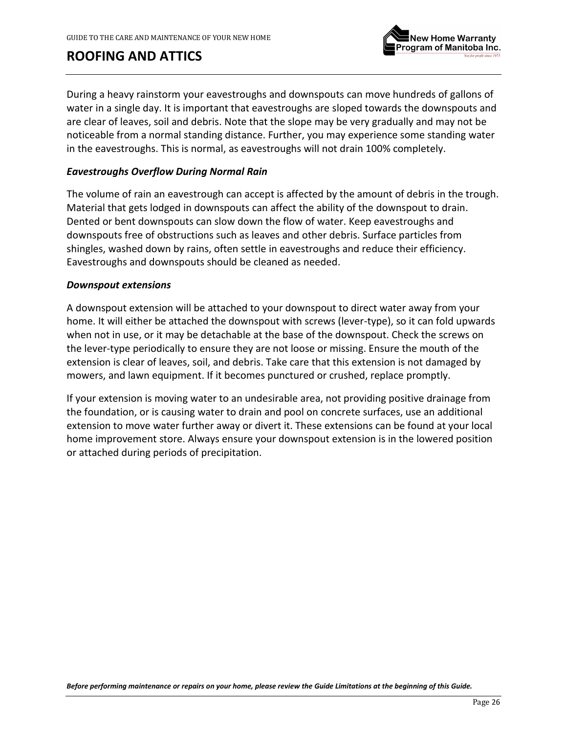# ROOFING AND ATTICS

During a heavy rainstorm your eavestroughs and downspouts can move hundreds of gallons of water in a single day. It is important that eavestroughs are sloped towards the downspouts and are clear of leaves, soil and debris. Note that the slope may be very gradually and may not be noticeable from a normal standing distance. Further, you may experience some standing water in the eavestroughs. This is normal, as eavestroughs will not drain 100% completely.

### *Eavestroughs Overflow During Normal Rain*

The volume of rain an eavestrough can accept is affected by the amount of debris in the trough. Material that gets lodged in downspouts can affect the ability of the downspout to drain. Dented or bent downspouts can slow down the flow of water. Keep eavestroughs and downspouts free of obstructions such as leaves and other debris. Surface particles from shingles, washed down by rains, often settle in eavestroughs and reduce their efficiency. Eavestroughs and downspouts should be cleaned as needed.

### *Downspout extensions*

A downspout extension will be attached to your downspout to direct water away from your home. It will either be attached the downspout with screws (lever-type), so it can fold upwards when not in use, or it may be detachable at the base of the downspout. Check the screws on the lever-type periodically to ensure they are not loose or missing. Ensure the mouth of the extension is clear of leaves, soil, and debris. Take care that this extension is not damaged by mowers, and lawn equipment. If it becomes punctured or crushed, replace promptly.

If your extension is moving water to an undesirable area, not providing positive drainage from the foundation, or is causing water to drain and pool on concrete surfaces, use an additional extension to move water further away or divert it. These extensions can be found at your local home improvement store. Always ensure your downspout extension is in the lowered position or attached during periods of precipitation.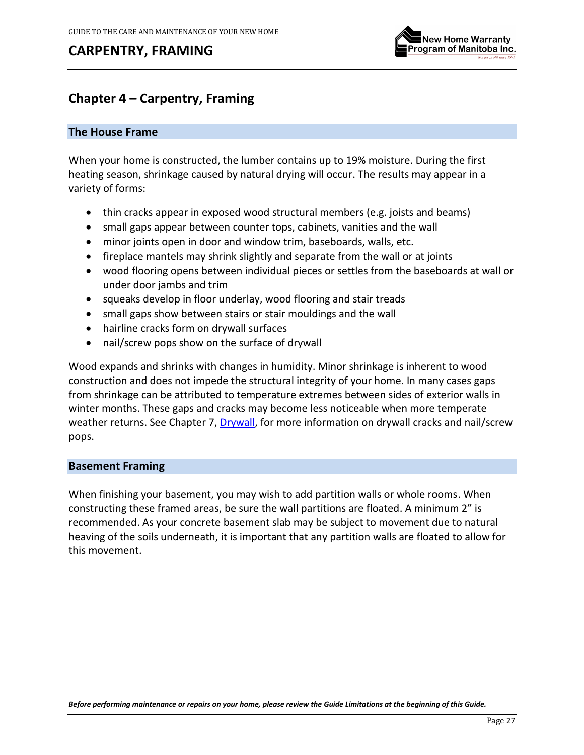# Chapter 4 – Carpentry, Framing

## The House Frame

When your home is constructed, the lumber contains up to 19% moisture. During the first heating season, shrinkage caused by natural drying will occur. The results may appear in a variety of forms:

- thin cracks appear in exposed wood structural members (e.g. joists and beams)
- small gaps appear between counter tops, cabinets, vanities and the wall
- minor joints open in door and window trim, baseboards, walls, etc.
- fireplace mantels may shrink slightly and separate from the wall or at joints
- wood flooring opens between individual pieces or settles from the baseboards at wall or under door jambs and trim
- squeaks develop in floor underlay, wood flooring and stair treads
- small gaps show between stairs or stair mouldings and the wall
- hairline cracks form on drywall surfaces
- nail/screw pops show on the surface of drywall

Wood expands and shrinks with changes in humidity. Minor shrinkage is inherent to wood construction and does not impede the structural integrity of your home. In many cases gaps from shrinkage can be attributed to temperature extremes between sides of exterior walls in winter months. These gaps and cracks may become less noticeable when more temperate weather returns. See Chapter 7, Drywall, for more information on drywall cracks and nail/screw pops.

## Basement Framing

When finishing your basement, you may wish to add partition walls or whole rooms. When constructing these framed areas, be sure the wall partitions are floated. A minimum 2" is recommended. As your concrete basement slab may be subject to movement due to natural heaving of the soils underneath, it is important that any partition walls are floated to allow for this movement.

***Before performing maintenance or repairs on your home, please review the Guide Limitations at the beginning of this Guide.***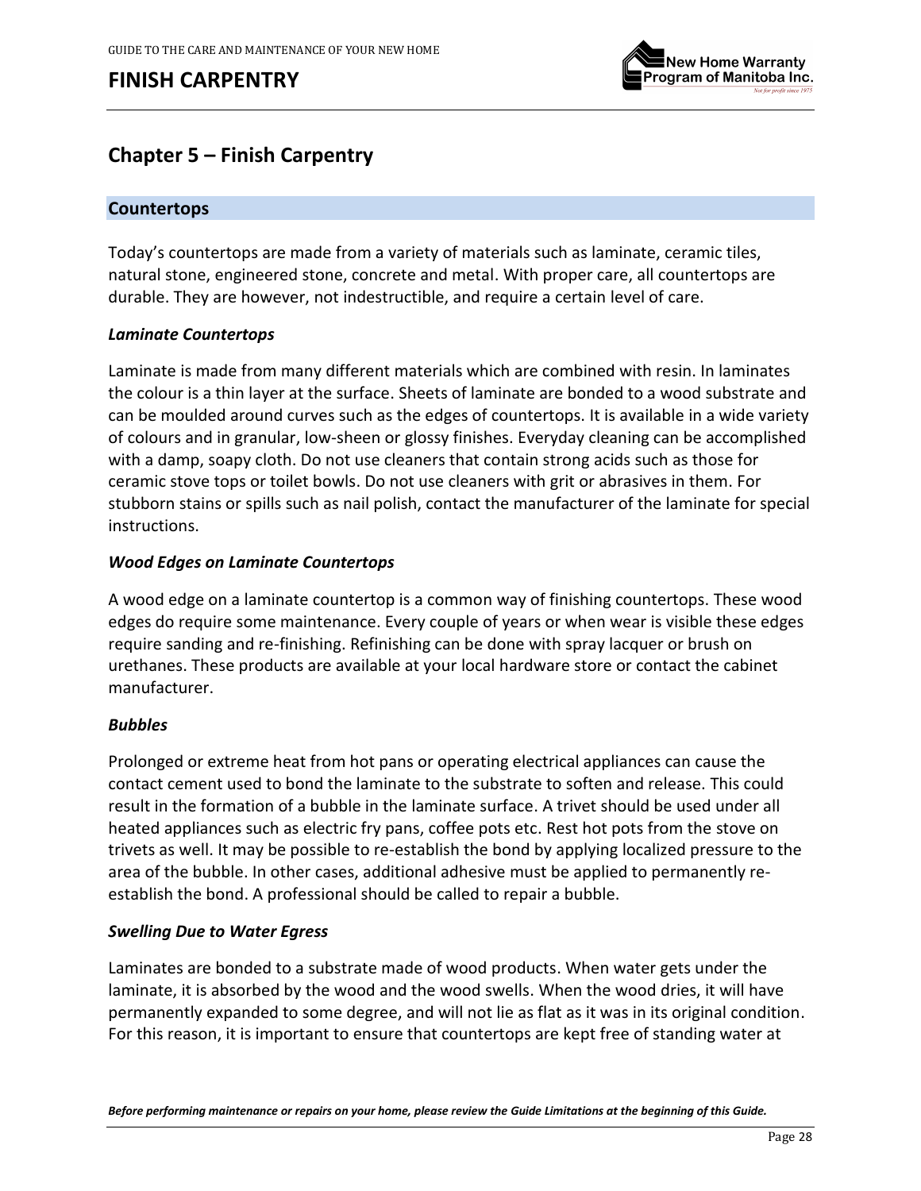# Chapter 5 – Finish Carpentry

## Countertops

Today's countertops are made from a variety of materials such as laminate, ceramic tiles, natural stone, engineered stone, concrete and metal. With proper care, all countertops are durable. They are however, not indestructible, and require a certain level of care.

### *Laminate Countertops*

Laminate is made from many different materials which are combined with resin. In laminates the colour is a thin layer at the surface. Sheets of laminate are bonded to a wood substrate and can be moulded around curves such as the edges of countertops. It is available in a wide variety of colours and in granular, low-sheen or glossy finishes. Everyday cleaning can be accomplished with a damp, soapy cloth. Do not use cleaners that contain strong acids such as those for ceramic stove tops or toilet bowls. Do not use cleaners with grit or abrasives in them. For stubborn stains or spills such as nail polish, contact the manufacturer of the laminate for special instructions.

### *Wood Edges on Laminate Countertops*

A wood edge on a laminate countertop is a common way of finishing countertops. These wood edges do require some maintenance. Every couple of years or when wear is visible these edges require sanding and re-finishing. Refinishing can be done with spray lacquer or brush on urethanes. These products are available at your local hardware store or contact the cabinet manufacturer.

### *Bubbles*

Prolonged or extreme heat from hot pans or operating electrical appliances can cause the contact cement used to bond the laminate to the substrate to soften and release. This could result in the formation of a bubble in the laminate surface. A trivet should be used under all heated appliances such as electric fry pans, coffee pots etc. Rest hot pots from the stove on trivets as well. It may be possible to re-establish the bond by applying localized pressure to the area of the bubble. In other cases, additional adhesive must be applied to permanently re-establish the bond. A professional should be called to repair a bubble.

### *Swelling Due to Water Egress*

Laminates are bonded to a substrate made of wood products. When water gets under the laminate, it is absorbed by the wood and the wood swells. When the wood dries, it will have permanently expanded to some degree, and will not lie as flat as it was in its original condition. For this reason, it is important to ensure that countertops are kept free of standing water at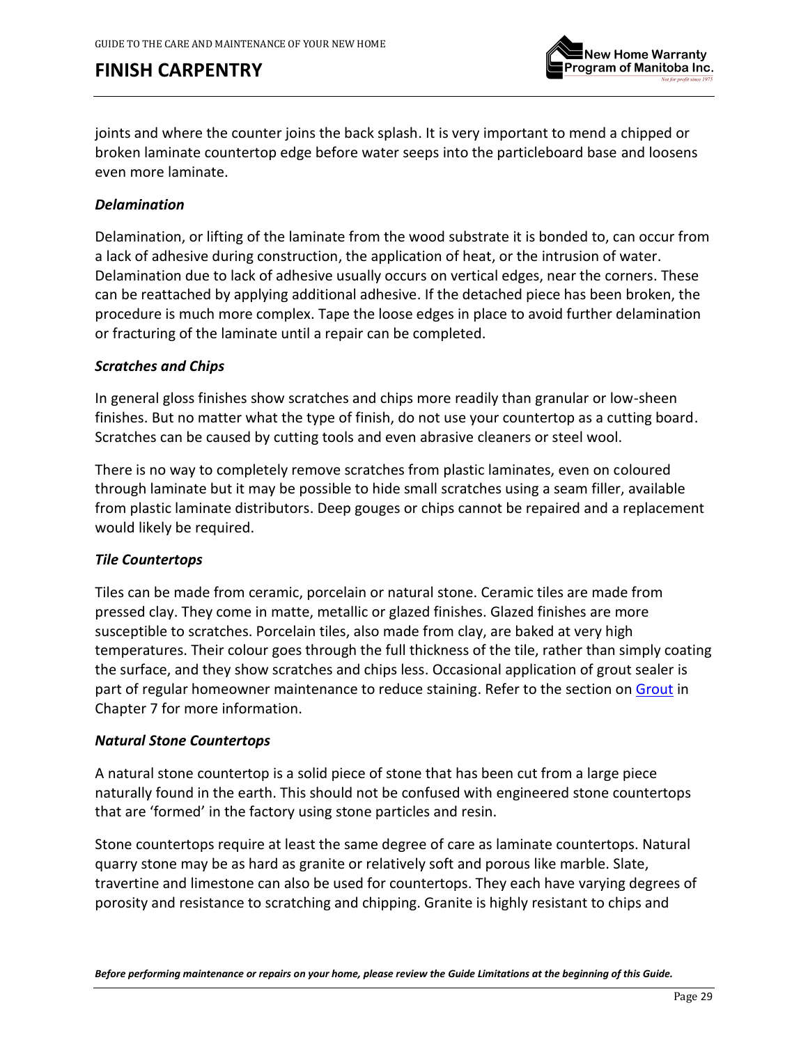joints and where the counter joins the back splash. It is very important to mend a chipped or broken laminate countertop edge before water seeps into the particleboard base and loosens even more laminate.

### *Delamination*

Delamination, or lifting of the laminate from the wood substrate it is bonded to, can occur from a lack of adhesive during construction, the application of heat, or the intrusion of water. Delamination due to lack of adhesive usually occurs on vertical edges, near the corners. These can be reattached by applying additional adhesive. If the detached piece has been broken, the procedure is much more complex. Tape the loose edges in place to avoid further delamination or fracturing of the laminate until a repair can be completed.

### *Scratches and Chips*

In general gloss finishes show scratches and chips more readily than granular or low-sheen finishes. But no matter what the type of finish, do not use your countertop as a cutting board. Scratches can be caused by cutting tools and even abrasive cleaners or steel wool.

There is no way to completely remove scratches from plastic laminates, even on coloured through laminate but it may be possible to hide small scratches using a seam filler, available from plastic laminate distributors. Deep gouges or chips cannot be repaired and a replacement would likely be required.

### *Tile Countertops*

Tiles can be made from ceramic, porcelain or natural stone. Ceramic tiles are made from pressed clay. They come in matte, metallic or glazed finishes. Glazed finishes are more susceptible to scratches. Porcelain tiles, also made from clay, are baked at very high temperatures. Their colour goes through the full thickness of the tile, rather than simply coating the surface, and they show scratches and chips less. Occasional application of grout sealer is part of regular homeowner maintenance to reduce staining. Refer to the section on Grout in Chapter 7 for more information.

### *Natural Stone Countertops*

A natural stone countertop is a solid piece of stone that has been cut from a large piece naturally found in the earth. This should not be confused with engineered stone countertops that are 'formed' in the factory using stone particles and resin.

Stone countertops require at least the same degree of care as laminate countertops. Natural quarry stone may be as hard as granite or relatively soft and porous like marble. Slate, travertine and limestone can also be used for countertops. They each have varying degrees of porosity and resistance to scratching and chipping. Granite is highly resistant to chips and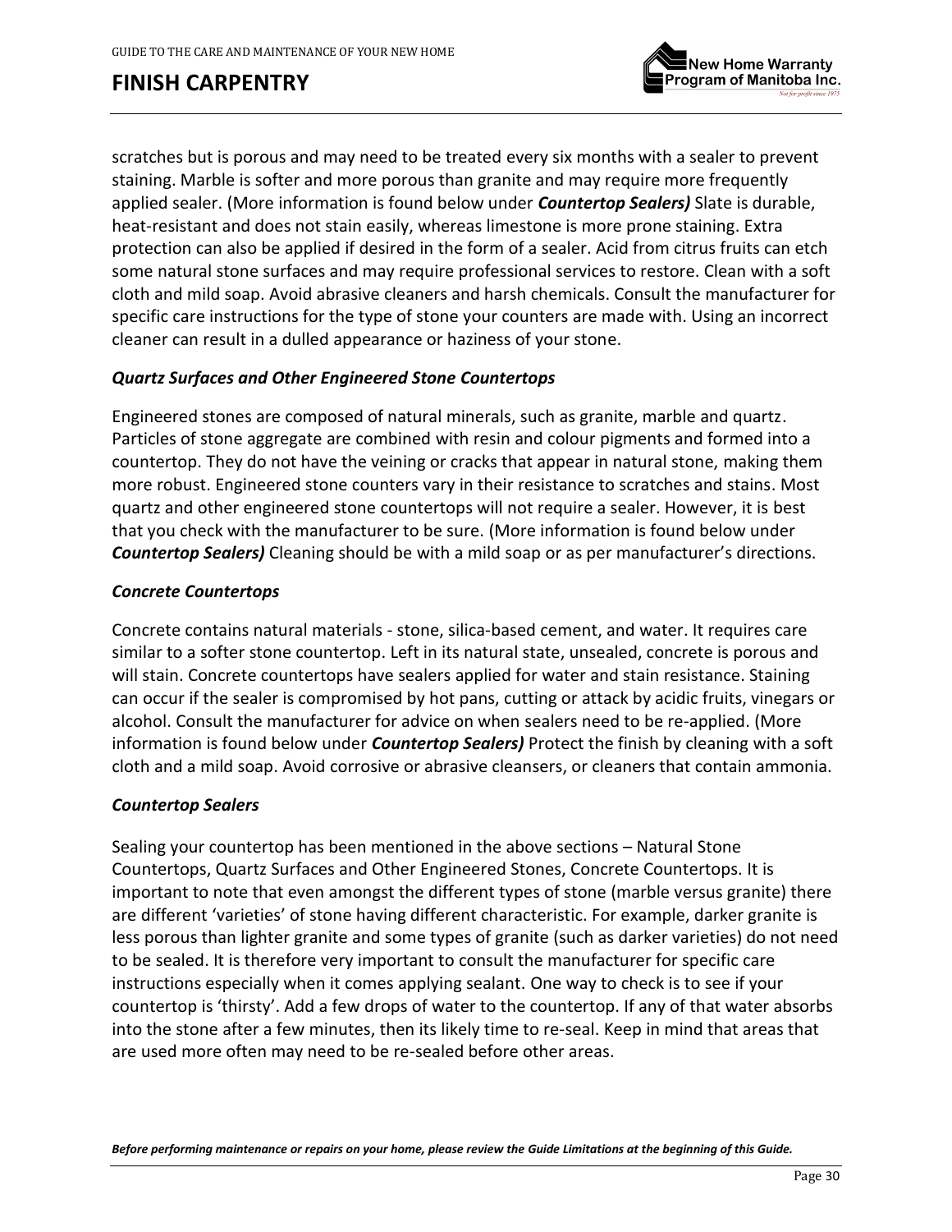scratches but is porous and may need to be treated every six months with a sealer to prevent staining. Marble is softer and more porous than granite and may require more frequently applied sealer. (More information is found below under ***Countertop Sealers)*** Slate is durable, heat-resistant and does not stain easily, whereas limestone is more prone staining. Extra protection can also be applied if desired in the form of a sealer. Acid from citrus fruits can etch some natural stone surfaces and may require professional services to restore. Clean with a soft cloth and mild soap. Avoid abrasive cleaners and harsh chemicals. Consult the manufacturer for specific care instructions for the type of stone your counters are made with. Using an incorrect cleaner can result in a dulled appearance or haziness of your stone.

### *Quartz Surfaces and Other Engineered Stone Countertops*

Engineered stones are composed of natural minerals, such as granite, marble and quartz. Particles of stone aggregate are combined with resin and colour pigments and formed into a countertop. They do not have the veining or cracks that appear in natural stone, making them more robust. Engineered stone counters vary in their resistance to scratches and stains. Most quartz and other engineered stone countertops will not require a sealer. However, it is best that you check with the manufacturer to be sure. (More information is found below under ***Countertop Sealers)*** Cleaning should be with a mild soap or as per manufacturer's directions.

### *Concrete Countertops*

Concrete contains natural materials - stone, silica-based cement, and water. It requires care similar to a softer stone countertop. Left in its natural state, unsealed, concrete is porous and will stain. Concrete countertops have sealers applied for water and stain resistance. Staining can occur if the sealer is compromised by hot pans, cutting or attack by acidic fruits, vinegars or alcohol. Consult the manufacturer for advice on when sealers need to be re-applied. (More information is found below under ***Countertop Sealers)*** Protect the finish by cleaning with a soft cloth and a mild soap. Avoid corrosive or abrasive cleansers, or cleaners that contain ammonia.

### *Countertop Sealers*

Sealing your countertop has been mentioned in the above sections – Natural Stone Countertops, Quartz Surfaces and Other Engineered Stones, Concrete Countertops. It is important to note that even amongst the different types of stone (marble versus granite) there are different 'varieties' of stone having different characteristic. For example, darker granite is less porous than lighter granite and some types of granite (such as darker varieties) do not need to be sealed. It is therefore very important to consult the manufacturer for specific care instructions especially when it comes applying sealant. One way to check is to see if your countertop is 'thirsty'. Add a few drops of water to the countertop. If any of that water absorbs into the stone after a few minutes, then its likely time to re-seal. Keep in mind that areas that are used more often may need to be re-sealed before other areas.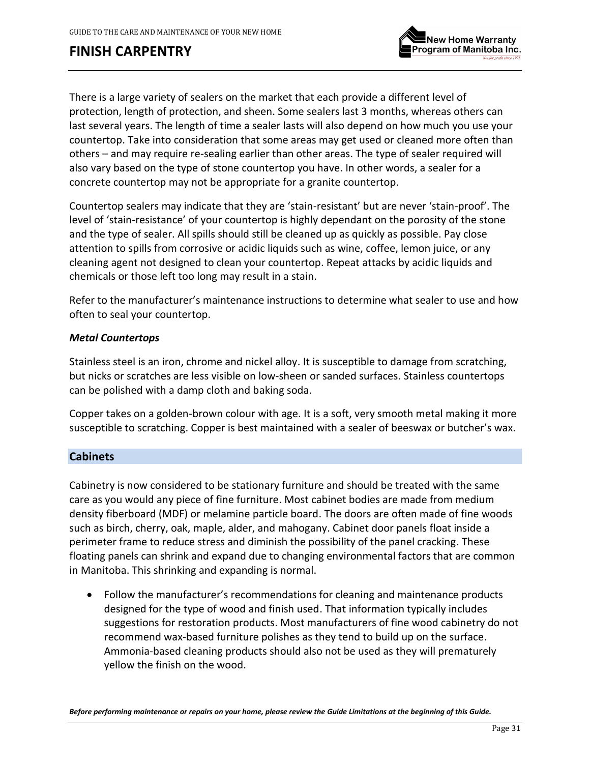There is a large variety of sealers on the market that each provide a different level of protection, length of protection, and sheen. Some sealers last 3 months, whereas others can last several years. The length of time a sealer lasts will also depend on how much you use your countertop. Take into consideration that some areas may get used or cleaned more often than others – and may require re-sealing earlier than other areas. The type of sealer required will also vary based on the type of stone countertop you have. In other words, a sealer for a concrete countertop may not be appropriate for a granite countertop.

Countertop sealers may indicate that they are 'stain-resistant' but are never 'stain-proof'. The level of 'stain-resistance' of your countertop is highly dependant on the porosity of the stone and the type of sealer. All spills should still be cleaned up as quickly as possible. Pay close attention to spills from corrosive or acidic liquids such as wine, coffee, lemon juice, or any cleaning agent not designed to clean your countertop. Repeat attacks by acidic liquids and chemicals or those left too long may result in a stain.

Refer to the manufacturer's maintenance instructions to determine what sealer to use and how often to seal your countertop.

### *Metal Countertops*

Stainless steel is an iron, chrome and nickel alloy. It is susceptible to damage from scratching, but nicks or scratches are less visible on low-sheen or sanded surfaces. Stainless countertops can be polished with a damp cloth and baking soda.

Copper takes on a golden-brown colour with age. It is a soft, very smooth metal making it more susceptible to scratching. Copper is best maintained with a sealer of beeswax or butcher's wax.

## Cabinets

Cabinetry is now considered to be stationary furniture and should be treated with the same care as you would any piece of fine furniture. Most cabinet bodies are made from medium density fiberboard (MDF) or melamine particle board. The doors are often made of fine woods such as birch, cherry, oak, maple, alder, and mahogany. Cabinet door panels float inside a perimeter frame to reduce stress and diminish the possibility of the panel cracking. These floating panels can shrink and expand due to changing environmental factors that are common in Manitoba. This shrinking and expanding is normal.

- Follow the manufacturer's recommendations for cleaning and maintenance products designed for the type of wood and finish used. That information typically includes suggestions for restoration products. Most manufacturers of fine wood cabinetry do not recommend wax-based furniture polishes as they tend to build up on the surface. Ammonia-based cleaning products should also not be used as they will prematurely yellow the finish on the wood.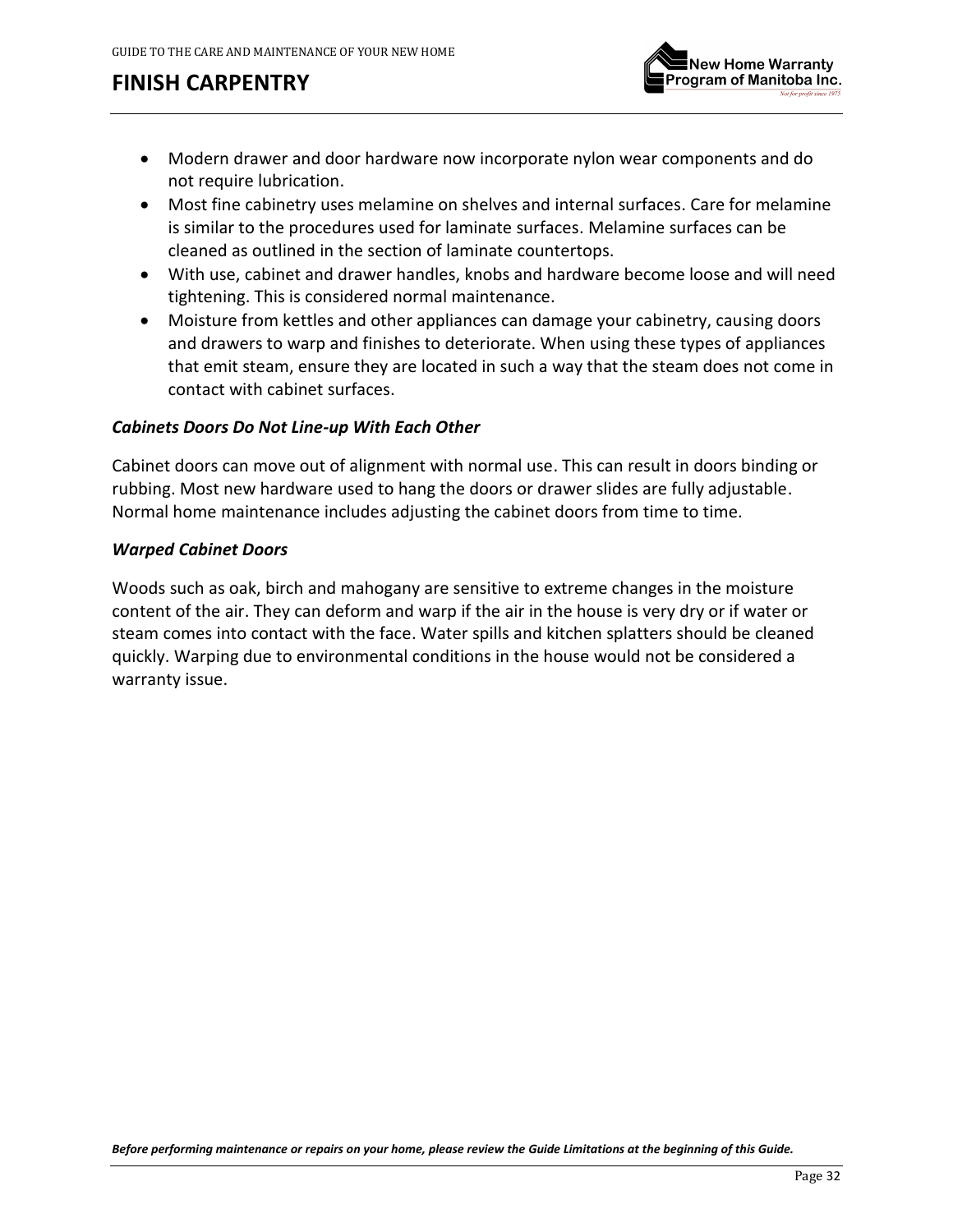# FINISH CARPENTRY

- Modern drawer and door hardware now incorporate nylon wear components and do not require lubrication.
- Most fine cabinetry uses melamine on shelves and internal surfaces. Care for melamine is similar to the procedures used for laminate surfaces. Melamine surfaces can be cleaned as outlined in the section of laminate countertops.
- With use, cabinet and drawer handles, knobs and hardware become loose and will need tightening. This is considered normal maintenance.
- Moisture from kettles and other appliances can damage your cabinetry, causing doors and drawers to warp and finishes to deteriorate. When using these types of appliances that emit steam, ensure they are located in such a way that the steam does not come in contact with cabinet surfaces.

### *Cabinets Doors Do Not Line-up With Each Other*

Cabinet doors can move out of alignment with normal use. This can result in doors binding or rubbing. Most new hardware used to hang the doors or drawer slides are fully adjustable. Normal home maintenance includes adjusting the cabinet doors from time to time.

### *Warped Cabinet Doors*

Woods such as oak, birch and mahogany are sensitive to extreme changes in the moisture content of the air. They can deform and warp if the air in the house is very dry or if water or steam comes into contact with the face. Water spills and kitchen splatters should be cleaned quickly. Warping due to environmental conditions in the house would not be considered a warranty issue.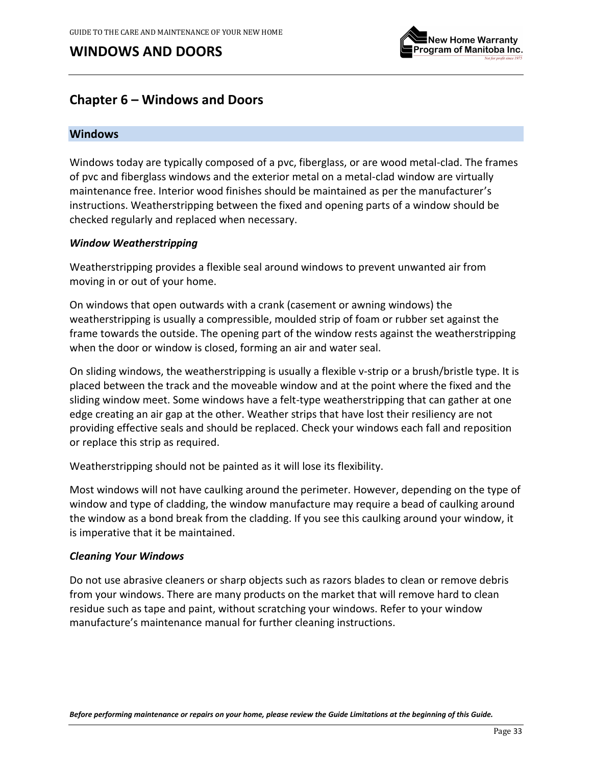# Chapter 6 – Windows and Doors

## Windows

Windows today are typically composed of a pvc, fiberglass, or are wood metal-clad. The frames of pvc and fiberglass windows and the exterior metal on a metal-clad window are virtually maintenance free. Interior wood finishes should be maintained as per the manufacturer's instructions. Weatherstripping between the fixed and opening parts of a window should be checked regularly and replaced when necessary.

### *Window Weatherstripping*

Weatherstripping provides a flexible seal around windows to prevent unwanted air from moving in or out of your home.

On windows that open outwards with a crank (casement or awning windows) the weatherstripping is usually a compressible, moulded strip of foam or rubber set against the frame towards the outside. The opening part of the window rests against the weatherstripping when the door or window is closed, forming an air and water seal.

On sliding windows, the weatherstripping is usually a flexible v-strip or a brush/bristle type. It is placed between the track and the moveable window and at the point where the fixed and the sliding window meet. Some windows have a felt-type weatherstripping that can gather at one edge creating an air gap at the other. Weather strips that have lost their resiliency are not providing effective seals and should be replaced. Check your windows each fall and reposition or replace this strip as required.

Weatherstripping should not be painted as it will lose its flexibility.

Most windows will not have caulking around the perimeter. However, depending on the type of window and type of cladding, the window manufacture may require a bead of caulking around the window as a bond break from the cladding. If you see this caulking around your window, it is imperative that it be maintained.

### *Cleaning Your Windows*

Do not use abrasive cleaners or sharp objects such as razors blades to clean or remove debris from your windows. There are many products on the market that will remove hard to clean residue such as tape and paint, without scratching your windows. Refer to your window manufacture's maintenance manual for further cleaning instructions.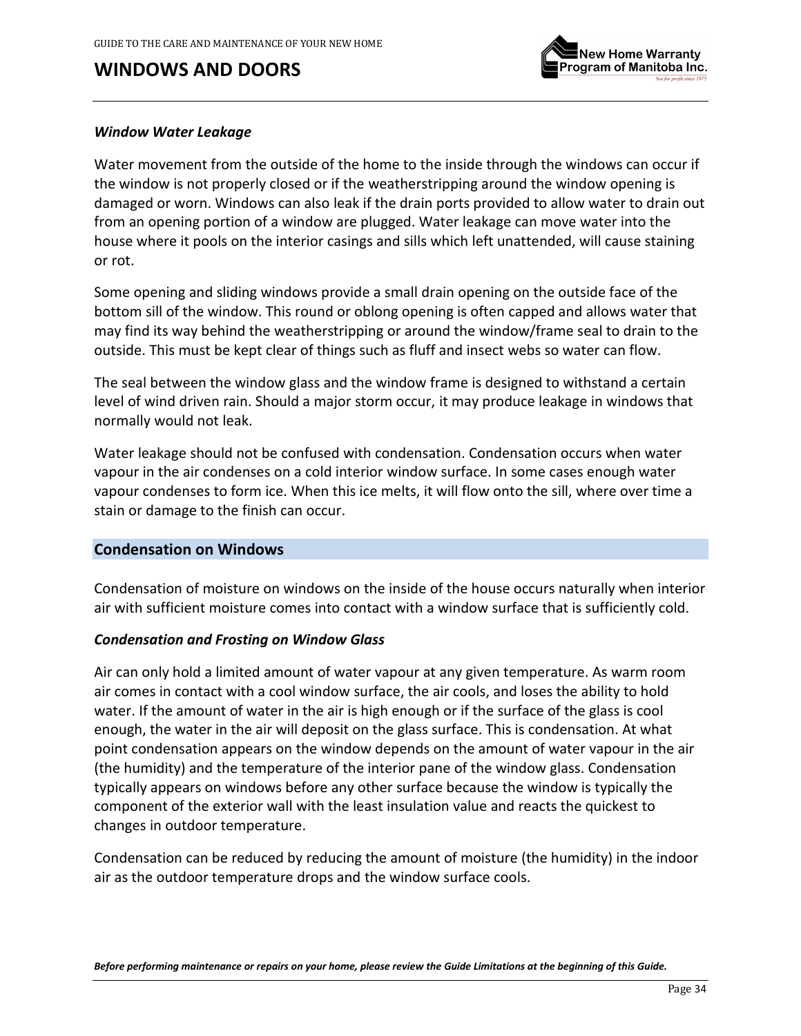# WINDOWS AND DOORS

### *Window Water Leakage*

Water movement from the outside of the home to the inside through the windows can occur if the window is not properly closed or if the weatherstripping around the window opening is damaged or worn. Windows can also leak if the drain ports provided to allow water to drain out from an opening portion of a window are plugged. Water leakage can move water into the house where it pools on the interior casings and sills which left unattended, will cause staining or rot.

Some opening and sliding windows provide a small drain opening on the outside face of the bottom sill of the window. This round or oblong opening is often capped and allows water that may find its way behind the weatherstripping or around the window/frame seal to drain to the outside. This must be kept clear of things such as fluff and insect webs so water can flow.

The seal between the window glass and the window frame is designed to withstand a certain level of wind driven rain. Should a major storm occur, it may produce leakage in windows that normally would not leak.

Water leakage should not be confused with condensation. Condensation occurs when water vapour in the air condenses on a cold interior window surface. In some cases enough water vapour condenses to form ice. When this ice melts, it will flow onto the sill, where over time a stain or damage to the finish can occur.

## Condensation on Windows

Condensation of moisture on windows on the inside of the house occurs naturally when interior air with sufficient moisture comes into contact with a window surface that is sufficiently cold.

### *Condensation and Frosting on Window Glass*

Air can only hold a limited amount of water vapour at any given temperature. As warm room air comes in contact with a cool window surface, the air cools, and loses the ability to hold water. If the amount of water in the air is high enough or if the surface of the glass is cool enough, the water in the air will deposit on the glass surface. This is condensation. At what point condensation appears on the window depends on the amount of water vapour in the air (the humidity) and the temperature of the interior pane of the window glass. Condensation typically appears on windows before any other surface because the window is typically the component of the exterior wall with the least insulation value and reacts the quickest to changes in outdoor temperature.

Condensation can be reduced by reducing the amount of moisture (the humidity) in the indoor air as the outdoor temperature drops and the window surface cools.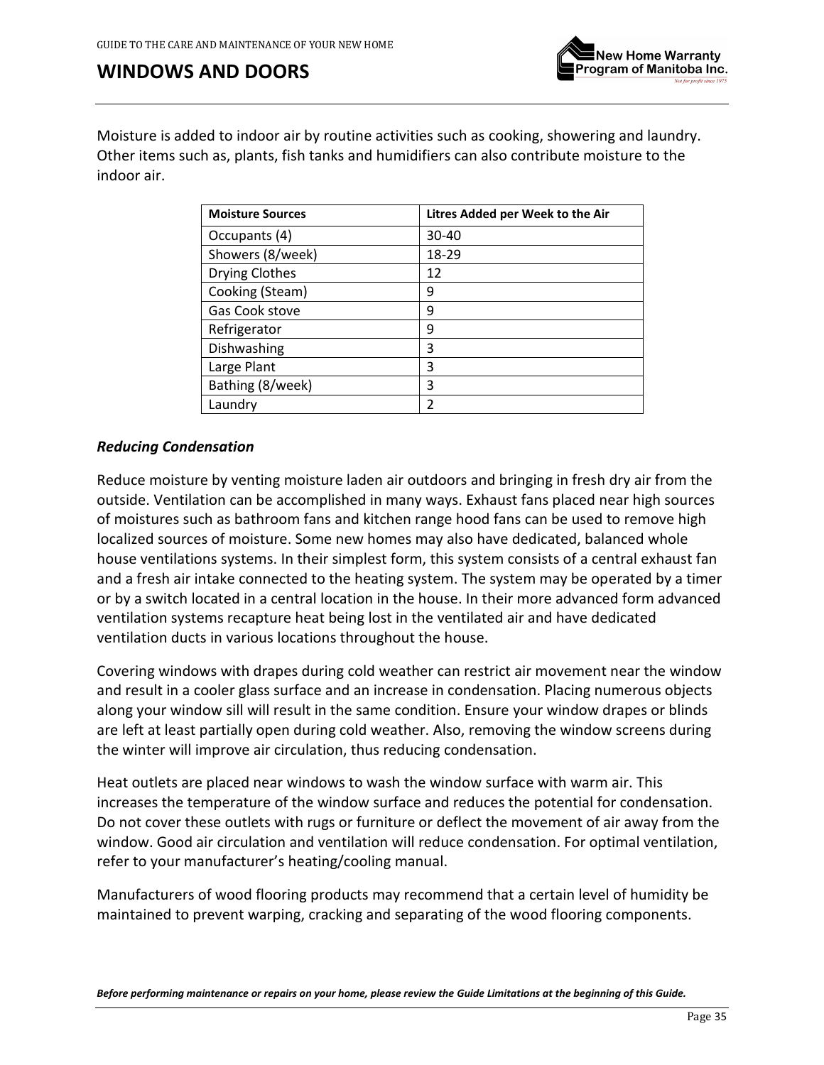# WINDOWS AND DOORS

Moisture is added to indoor air by routine activities such as cooking, showering and laundry. Other items such as, plants, fish tanks and humidifiers can also contribute moisture to the indoor air.

| Moisture Sources | Litres Added per Week to the Air |
|---|---|
| Occupants (4) | 30-40 |
| Showers (8/week) | 18-29 |
| Drying Clothes | 12 |
| Cooking (Steam) | 9 |
| Gas Cook stove | 9 |
| Refrigerator | 9 |
| Dishwashing | 3 |
| Large Plant | 3 |
| Bathing (8/week) | 3 |
| Laundry | 2 |

### *Reducing Condensation*

Reduce moisture by venting moisture laden air outdoors and bringing in fresh dry air from the outside. Ventilation can be accomplished in many ways. Exhaust fans placed near high sources of moistures such as bathroom fans and kitchen range hood fans can be used to remove high localized sources of moisture. Some new homes may also have dedicated, balanced whole house ventilations systems. In their simplest form, this system consists of a central exhaust fan and a fresh air intake connected to the heating system. The system may be operated by a timer or by a switch located in a central location in the house. In their more advanced form advanced ventilation systems recapture heat being lost in the ventilated air and have dedicated ventilation ducts in various locations throughout the house.

Covering windows with drapes during cold weather can restrict air movement near the window and result in a cooler glass surface and an increase in condensation. Placing numerous objects along your window sill will result in the same condition. Ensure your window drapes or blinds are left at least partially open during cold weather. Also, removing the window screens during the winter will improve air circulation, thus reducing condensation.

Heat outlets are placed near windows to wash the window surface with warm air. This increases the temperature of the window surface and reduces the potential for condensation. Do not cover these outlets with rugs or furniture or deflect the movement of air away from the window. Good air circulation and ventilation will reduce condensation. For optimal ventilation, refer to your manufacturer's heating/cooling manual.

Manufacturers of wood flooring products may recommend that a certain level of humidity be maintained to prevent warping, cracking and separating of the wood flooring components.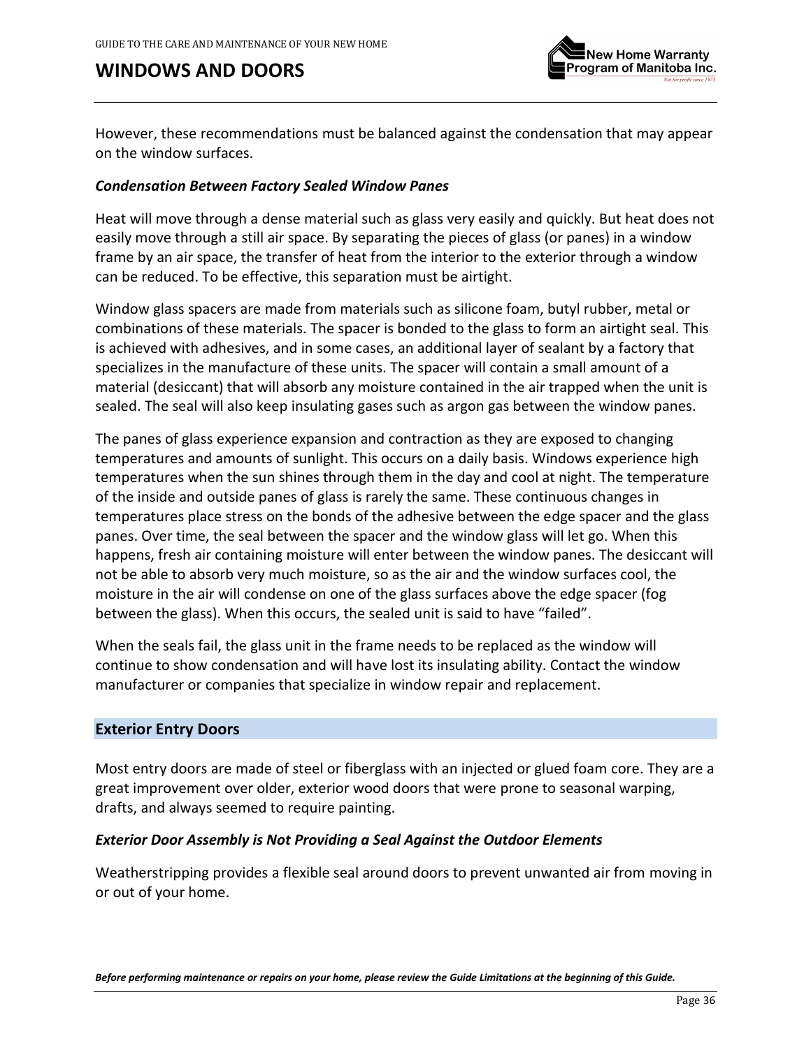However, these recommendations must be balanced against the condensation that may appear on the window surfaces.

### *Condensation Between Factory Sealed Window Panes*

Heat will move through a dense material such as glass very easily and quickly. But heat does not easily move through a still air space. By separating the pieces of glass (or panes) in a window frame by an air space, the transfer of heat from the interior to the exterior through a window can be reduced. To be effective, this separation must be airtight.

Window glass spacers are made from materials such as silicone foam, butyl rubber, metal or combinations of these materials. The spacer is bonded to the glass to form an airtight seal. This is achieved with adhesives, and in some cases, an additional layer of sealant by a factory that specializes in the manufacture of these units. The spacer will contain a small amount of a material (desiccant) that will absorb any moisture contained in the air trapped when the unit is sealed. The seal will also keep insulating gases such as argon gas between the window panes.

The panes of glass experience expansion and contraction as they are exposed to changing temperatures and amounts of sunlight. This occurs on a daily basis. Windows experience high temperatures when the sun shines through them in the day and cool at night. The temperature of the inside and outside panes of glass is rarely the same. These continuous changes in temperatures place stress on the bonds of the adhesive between the edge spacer and the glass panes. Over time, the seal between the spacer and the window glass will let go. When this happens, fresh air containing moisture will enter between the window panes. The desiccant will not be able to absorb very much moisture, so as the air and the window surfaces cool, the moisture in the air will condense on one of the glass surfaces above the edge spacer (fog between the glass). When this occurs, the sealed unit is said to have "failed".

When the seals fail, the glass unit in the frame needs to be replaced as the window will continue to show condensation and will have lost its insulating ability. Contact the window manufacturer or companies that specialize in window repair and replacement.

## Exterior Entry Doors

Most entry doors are made of steel or fiberglass with an injected or glued foam core. They are a great improvement over older, exterior wood doors that were prone to seasonal warping, drafts, and always seemed to require painting.

### *Exterior Door Assembly is Not Providing a Seal Against the Outdoor Elements*

Weatherstripping provides a flexible seal around doors to prevent unwanted air from moving in or out of your home.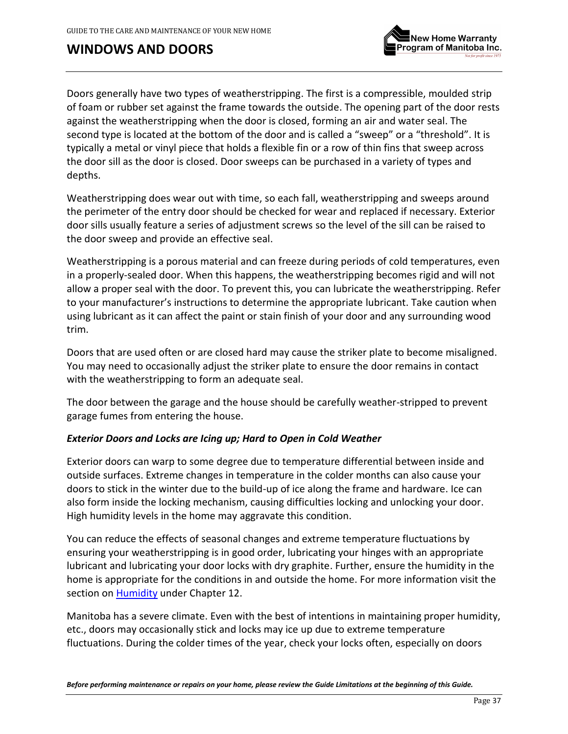# WINDOWS AND DOORS

Doors generally have two types of weatherstripping. The first is a compressible, moulded strip of foam or rubber set against the frame towards the outside. The opening part of the door rests against the weatherstripping when the door is closed, forming an air and water seal. The second type is located at the bottom of the door and is called a "sweep" or a "threshold". It is typically a metal or vinyl piece that holds a flexible fin or a row of thin fins that sweep across the door sill as the door is closed. Door sweeps can be purchased in a variety of types and depths.

Weatherstripping does wear out with time, so each fall, weatherstripping and sweeps around the perimeter of the entry door should be checked for wear and replaced if necessary. Exterior door sills usually feature a series of adjustment screws so the level of the sill can be raised to the door sweep and provide an effective seal.

Weatherstripping is a porous material and can freeze during periods of cold temperatures, even in a properly-sealed door. When this happens, the weatherstripping becomes rigid and will not allow a proper seal with the door. To prevent this, you can lubricate the weatherstripping. Refer to your manufacturer's instructions to determine the appropriate lubricant. Take caution when using lubricant as it can affect the paint or stain finish of your door and any surrounding wood trim.

Doors that are used often or are closed hard may cause the striker plate to become misaligned. You may need to occasionally adjust the striker plate to ensure the door remains in contact with the weatherstripping to form an adequate seal.

The door between the garage and the house should be carefully weather-stripped to prevent garage fumes from entering the house.

***Exterior Doors and Locks are Icing up; Hard to Open in Cold Weather***

Exterior doors can warp to some degree due to temperature differential between inside and outside surfaces. Extreme changes in temperature in the colder months can also cause your doors to stick in the winter due to the build-up of ice along the frame and hardware. Ice can also form inside the locking mechanism, causing difficulties locking and unlocking your door. High humidity levels in the home may aggravate this condition.

You can reduce the effects of seasonal changes and extreme temperature fluctuations by ensuring your weatherstripping is in good order, lubricating your hinges with an appropriate lubricant and lubricating your door locks with dry graphite. Further, ensure the humidity in the home is appropriate for the conditions in and outside the home. For more information visit the section on Humidity under Chapter 12.

Manitoba has a severe climate. Even with the best of intentions in maintaining proper humidity, etc., doors may occasionally stick and locks may ice up due to extreme temperature fluctuations. During the colder times of the year, check your locks often, especially on doors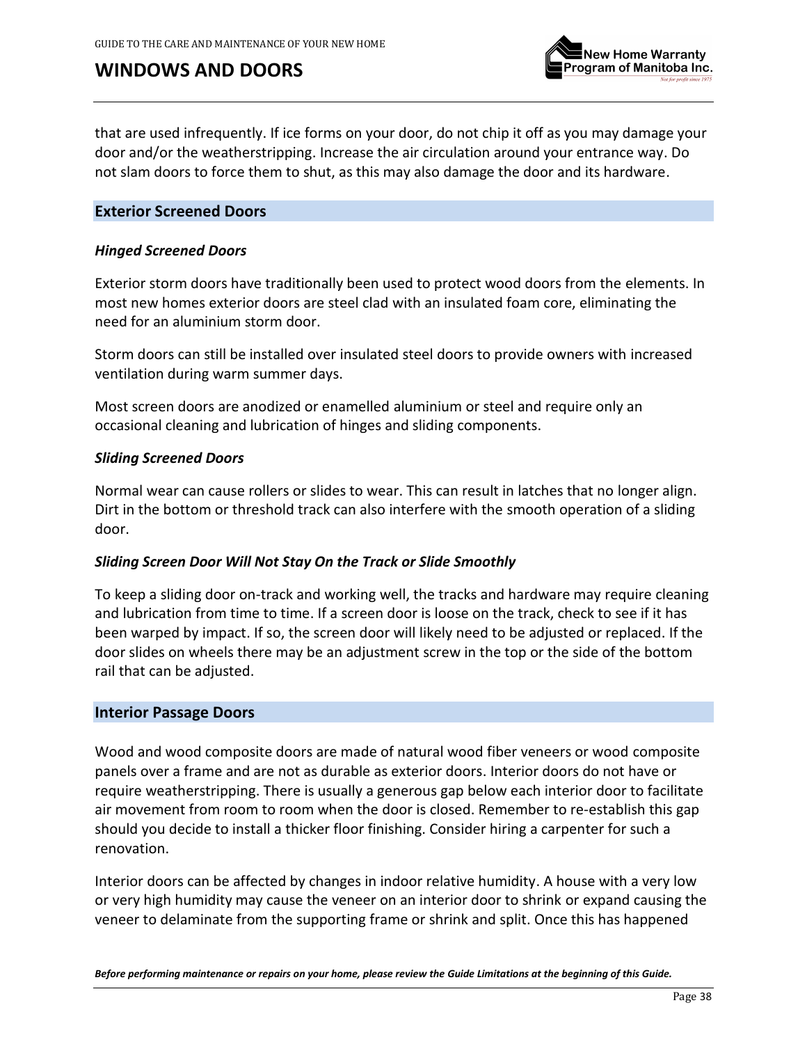that are used infrequently. If ice forms on your door, do not chip it off as you may damage your door and/or the weatherstripping. Increase the air circulation around your entrance way. Do not slam doors to force them to shut, as this may also damage the door and its hardware.

## Exterior Screened Doors

### *Hinged Screened Doors*

Exterior storm doors have traditionally been used to protect wood doors from the elements. In most new homes exterior doors are steel clad with an insulated foam core, eliminating the need for an aluminium storm door.

Storm doors can still be installed over insulated steel doors to provide owners with increased ventilation during warm summer days.

Most screen doors are anodized or enamelled aluminium or steel and require only an occasional cleaning and lubrication of hinges and sliding components.

### *Sliding Screened Doors*

Normal wear can cause rollers or slides to wear. This can result in latches that no longer align. Dirt in the bottom or threshold track can also interfere with the smooth operation of a sliding door.

### *Sliding Screen Door Will Not Stay On the Track or Slide Smoothly*

To keep a sliding door on-track and working well, the tracks and hardware may require cleaning and lubrication from time to time. If a screen door is loose on the track, check to see if it has been warped by impact. If so, the screen door will likely need to be adjusted or replaced. If the door slides on wheels there may be an adjustment screw in the top or the side of the bottom rail that can be adjusted.

## Interior Passage Doors

Wood and wood composite doors are made of natural wood fiber veneers or wood composite panels over a frame and are not as durable as exterior doors. Interior doors do not have or require weatherstripping. There is usually a generous gap below each interior door to facilitate air movement from room to room when the door is closed. Remember to re-establish this gap should you decide to install a thicker floor finishing. Consider hiring a carpenter for such a renovation.

Interior doors can be affected by changes in indoor relative humidity. A house with a very low or very high humidity may cause the veneer on an interior door to shrink or expand causing the veneer to delaminate from the supporting frame or shrink and split. Once this has happened

***Before performing maintenance or repairs on your home, please review the Guide Limitations at the beginning of this Guide.***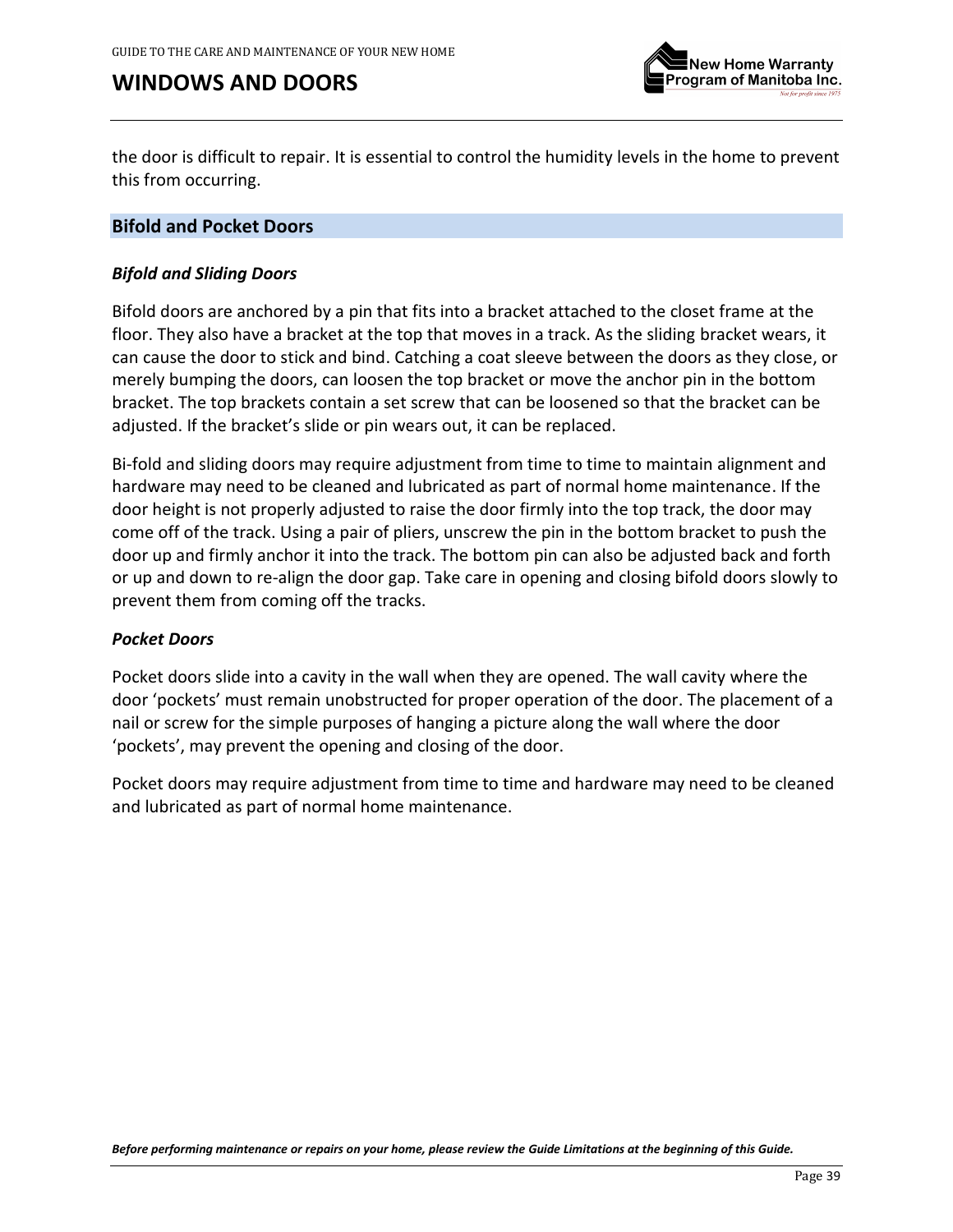the door is difficult to repair. It is essential to control the humidity levels in the home to prevent this from occurring.

## Bifold and Pocket Doors

### *Bifold and Sliding Doors*

Bifold doors are anchored by a pin that fits into a bracket attached to the closet frame at the floor. They also have a bracket at the top that moves in a track. As the sliding bracket wears, it can cause the door to stick and bind. Catching a coat sleeve between the doors as they close, or merely bumping the doors, can loosen the top bracket or move the anchor pin in the bottom bracket. The top brackets contain a set screw that can be loosened so that the bracket can be adjusted. If the bracket's slide or pin wears out, it can be replaced.

Bi-fold and sliding doors may require adjustment from time to time to maintain alignment and hardware may need to be cleaned and lubricated as part of normal home maintenance. If the door height is not properly adjusted to raise the door firmly into the top track, the door may come off of the track. Using a pair of pliers, unscrew the pin in the bottom bracket to push the door up and firmly anchor it into the track. The bottom pin can also be adjusted back and forth or up and down to re-align the door gap. Take care in opening and closing bifold doors slowly to prevent them from coming off the tracks.

### *Pocket Doors*

Pocket doors slide into a cavity in the wall when they are opened. The wall cavity where the door 'pockets' must remain unobstructed for proper operation of the door. The placement of a nail or screw for the simple purposes of hanging a picture along the wall where the door 'pockets', may prevent the opening and closing of the door.

Pocket doors may require adjustment from time to time and hardware may need to be cleaned and lubricated as part of normal home maintenance.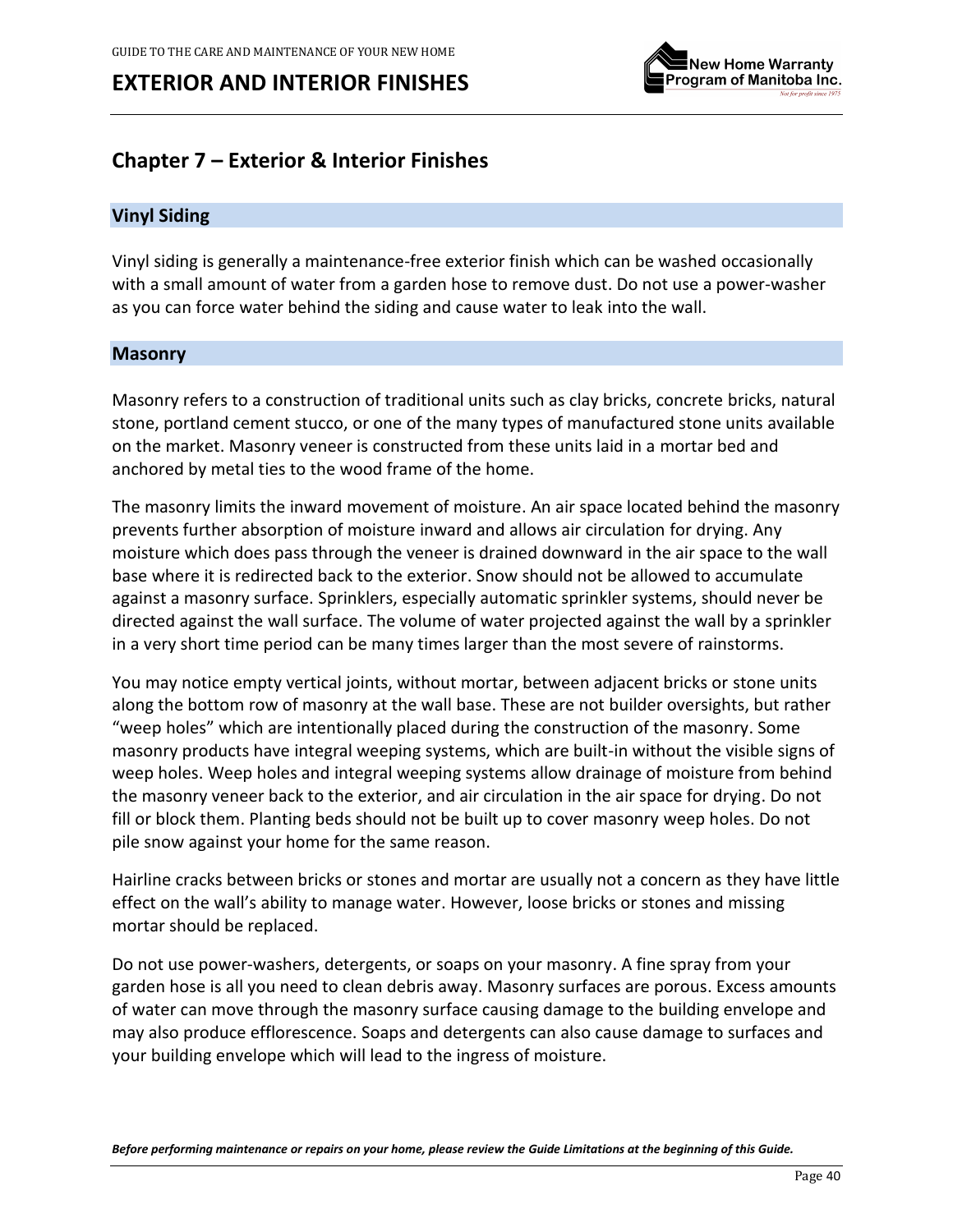# Chapter 7 – Exterior & Interior Finishes

## Vinyl Siding

Vinyl siding is generally a maintenance-free exterior finish which can be washed occasionally with a small amount of water from a garden hose to remove dust. Do not use a power-washer as you can force water behind the siding and cause water to leak into the wall.

## Masonry

Masonry refers to a construction of traditional units such as clay bricks, concrete bricks, natural stone, portland cement stucco, or one of the many types of manufactured stone units available on the market. Masonry veneer is constructed from these units laid in a mortar bed and anchored by metal ties to the wood frame of the home.

The masonry limits the inward movement of moisture. An air space located behind the masonry prevents further absorption of moisture inward and allows air circulation for drying. Any moisture which does pass through the veneer is drained downward in the air space to the wall base where it is redirected back to the exterior. Snow should not be allowed to accumulate against a masonry surface. Sprinklers, especially automatic sprinkler systems, should never be directed against the wall surface. The volume of water projected against the wall by a sprinkler in a very short time period can be many times larger than the most severe of rainstorms.

You may notice empty vertical joints, without mortar, between adjacent bricks or stone units along the bottom row of masonry at the wall base. These are not builder oversights, but rather "weep holes" which are intentionally placed during the construction of the masonry. Some masonry products have integral weeping systems, which are built-in without the visible signs of weep holes. Weep holes and integral weeping systems allow drainage of moisture from behind the masonry veneer back to the exterior, and air circulation in the air space for drying. Do not fill or block them. Planting beds should not be built up to cover masonry weep holes. Do not pile snow against your home for the same reason.

Hairline cracks between bricks or stones and mortar are usually not a concern as they have little effect on the wall's ability to manage water. However, loose bricks or stones and missing mortar should be replaced.

Do not use power-washers, detergents, or soaps on your masonry. A fine spray from your garden hose is all you need to clean debris away. Masonry surfaces are porous. Excess amounts of water can move through the masonry surface causing damage to the building envelope and may also produce efflorescence. Soaps and detergents can also cause damage to surfaces and your building envelope which will lead to the ingress of moisture.

***Before performing maintenance or repairs on your home, please review the Guide Limitations at the beginning of this Guide.***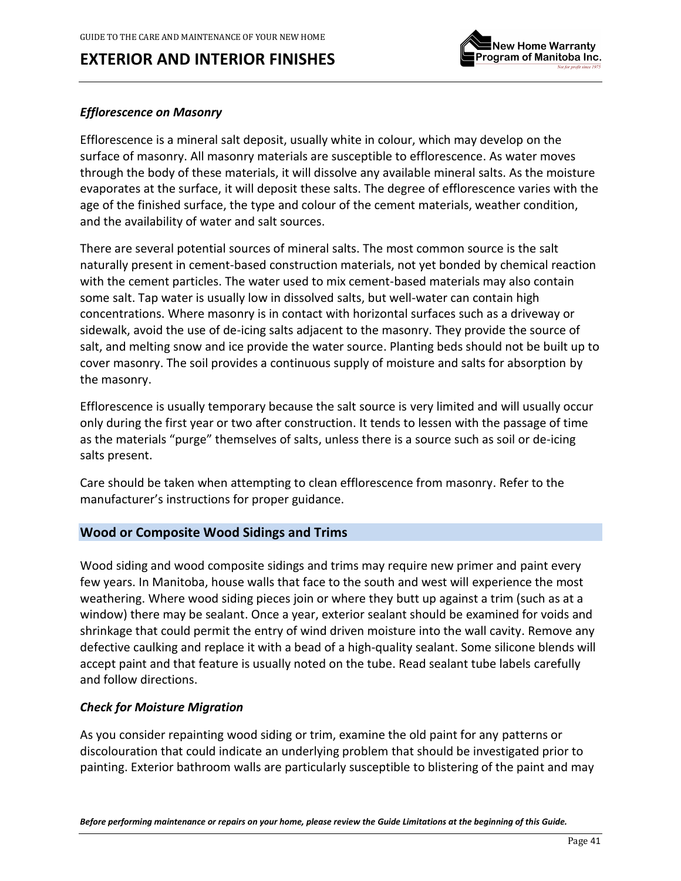### *Efflorescence on Masonry*

Efflorescence is a mineral salt deposit, usually white in colour, which may develop on the surface of masonry. All masonry materials are susceptible to efflorescence. As water moves through the body of these materials, it will dissolve any available mineral salts. As the moisture evaporates at the surface, it will deposit these salts. The degree of efflorescence varies with the age of the finished surface, the type and colour of the cement materials, weather condition, and the availability of water and salt sources.

There are several potential sources of mineral salts. The most common source is the salt naturally present in cement-based construction materials, not yet bonded by chemical reaction with the cement particles. The water used to mix cement-based materials may also contain some salt. Tap water is usually low in dissolved salts, but well-water can contain high concentrations. Where masonry is in contact with horizontal surfaces such as a driveway or sidewalk, avoid the use of de-icing salts adjacent to the masonry. They provide the source of salt, and melting snow and ice provide the water source. Planting beds should not be built up to cover masonry. The soil provides a continuous supply of moisture and salts for absorption by the masonry.

Efflorescence is usually temporary because the salt source is very limited and will usually occur only during the first year or two after construction. It tends to lessen with the passage of time as the materials "purge" themselves of salts, unless there is a source such as soil or de-icing salts present.

Care should be taken when attempting to clean efflorescence from masonry. Refer to the manufacturer's instructions for proper guidance.

## Wood or Composite Wood Sidings and Trims

Wood siding and wood composite sidings and trims may require new primer and paint every few years. In Manitoba, house walls that face to the south and west will experience the most weathering. Where wood siding pieces join or where they butt up against a trim (such as at a window) there may be sealant. Once a year, exterior sealant should be examined for voids and shrinkage that could permit the entry of wind driven moisture into the wall cavity. Remove any defective caulking and replace it with a bead of a high-quality sealant. Some silicone blends will accept paint and that feature is usually noted on the tube. Read sealant tube labels carefully and follow directions.

### *Check for Moisture Migration*

As you consider repainting wood siding or trim, examine the old paint for any patterns or discolouration that could indicate an underlying problem that should be investigated prior to painting. Exterior bathroom walls are particularly susceptible to blistering of the paint and may

***Before performing maintenance or repairs on your home, please review the Guide Limitations at the beginning of this Guide.***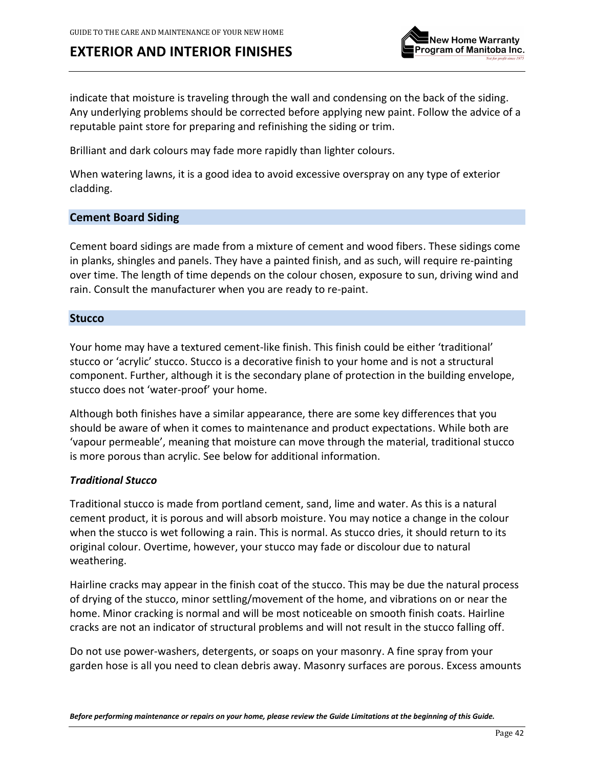indicate that moisture is traveling through the wall and condensing on the back of the siding. Any underlying problems should be corrected before applying new paint. Follow the advice of a reputable paint store for preparing and refinishing the siding or trim.

Brilliant and dark colours may fade more rapidly than lighter colours.

When watering lawns, it is a good idea to avoid excessive overspray on any type of exterior cladding.

## Cement Board Siding

Cement board sidings are made from a mixture of cement and wood fibers. These sidings come in planks, shingles and panels. They have a painted finish, and as such, will require re-painting over time. The length of time depends on the colour chosen, exposure to sun, driving wind and rain. Consult the manufacturer when you are ready to re-paint.

## Stucco

Your home may have a textured cement-like finish. This finish could be either 'traditional' stucco or 'acrylic' stucco. Stucco is a decorative finish to your home and is not a structural component. Further, although it is the secondary plane of protection in the building envelope, stucco does not 'water-proof' your home.

Although both finishes have a similar appearance, there are some key differences that you should be aware of when it comes to maintenance and product expectations. While both are 'vapour permeable', meaning that moisture can move through the material, traditional stucco is more porous than acrylic. See below for additional information.

### *Traditional Stucco*

Traditional stucco is made from portland cement, sand, lime and water. As this is a natural cement product, it is porous and will absorb moisture. You may notice a change in the colour when the stucco is wet following a rain. This is normal. As stucco dries, it should return to its original colour. Overtime, however, your stucco may fade or discolour due to natural weathering.

Hairline cracks may appear in the finish coat of the stucco. This may be due the natural process of drying of the stucco, minor settling/movement of the home, and vibrations on or near the home. Minor cracking is normal and will be most noticeable on smooth finish coats. Hairline cracks are not an indicator of structural problems and will not result in the stucco falling off.

Do not use power-washers, detergents, or soaps on your masonry. A fine spray from your garden hose is all you need to clean debris away. Masonry surfaces are porous. Excess amounts

***Before performing maintenance or repairs on your home, please review the Guide Limitations at the beginning of this Guide.***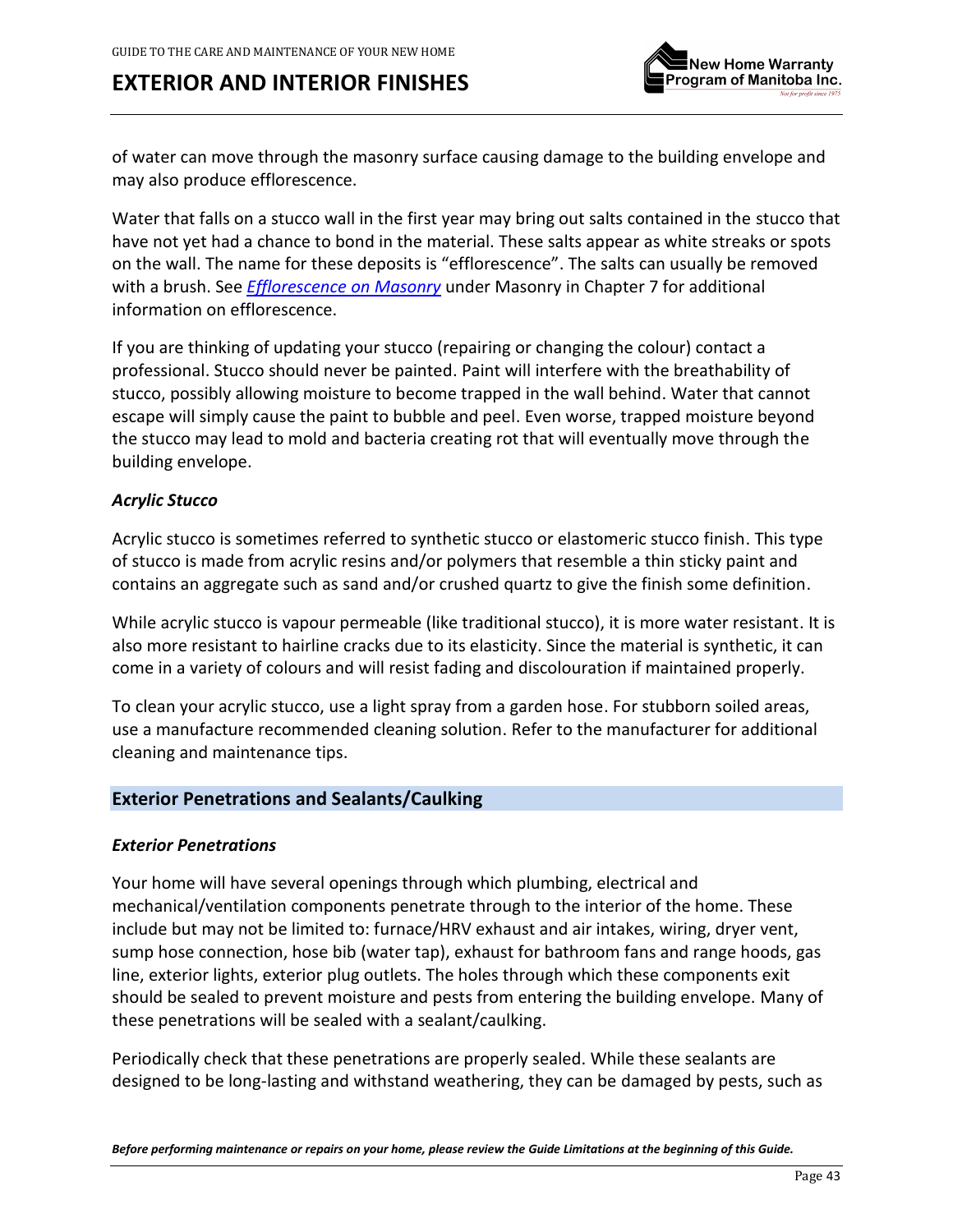of water can move through the masonry surface causing damage to the building envelope and may also produce efflorescence.

Water that falls on a stucco wall in the first year may bring out salts contained in the stucco that have not yet had a chance to bond in the material. These salts appear as white streaks or spots on the wall. The name for these deposits is "efflorescence". The salts can usually be removed with a brush. See *Efflorescence on Masonry* under Masonry in Chapter 7 for additional information on efflorescence.

If you are thinking of updating your stucco (repairing or changing the colour) contact a professional. Stucco should never be painted. Paint will interfere with the breathability of stucco, possibly allowing moisture to become trapped in the wall behind. Water that cannot escape will simply cause the paint to bubble and peel. Even worse, trapped moisture beyond the stucco may lead to mold and bacteria creating rot that will eventually move through the building envelope.

### *Acrylic Stucco*

Acrylic stucco is sometimes referred to synthetic stucco or elastomeric stucco finish. This type of stucco is made from acrylic resins and/or polymers that resemble a thin sticky paint and contains an aggregate such as sand and/or crushed quartz to give the finish some definition.

While acrylic stucco is vapour permeable (like traditional stucco), it is more water resistant. It is also more resistant to hairline cracks due to its elasticity. Since the material is synthetic, it can come in a variety of colours and will resist fading and discolouration if maintained properly.

To clean your acrylic stucco, use a light spray from a garden hose. For stubborn soiled areas, use a manufacture recommended cleaning solution. Refer to the manufacturer for additional cleaning and maintenance tips.

## Exterior Penetrations and Sealants/Caulking

### *Exterior Penetrations*

Your home will have several openings through which plumbing, electrical and mechanical/ventilation components penetrate through to the interior of the home. These include but may not be limited to: furnace/HRV exhaust and air intakes, wiring, dryer vent, sump hose connection, hose bib (water tap), exhaust for bathroom fans and range hoods, gas line, exterior lights, exterior plug outlets. The holes through which these components exit should be sealed to prevent moisture and pests from entering the building envelope. Many of these penetrations will be sealed with a sealant/caulking.

Periodically check that these penetrations are properly sealed. While these sealants are designed to be long-lasting and withstand weathering, they can be damaged by pests, such as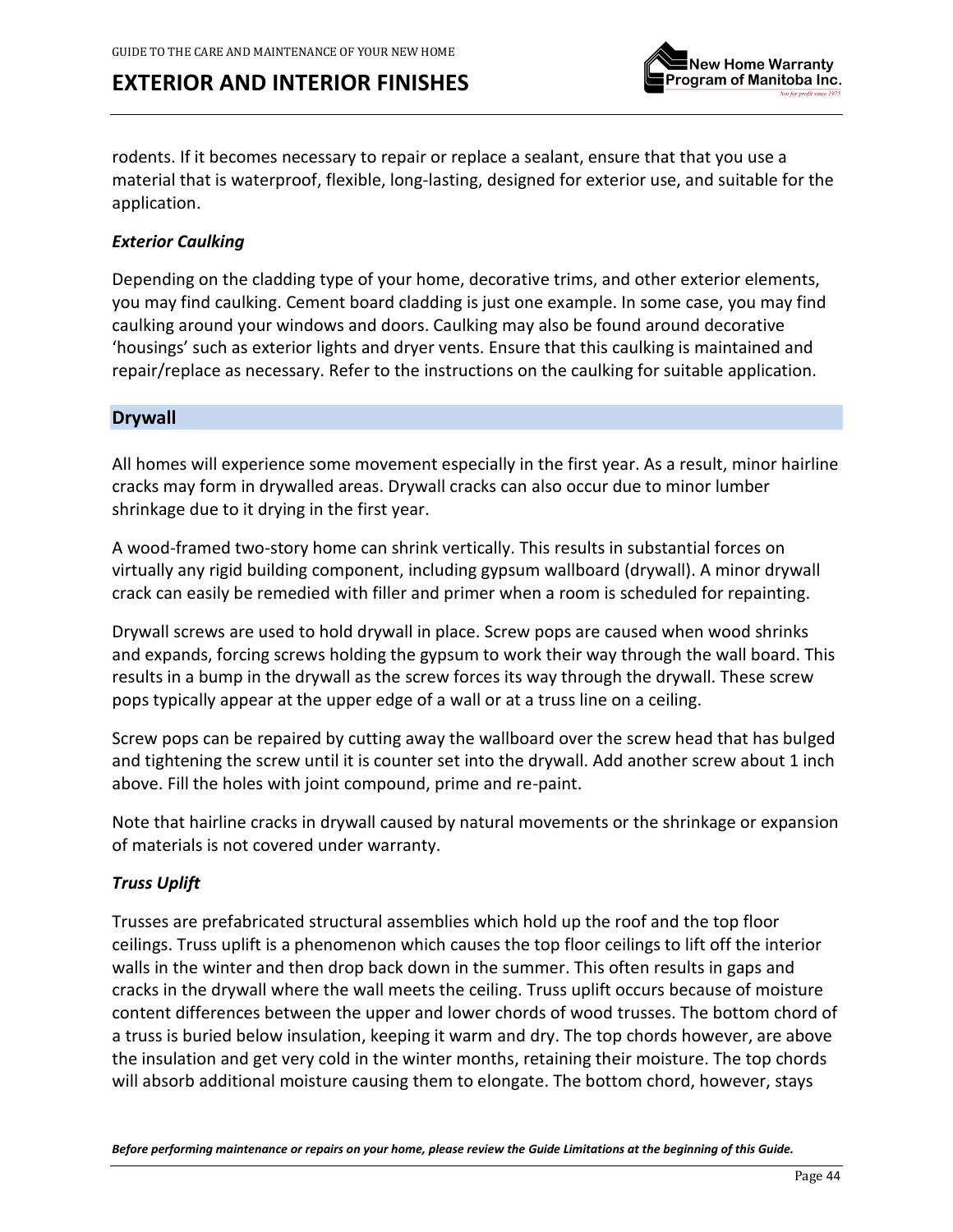rodents. If it becomes necessary to repair or replace a sealant, ensure that that you use a material that is waterproof, flexible, long-lasting, designed for exterior use, and suitable for the application.

### *Exterior Caulking*

Depending on the cladding type of your home, decorative trims, and other exterior elements, you may find caulking. Cement board cladding is just one example. In some case, you may find caulking around your windows and doors. Caulking may also be found around decorative 'housings' such as exterior lights and dryer vents. Ensure that this caulking is maintained and repair/replace as necessary. Refer to the instructions on the caulking for suitable application.

## Drywall

All homes will experience some movement especially in the first year. As a result, minor hairline cracks may form in drywalled areas. Drywall cracks can also occur due to minor lumber shrinkage due to it drying in the first year.

A wood-framed two-story home can shrink vertically. This results in substantial forces on virtually any rigid building component, including gypsum wallboard (drywall). A minor drywall crack can easily be remedied with filler and primer when a room is scheduled for repainting.

Drywall screws are used to hold drywall in place. Screw pops are caused when wood shrinks and expands, forcing screws holding the gypsum to work their way through the wall board. This results in a bump in the drywall as the screw forces its way through the drywall. These screw pops typically appear at the upper edge of a wall or at a truss line on a ceiling.

Screw pops can be repaired by cutting away the wallboard over the screw head that has bulged and tightening the screw until it is counter set into the drywall. Add another screw about 1 inch above. Fill the holes with joint compound, prime and re-paint.

Note that hairline cracks in drywall caused by natural movements or the shrinkage or expansion of materials is not covered under warranty.

### *Truss Uplift*

Trusses are prefabricated structural assemblies which hold up the roof and the top floor ceilings. Truss uplift is a phenomenon which causes the top floor ceilings to lift off the interior walls in the winter and then drop back down in the summer. This often results in gaps and cracks in the drywall where the wall meets the ceiling. Truss uplift occurs because of moisture content differences between the upper and lower chords of wood trusses. The bottom chord of a truss is buried below insulation, keeping it warm and dry. The top chords however, are above the insulation and get very cold in the winter months, retaining their moisture. The top chords will absorb additional moisture causing them to elongate. The bottom chord, however, stays

***Before performing maintenance or repairs on your home, please review the Guide Limitations at the beginning of this Guide.***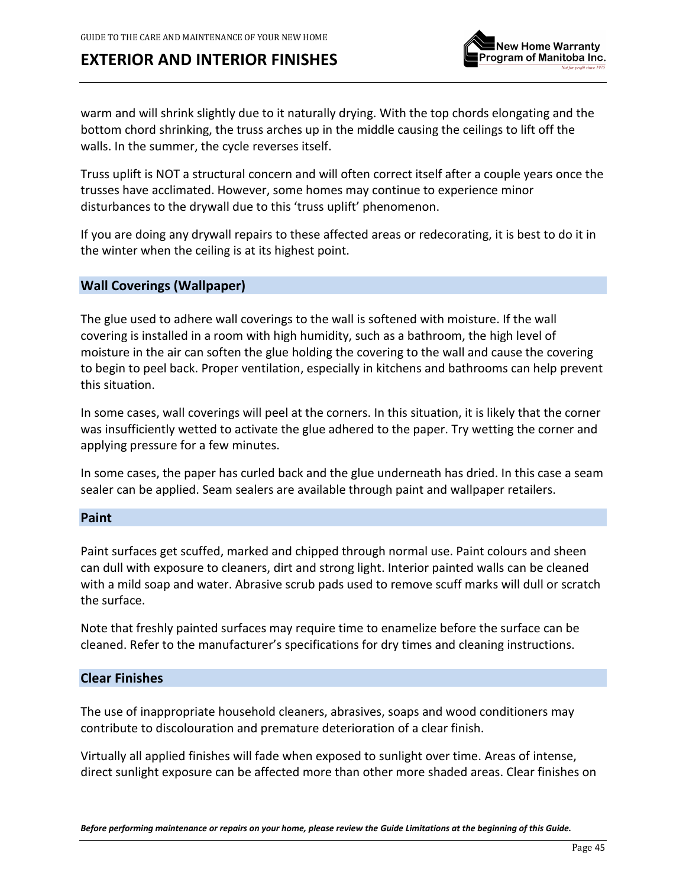warm and will shrink slightly due to it naturally drying. With the top chords elongating and the bottom chord shrinking, the truss arches up in the middle causing the ceilings to lift off the walls. In the summer, the cycle reverses itself.

Truss uplift is NOT a structural concern and will often correct itself after a couple years once the trusses have acclimated. However, some homes may continue to experience minor disturbances to the drywall due to this 'truss uplift' phenomenon.

If you are doing any drywall repairs to these affected areas or redecorating, it is best to do it in the winter when the ceiling is at its highest point.

## Wall Coverings (Wallpaper)

The glue used to adhere wall coverings to the wall is softened with moisture. If the wall covering is installed in a room with high humidity, such as a bathroom, the high level of moisture in the air can soften the glue holding the covering to the wall and cause the covering to begin to peel back. Proper ventilation, especially in kitchens and bathrooms can help prevent this situation.

In some cases, wall coverings will peel at the corners. In this situation, it is likely that the corner was insufficiently wetted to activate the glue adhered to the paper. Try wetting the corner and applying pressure for a few minutes.

In some cases, the paper has curled back and the glue underneath has dried. In this case a seam sealer can be applied. Seam sealers are available through paint and wallpaper retailers.

## Paint

Paint surfaces get scuffed, marked and chipped through normal use. Paint colours and sheen can dull with exposure to cleaners, dirt and strong light. Interior painted walls can be cleaned with a mild soap and water. Abrasive scrub pads used to remove scuff marks will dull or scratch the surface.

Note that freshly painted surfaces may require time to enamelize before the surface can be cleaned. Refer to the manufacturer's specifications for dry times and cleaning instructions.

## Clear Finishes

The use of inappropriate household cleaners, abrasives, soaps and wood conditioners may contribute to discolouration and premature deterioration of a clear finish.

Virtually all applied finishes will fade when exposed to sunlight over time. Areas of intense, direct sunlight exposure can be affected more than other more shaded areas. Clear finishes on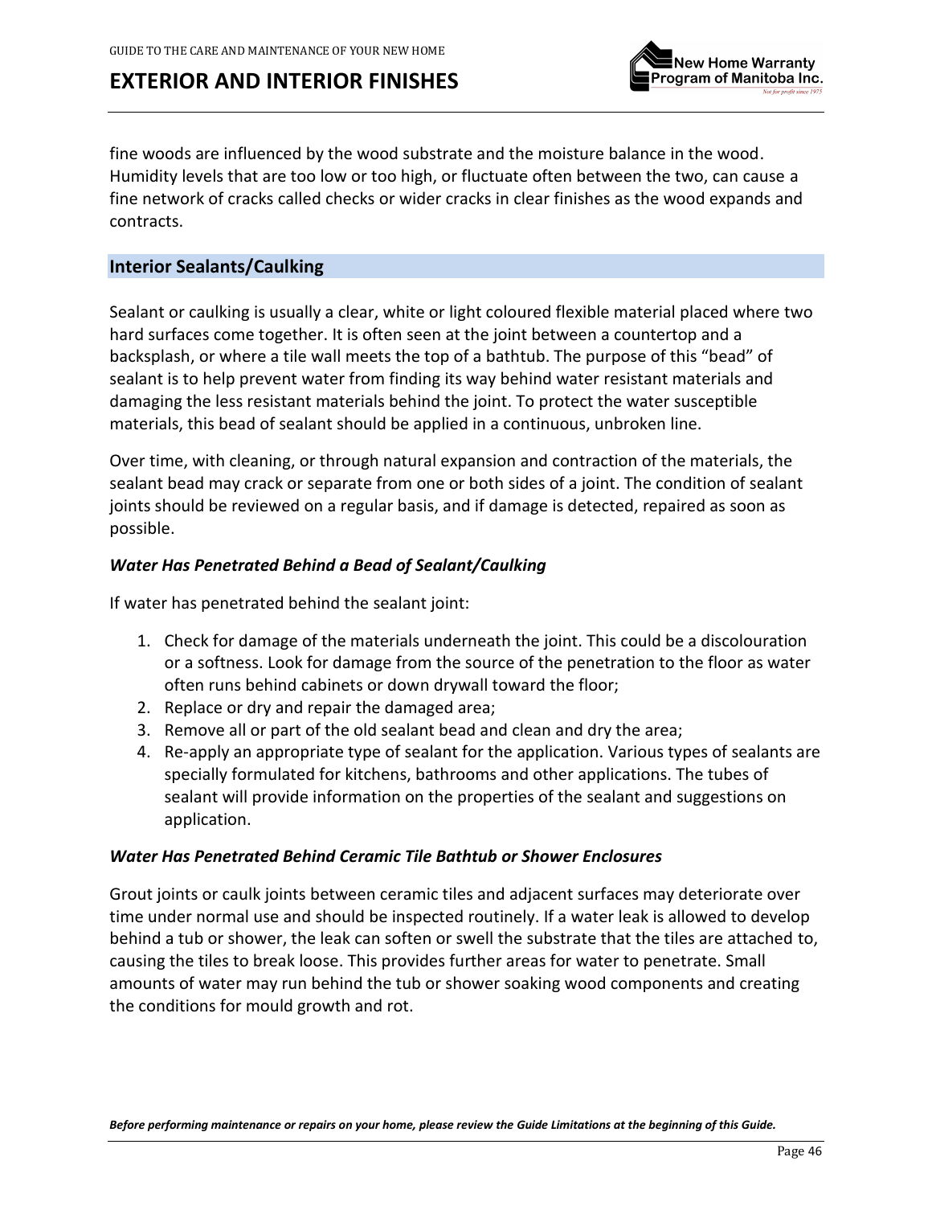fine woods are influenced by the wood substrate and the moisture balance in the wood. Humidity levels that are too low or too high, or fluctuate often between the two, can cause a fine network of cracks called checks or wider cracks in clear finishes as the wood expands and contracts.

## Interior Sealants/Caulking

Sealant or caulking is usually a clear, white or light coloured flexible material placed where two hard surfaces come together. It is often seen at the joint between a countertop and a backsplash, or where a tile wall meets the top of a bathtub. The purpose of this "bead" of sealant is to help prevent water from finding its way behind water resistant materials and damaging the less resistant materials behind the joint. To protect the water susceptible materials, this bead of sealant should be applied in a continuous, unbroken line.

Over time, with cleaning, or through natural expansion and contraction of the materials, the sealant bead may crack or separate from one or both sides of a joint. The condition of sealant joints should be reviewed on a regular basis, and if damage is detected, repaired as soon as possible.

### *Water Has Penetrated Behind a Bead of Sealant/Caulking*

If water has penetrated behind the sealant joint:

1. Check for damage of the materials underneath the joint. This could be a discolouration or a softness. Look for damage from the source of the penetration to the floor as water often runs behind cabinets or down drywall toward the floor;
2. Replace or dry and repair the damaged area;
3. Remove all or part of the old sealant bead and clean and dry the area;
4. Re-apply an appropriate type of sealant for the application. Various types of sealants are specially formulated for kitchens, bathrooms and other applications. The tubes of sealant will provide information on the properties of the sealant and suggestions on application.

### *Water Has Penetrated Behind Ceramic Tile Bathtub or Shower Enclosures*

Grout joints or caulk joints between ceramic tiles and adjacent surfaces may deteriorate over time under normal use and should be inspected routinely. If a water leak is allowed to develop behind a tub or shower, the leak can soften or swell the substrate that the tiles are attached to, causing the tiles to break loose. This provides further areas for water to penetrate. Small amounts of water may run behind the tub or shower soaking wood components and creating the conditions for mould growth and rot.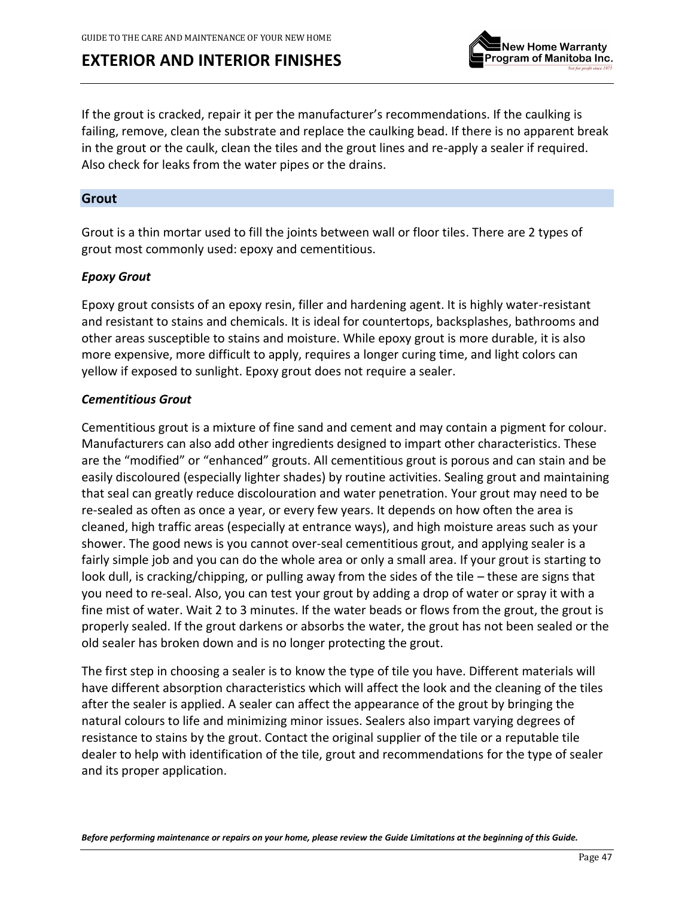If the grout is cracked, repair it per the manufacturer's recommendations. If the caulking is failing, remove, clean the substrate and replace the caulking bead. If there is no apparent break in the grout or the caulk, clean the tiles and the grout lines and re-apply a sealer if required. Also check for leaks from the water pipes or the drains.

## Grout

Grout is a thin mortar used to fill the joints between wall or floor tiles. There are 2 types of grout most commonly used: epoxy and cementitious.

### *Epoxy Grout*

Epoxy grout consists of an epoxy resin, filler and hardening agent. It is highly water-resistant and resistant to stains and chemicals. It is ideal for countertops, backsplashes, bathrooms and other areas susceptible to stains and moisture. While epoxy grout is more durable, it is also more expensive, more difficult to apply, requires a longer curing time, and light colors can yellow if exposed to sunlight. Epoxy grout does not require a sealer.

### *Cementitious Grout*

Cementitious grout is a mixture of fine sand and cement and may contain a pigment for colour. Manufacturers can also add other ingredients designed to impart other characteristics. These are the "modified" or "enhanced" grouts. All cementitious grout is porous and can stain and be easily discoloured (especially lighter shades) by routine activities. Sealing grout and maintaining that seal can greatly reduce discolouration and water penetration. Your grout may need to be re-sealed as often as once a year, or every few years. It depends on how often the area is cleaned, high traffic areas (especially at entrance ways), and high moisture areas such as your shower. The good news is you cannot over-seal cementitious grout, and applying sealer is a fairly simple job and you can do the whole area or only a small area. If your grout is starting to look dull, is cracking/chipping, or pulling away from the sides of the tile – these are signs that you need to re-seal. Also, you can test your grout by adding a drop of water or spray it with a fine mist of water. Wait 2 to 3 minutes. If the water beads or flows from the grout, the grout is properly sealed. If the grout darkens or absorbs the water, the grout has not been sealed or the old sealer has broken down and is no longer protecting the grout.

The first step in choosing a sealer is to know the type of tile you have. Different materials will have different absorption characteristics which will affect the look and the cleaning of the tiles after the sealer is applied. A sealer can affect the appearance of the grout by bringing the natural colours to life and minimizing minor issues. Sealers also impart varying degrees of resistance to stains by the grout. Contact the original supplier of the tile or a reputable tile dealer to help with identification of the tile, grout and recommendations for the type of sealer and its proper application.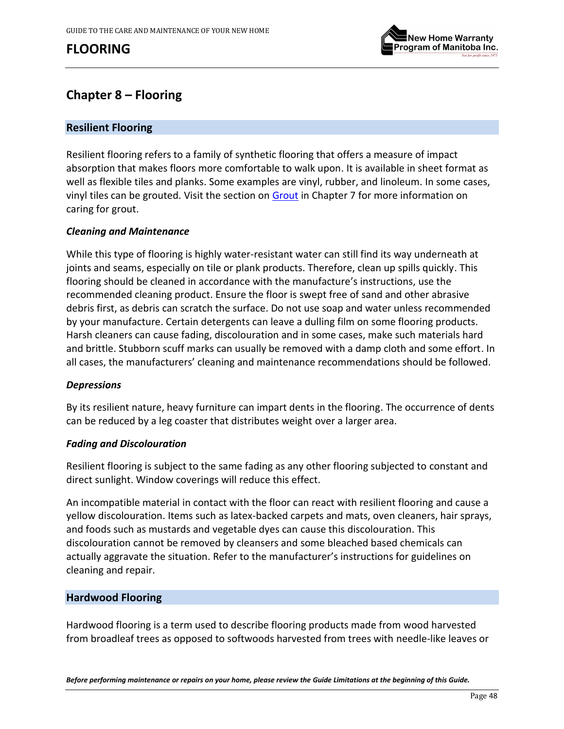# Chapter 8 – Flooring

## Resilient Flooring

Resilient flooring refers to a family of synthetic flooring that offers a measure of impact absorption that makes floors more comfortable to walk upon. It is available in sheet format as well as flexible tiles and planks. Some examples are vinyl, rubber, and linoleum. In some cases, vinyl tiles can be grouted. Visit the section on Grout in Chapter 7 for more information on caring for grout.

### *Cleaning and Maintenance*

While this type of flooring is highly water-resistant water can still find its way underneath at joints and seams, especially on tile or plank products. Therefore, clean up spills quickly. This flooring should be cleaned in accordance with the manufacture's instructions, use the recommended cleaning product. Ensure the floor is swept free of sand and other abrasive debris first, as debris can scratch the surface. Do not use soap and water unless recommended by your manufacture. Certain detergents can leave a dulling film on some flooring products. Harsh cleaners can cause fading, discolouration and in some cases, make such materials hard and brittle. Stubborn scuff marks can usually be removed with a damp cloth and some effort. In all cases, the manufacturers' cleaning and maintenance recommendations should be followed.

### *Depressions*

By its resilient nature, heavy furniture can impart dents in the flooring. The occurrence of dents can be reduced by a leg coaster that distributes weight over a larger area.

### *Fading and Discolouration*

Resilient flooring is subject to the same fading as any other flooring subjected to constant and direct sunlight. Window coverings will reduce this effect.

An incompatible material in contact with the floor can react with resilient flooring and cause a yellow discolouration. Items such as latex-backed carpets and mats, oven cleaners, hair sprays, and foods such as mustards and vegetable dyes can cause this discolouration. This discolouration cannot be removed by cleansers and some bleached based chemicals can actually aggravate the situation. Refer to the manufacturer's instructions for guidelines on cleaning and repair.

## Hardwood Flooring

Hardwood flooring is a term used to describe flooring products made from wood harvested from broadleaf trees as opposed to softwoods harvested from trees with needle-like leaves or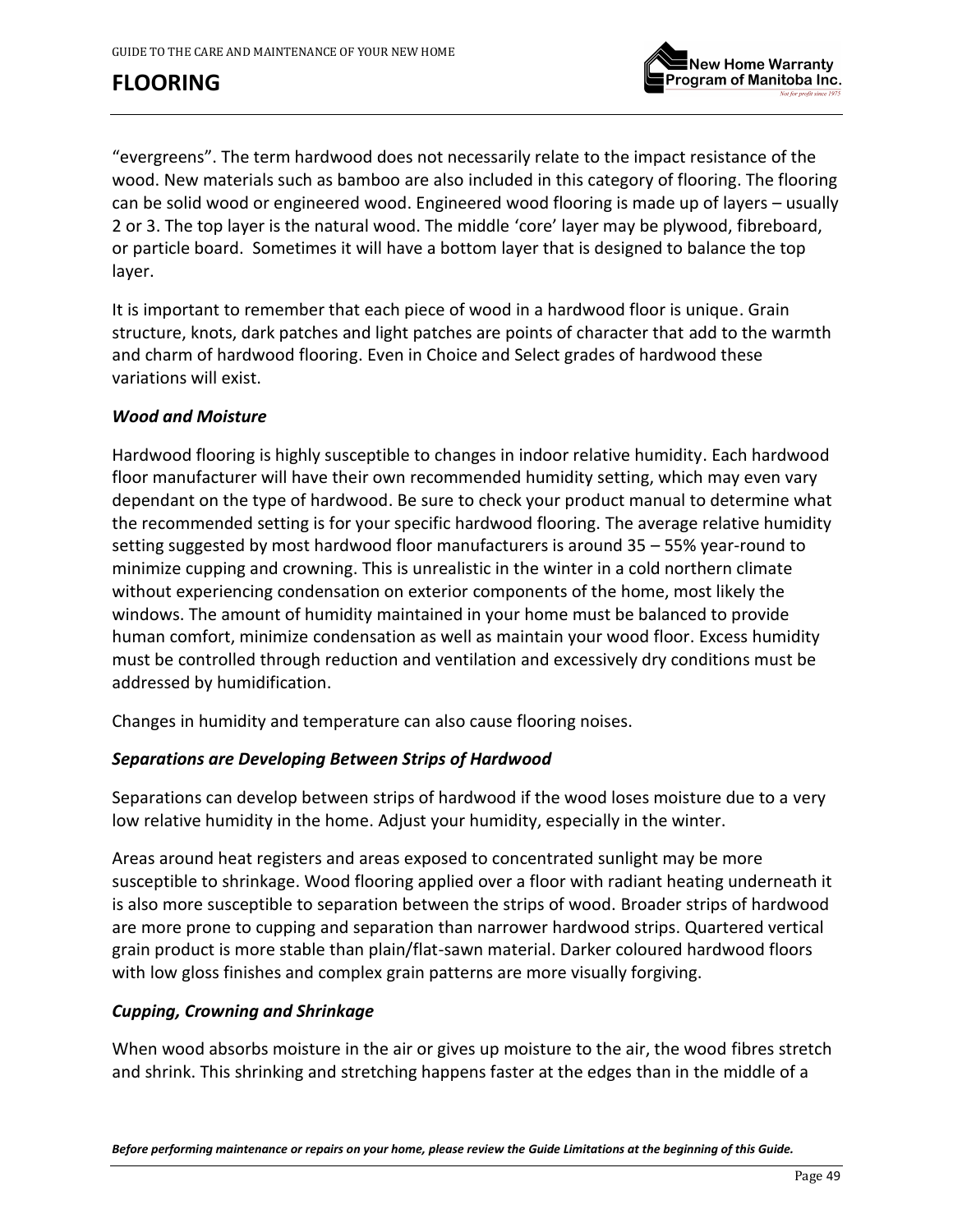"evergreens". The term hardwood does not necessarily relate to the impact resistance of the wood. New materials such as bamboo are also included in this category of flooring. The flooring can be solid wood or engineered wood. Engineered wood flooring is made up of layers – usually 2 or 3. The top layer is the natural wood. The middle 'core' layer may be plywood, fibreboard, or particle board. Sometimes it will have a bottom layer that is designed to balance the top layer.

It is important to remember that each piece of wood in a hardwood floor is unique. Grain structure, knots, dark patches and light patches are points of character that add to the warmth and charm of hardwood flooring. Even in Choice and Select grades of hardwood these variations will exist.

### *Wood and Moisture*

Hardwood flooring is highly susceptible to changes in indoor relative humidity. Each hardwood floor manufacturer will have their own recommended humidity setting, which may even vary dependant on the type of hardwood. Be sure to check your product manual to determine what the recommended setting is for your specific hardwood flooring. The average relative humidity setting suggested by most hardwood floor manufacturers is around 35 – 55% year-round to minimize cupping and crowning. This is unrealistic in the winter in a cold northern climate without experiencing condensation on exterior components of the home, most likely the windows. The amount of humidity maintained in your home must be balanced to provide human comfort, minimize condensation as well as maintain your wood floor. Excess humidity must be controlled through reduction and ventilation and excessively dry conditions must be addressed by humidification.

Changes in humidity and temperature can also cause flooring noises.

### *Separations are Developing Between Strips of Hardwood*

Separations can develop between strips of hardwood if the wood loses moisture due to a very low relative humidity in the home. Adjust your humidity, especially in the winter.

Areas around heat registers and areas exposed to concentrated sunlight may be more susceptible to shrinkage. Wood flooring applied over a floor with radiant heating underneath it is also more susceptible to separation between the strips of wood. Broader strips of hardwood are more prone to cupping and separation than narrower hardwood strips. Quartered vertical grain product is more stable than plain/flat-sawn material. Darker coloured hardwood floors with low gloss finishes and complex grain patterns are more visually forgiving.

### *Cupping, Crowning and Shrinkage*

When wood absorbs moisture in the air or gives up moisture to the air, the wood fibres stretch and shrink. This shrinking and stretching happens faster at the edges than in the middle of a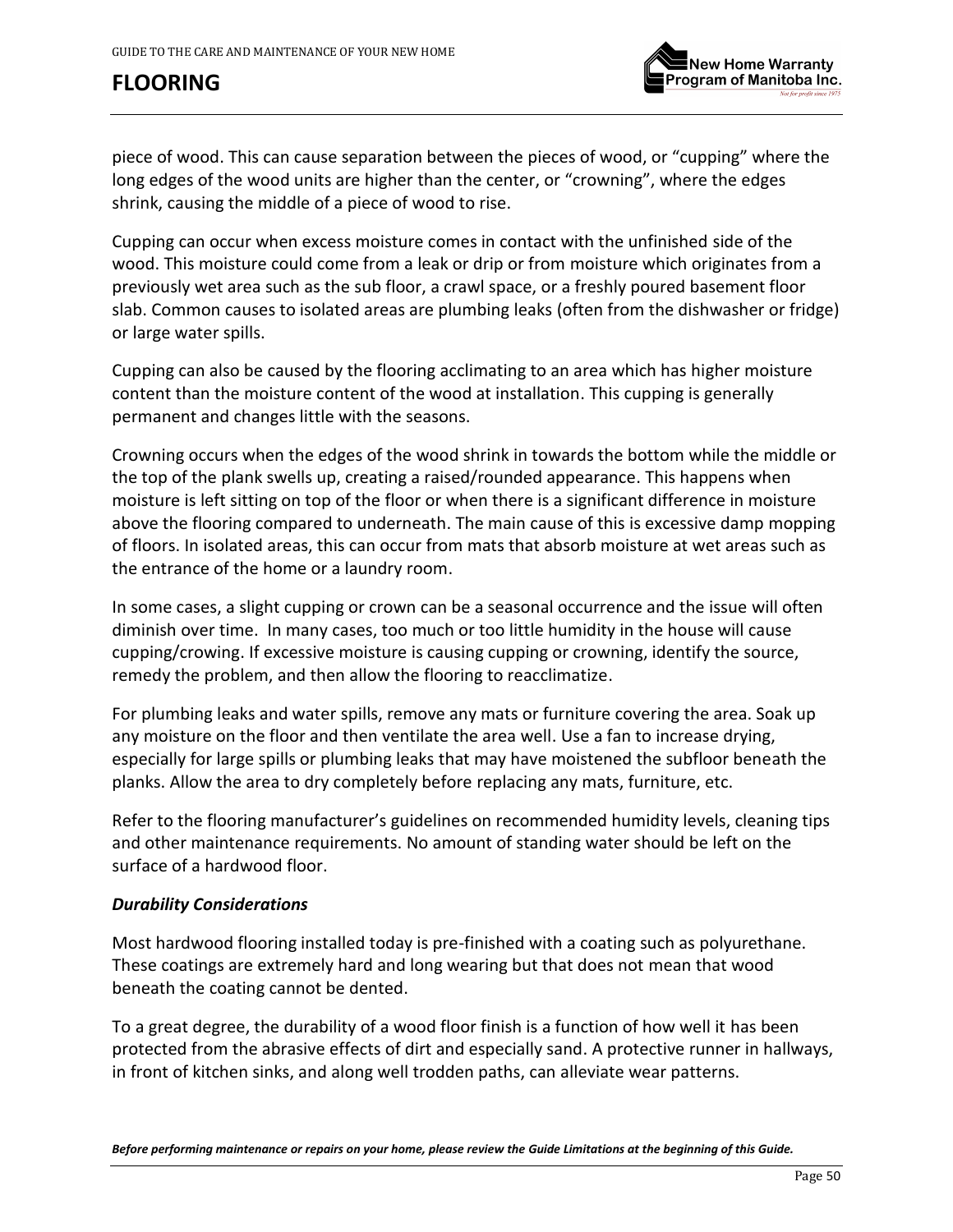piece of wood. This can cause separation between the pieces of wood, or "cupping" where the long edges of the wood units are higher than the center, or "crowning", where the edges shrink, causing the middle of a piece of wood to rise.

Cupping can occur when excess moisture comes in contact with the unfinished side of the wood. This moisture could come from a leak or drip or from moisture which originates from a previously wet area such as the sub floor, a crawl space, or a freshly poured basement floor slab. Common causes to isolated areas are plumbing leaks (often from the dishwasher or fridge) or large water spills.

Cupping can also be caused by the flooring acclimating to an area which has higher moisture content than the moisture content of the wood at installation. This cupping is generally permanent and changes little with the seasons.

Crowning occurs when the edges of the wood shrink in towards the bottom while the middle or the top of the plank swells up, creating a raised/rounded appearance. This happens when moisture is left sitting on top of the floor or when there is a significant difference in moisture above the flooring compared to underneath. The main cause of this is excessive damp mopping of floors. In isolated areas, this can occur from mats that absorb moisture at wet areas such as the entrance of the home or a laundry room.

In some cases, a slight cupping or crown can be a seasonal occurrence and the issue will often diminish over time. In many cases, too much or too little humidity in the house will cause cupping/crowing. If excessive moisture is causing cupping or crowning, identify the source, remedy the problem, and then allow the flooring to reacclimatize.

For plumbing leaks and water spills, remove any mats or furniture covering the area. Soak up any moisture on the floor and then ventilate the area well. Use a fan to increase drying, especially for large spills or plumbing leaks that may have moistened the subfloor beneath the planks. Allow the area to dry completely before replacing any mats, furniture, etc.

Refer to the flooring manufacturer's guidelines on recommended humidity levels, cleaning tips and other maintenance requirements. No amount of standing water should be left on the surface of a hardwood floor.

### *Durability Considerations*

Most hardwood flooring installed today is pre-finished with a coating such as polyurethane. These coatings are extremely hard and long wearing but that does not mean that wood beneath the coating cannot be dented.

To a great degree, the durability of a wood floor finish is a function of how well it has been protected from the abrasive effects of dirt and especially sand. A protective runner in hallways, in front of kitchen sinks, and along well trodden paths, can alleviate wear patterns.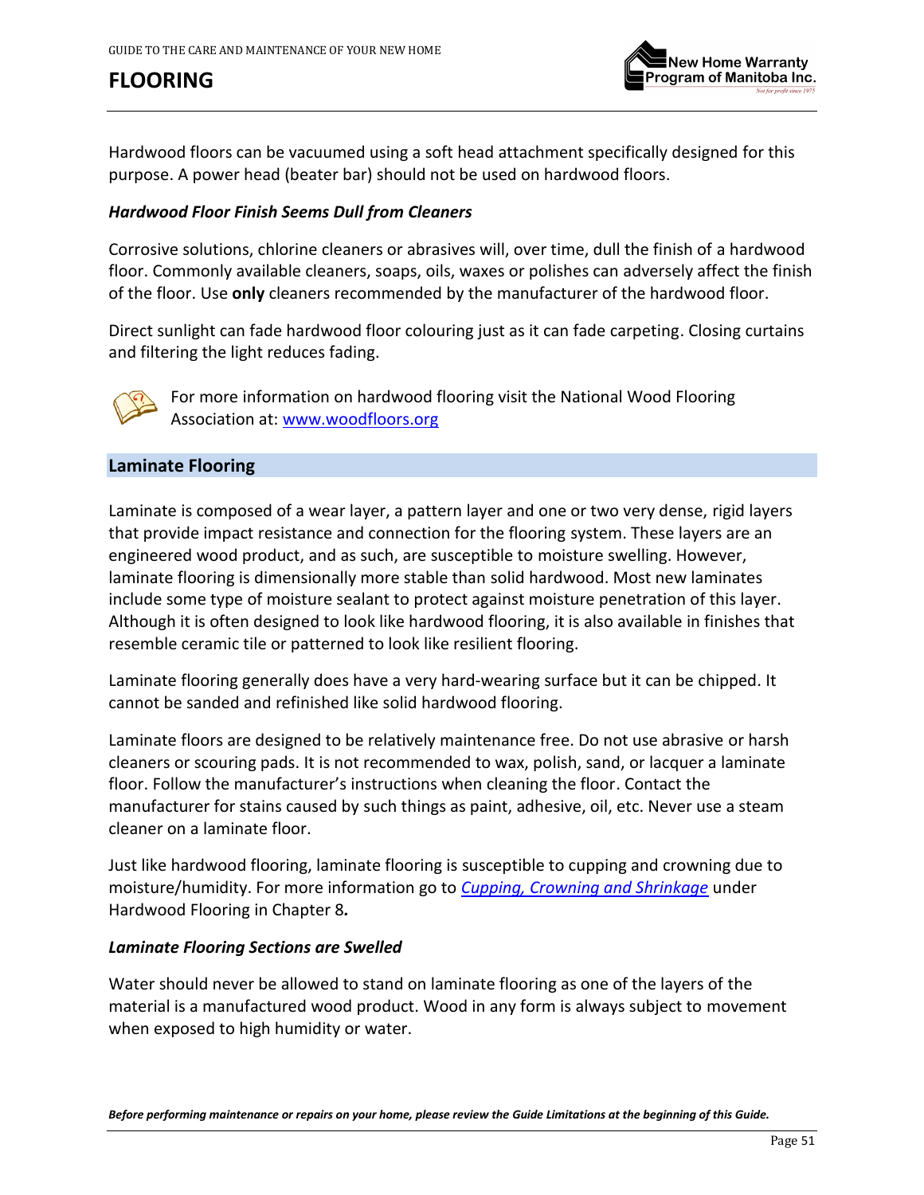Hardwood floors can be vacuumed using a soft head attachment specifically designed for this purpose. A power head (beater bar) should not be used on hardwood floors.

### *Hardwood Floor Finish Seems Dull from Cleaners*

Corrosive solutions, chlorine cleaners or abrasives will, over time, dull the finish of a hardwood floor. Commonly available cleaners, soaps, oils, waxes or polishes can adversely affect the finish of the floor. Use **only** cleaners recommended by the manufacturer of the hardwood floor.

Direct sunlight can fade hardwood floor colouring just as it can fade carpeting. Closing curtains and filtering the light reduces fading.

For more information on hardwood flooring visit the National Wood Flooring Association at: [www.woodfloors.org](http://www.woodfloors.org)

## Laminate Flooring

Laminate is composed of a wear layer, a pattern layer and one or two very dense, rigid layers that provide impact resistance and connection for the flooring system. These layers are an engineered wood product, and as such, are susceptible to moisture swelling. However, laminate flooring is dimensionally more stable than solid hardwood. Most new laminates include some type of moisture sealant to protect against moisture penetration of this layer. Although it is often designed to look like hardwood flooring, it is also available in finishes that resemble ceramic tile or patterned to look like resilient flooring.

Laminate flooring generally does have a very hard-wearing surface but it can be chipped. It cannot be sanded and refinished like solid hardwood flooring.

Laminate floors are designed to be relatively maintenance free. Do not use abrasive or harsh cleaners or scouring pads. It is not recommended to wax, polish, sand, or lacquer a laminate floor. Follow the manufacturer's instructions when cleaning the floor. Contact the manufacturer for stains caused by such things as paint, adhesive, oil, etc. Never use a steam cleaner on a laminate floor.

Just like hardwood flooring, laminate flooring is susceptible to cupping and crowning due to moisture/humidity. For more information go to *Cupping, Crowning and Shrinkage* under Hardwood Flooring in Chapter 8***.***

### *Laminate Flooring Sections are Swelled*

Water should never be allowed to stand on laminate flooring as one of the layers of the material is a manufactured wood product. Wood in any form is always subject to movement when exposed to high humidity or water.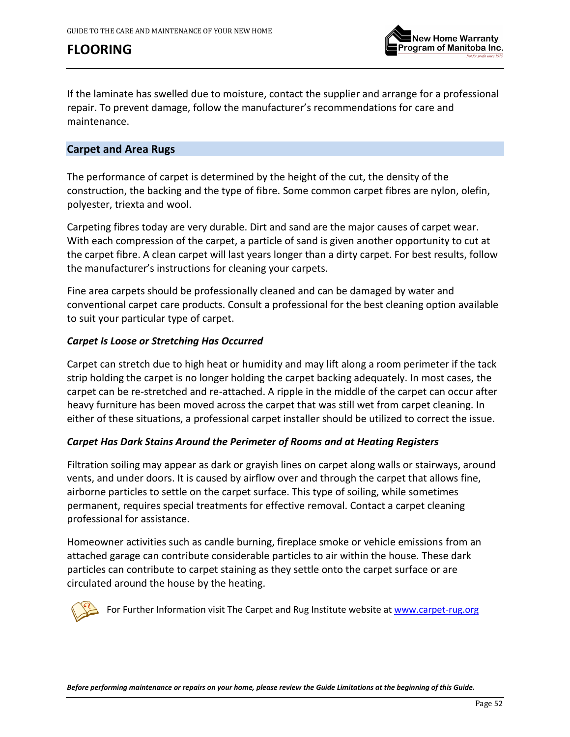If the laminate has swelled due to moisture, contact the supplier and arrange for a professional repair. To prevent damage, follow the manufacturer's recommendations for care and maintenance.

## Carpet and Area Rugs

The performance of carpet is determined by the height of the cut, the density of the construction, the backing and the type of fibre. Some common carpet fibres are nylon, olefin, polyester, triexta and wool.

Carpeting fibres today are very durable. Dirt and sand are the major causes of carpet wear. With each compression of the carpet, a particle of sand is given another opportunity to cut at the carpet fibre. A clean carpet will last years longer than a dirty carpet. For best results, follow the manufacturer's instructions for cleaning your carpets.

Fine area carpets should be professionally cleaned and can be damaged by water and conventional carpet care products. Consult a professional for the best cleaning option available to suit your particular type of carpet.

### *Carpet Is Loose or Stretching Has Occurred*

Carpet can stretch due to high heat or humidity and may lift along a room perimeter if the tack strip holding the carpet is no longer holding the carpet backing adequately. In most cases, the carpet can be re-stretched and re-attached. A ripple in the middle of the carpet can occur after heavy furniture has been moved across the carpet that was still wet from carpet cleaning. In either of these situations, a professional carpet installer should be utilized to correct the issue.

### *Carpet Has Dark Stains Around the Perimeter of Rooms and at Heating Registers*

Filtration soiling may appear as dark or grayish lines on carpet along walls or stairways, around vents, and under doors. It is caused by airflow over and through the carpet that allows fine, airborne particles to settle on the carpet surface. This type of soiling, while sometimes permanent, requires special treatments for effective removal. Contact a carpet cleaning professional for assistance.

Homeowner activities such as candle burning, fireplace smoke or vehicle emissions from an attached garage can contribute considerable particles to air within the house. These dark particles can contribute to carpet staining as they settle onto the carpet surface or are circulated around the house by the heating.

For Further Information visit The Carpet and Rug Institute website at www.carpet-rug.org

***Before performing maintenance or repairs on your home, please review the Guide Limitations at the beginning of this Guide.***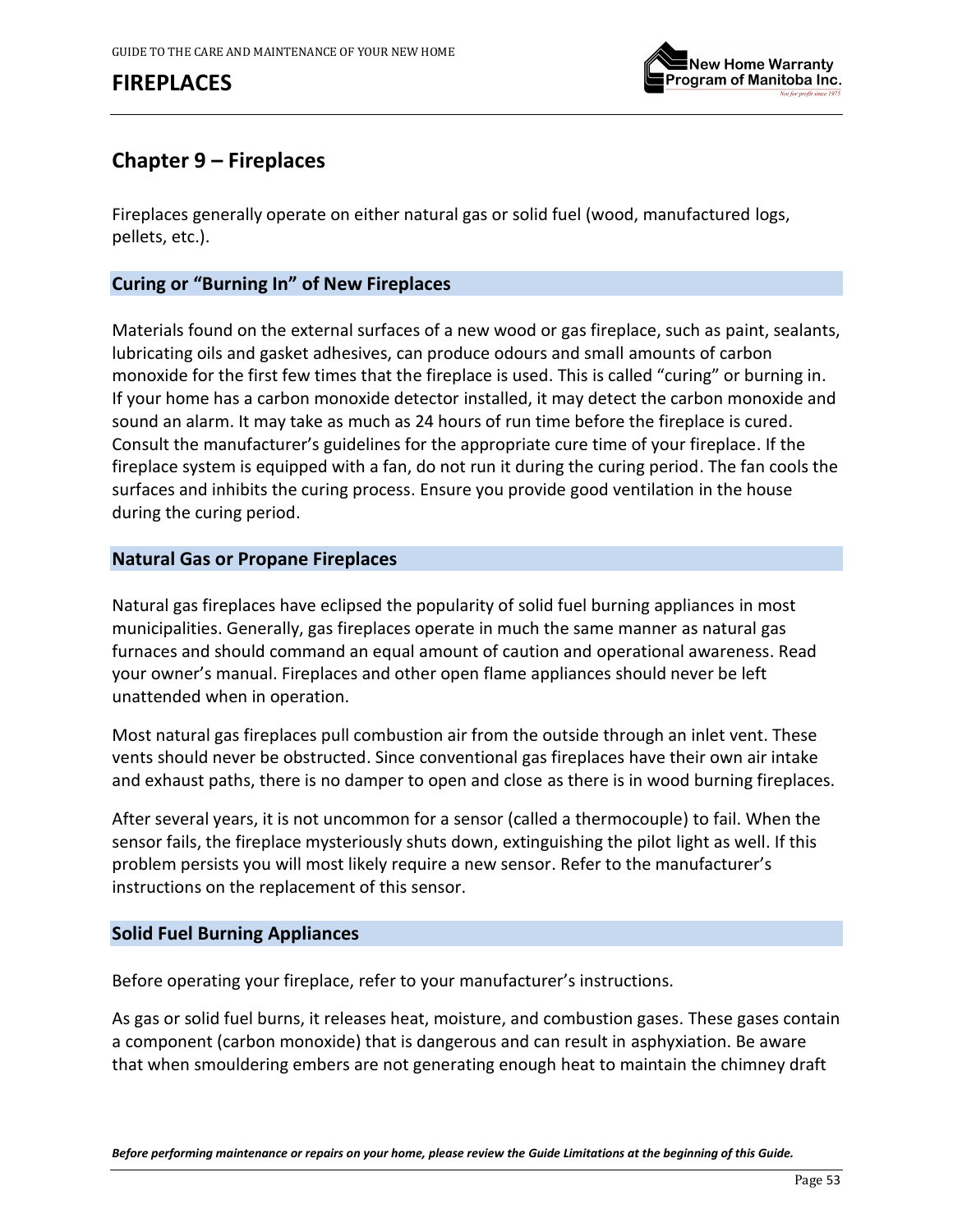## Chapter 9 – Fireplaces

Fireplaces generally operate on either natural gas or solid fuel (wood, manufactured logs, pellets, etc.).

### Curing or "Burning In" of New Fireplaces

Materials found on the external surfaces of a new wood or gas fireplace, such as paint, sealants, lubricating oils and gasket adhesives, can produce odours and small amounts of carbon monoxide for the first few times that the fireplace is used. This is called "curing" or burning in. If your home has a carbon monoxide detector installed, it may detect the carbon monoxide and sound an alarm. It may take as much as 24 hours of run time before the fireplace is cured. Consult the manufacturer's guidelines for the appropriate cure time of your fireplace. If the fireplace system is equipped with a fan, do not run it during the curing period. The fan cools the surfaces and inhibits the curing process. Ensure you provide good ventilation in the house during the curing period.

### Natural Gas or Propane Fireplaces

Natural gas fireplaces have eclipsed the popularity of solid fuel burning appliances in most municipalities. Generally, gas fireplaces operate in much the same manner as natural gas furnaces and should command an equal amount of caution and operational awareness. Read your owner's manual. Fireplaces and other open flame appliances should never be left unattended when in operation.

Most natural gas fireplaces pull combustion air from the outside through an inlet vent. These vents should never be obstructed. Since conventional gas fireplaces have their own air intake and exhaust paths, there is no damper to open and close as there is in wood burning fireplaces.

After several years, it is not uncommon for a sensor (called a thermocouple) to fail. When the sensor fails, the fireplace mysteriously shuts down, extinguishing the pilot light as well. If this problem persists you will most likely require a new sensor. Refer to the manufacturer's instructions on the replacement of this sensor.

### Solid Fuel Burning Appliances

Before operating your fireplace, refer to your manufacturer's instructions.

As gas or solid fuel burns, it releases heat, moisture, and combustion gases. These gases contain a component (carbon monoxide) that is dangerous and can result in asphyxiation. Be aware that when smouldering embers are not generating enough heat to maintain the chimney draft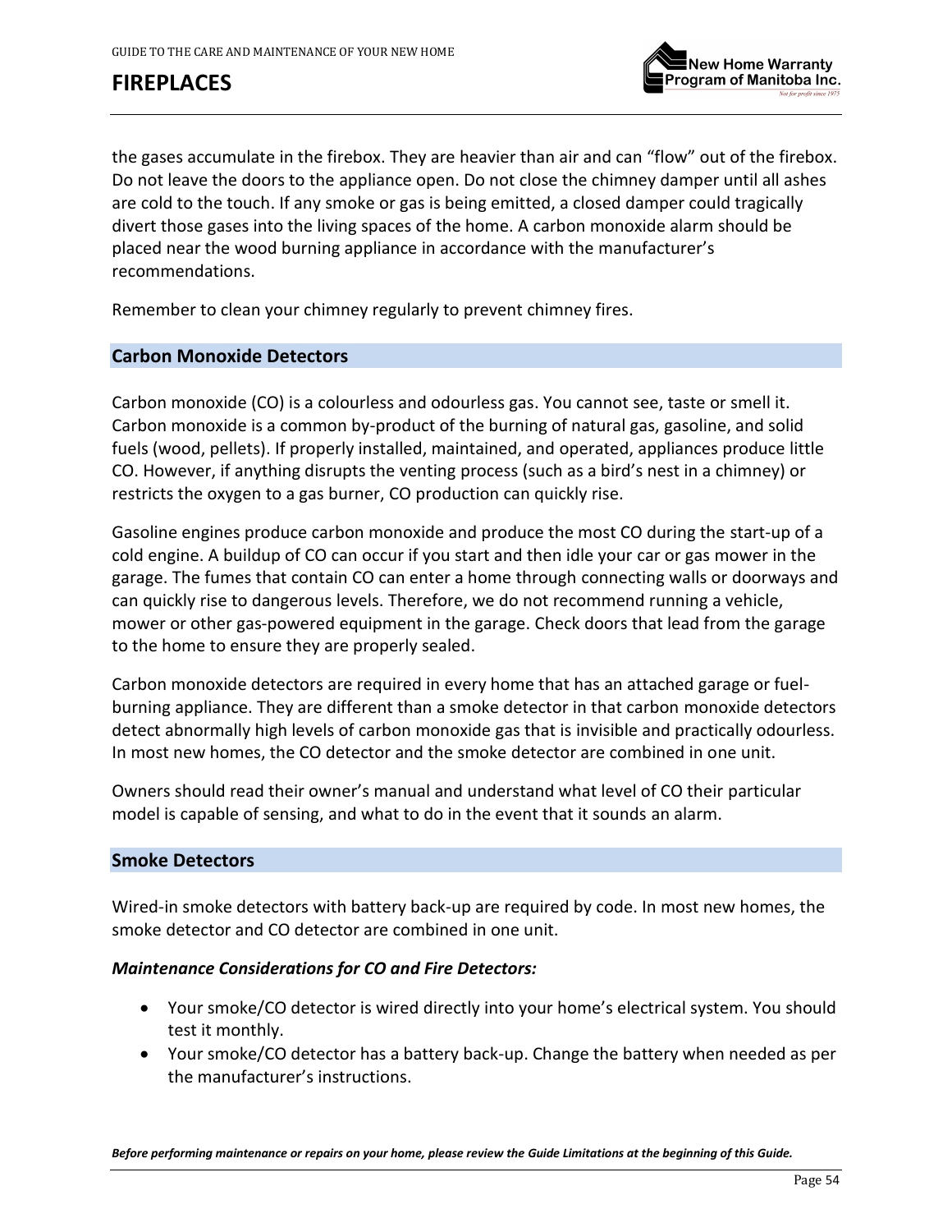the gases accumulate in the firebox. They are heavier than air and can "flow" out of the firebox. Do not leave the doors to the appliance open. Do not close the chimney damper until all ashes are cold to the touch. If any smoke or gas is being emitted, a closed damper could tragically divert those gases into the living spaces of the home. A carbon monoxide alarm should be placed near the wood burning appliance in accordance with the manufacturer's recommendations.

Remember to clean your chimney regularly to prevent chimney fires.

## Carbon Monoxide Detectors

Carbon monoxide (CO) is a colourless and odourless gas. You cannot see, taste or smell it. Carbon monoxide is a common by-product of the burning of natural gas, gasoline, and solid fuels (wood, pellets). If properly installed, maintained, and operated, appliances produce little CO. However, if anything disrupts the venting process (such as a bird's nest in a chimney) or restricts the oxygen to a gas burner, CO production can quickly rise.

Gasoline engines produce carbon monoxide and produce the most CO during the start-up of a cold engine. A buildup of CO can occur if you start and then idle your car or gas mower in the garage. The fumes that contain CO can enter a home through connecting walls or doorways and can quickly rise to dangerous levels. Therefore, we do not recommend running a vehicle, mower or other gas-powered equipment in the garage. Check doors that lead from the garage to the home to ensure they are properly sealed.

Carbon monoxide detectors are required in every home that has an attached garage or fuel-burning appliance. They are different than a smoke detector in that carbon monoxide detectors detect abnormally high levels of carbon monoxide gas that is invisible and practically odourless. In most new homes, the CO detector and the smoke detector are combined in one unit.

Owners should read their owner's manual and understand what level of CO their particular model is capable of sensing, and what to do in the event that it sounds an alarm.

## Smoke Detectors

Wired-in smoke detectors with battery back-up are required by code. In most new homes, the smoke detector and CO detector are combined in one unit.

***Maintenance Considerations for CO and Fire Detectors:***

- Your smoke/CO detector is wired directly into your home's electrical system. You should test it monthly.
- Your smoke/CO detector has a battery back-up. Change the battery when needed as per the manufacturer's instructions.

***Before performing maintenance or repairs on your home, please review the Guide Limitations at the beginning of this Guide.***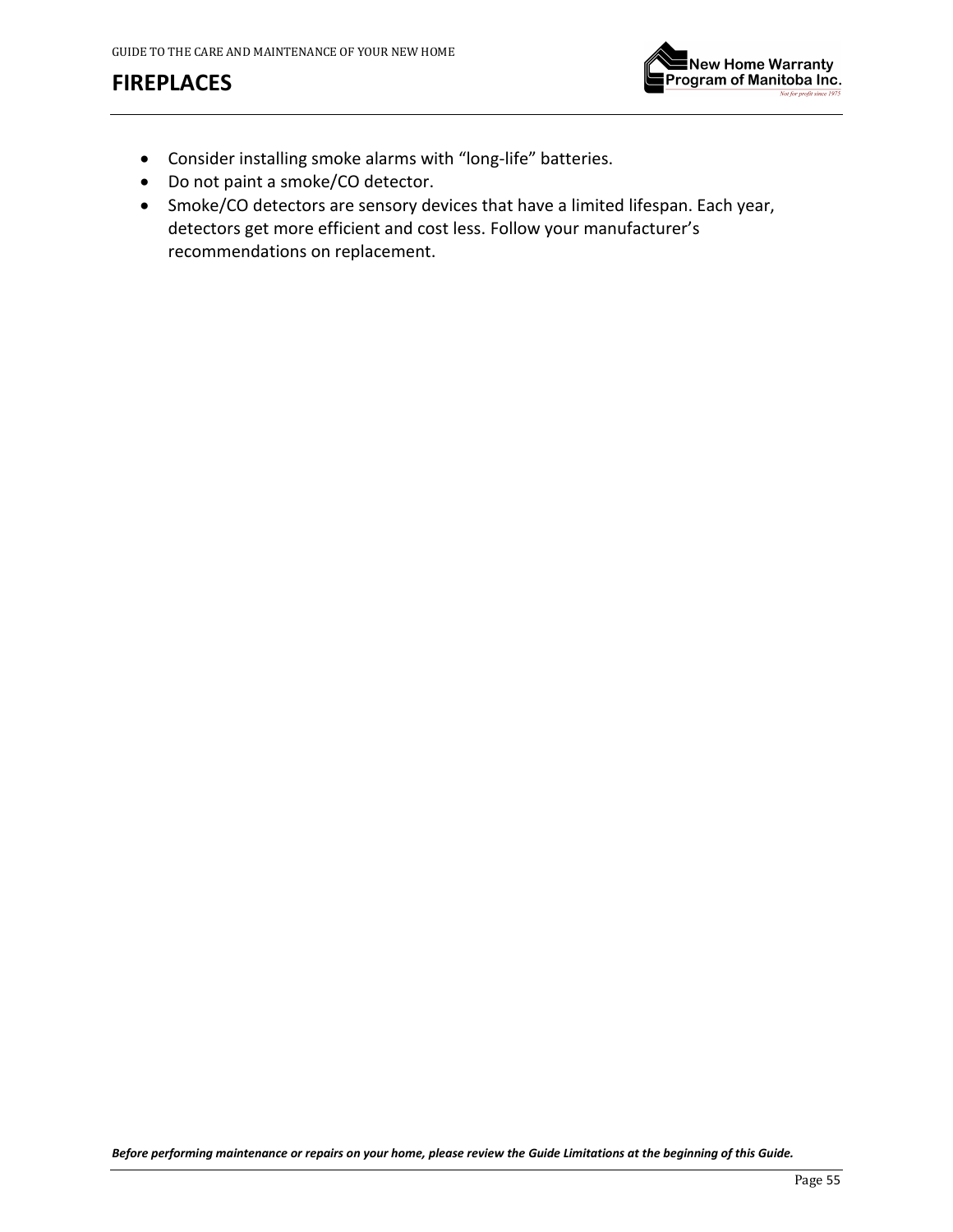# FIREPLACES

- Consider installing smoke alarms with “long-life” batteries.
- Do not paint a smoke/CO detector.
- Smoke/CO detectors are sensory devices that have a limited lifespan. Each year, detectors get more efficient and cost less. Follow your manufacturer’s recommendations on replacement.

***Before performing maintenance or repairs on your home, please review the Guide Limitations at the beginning of this Guide.***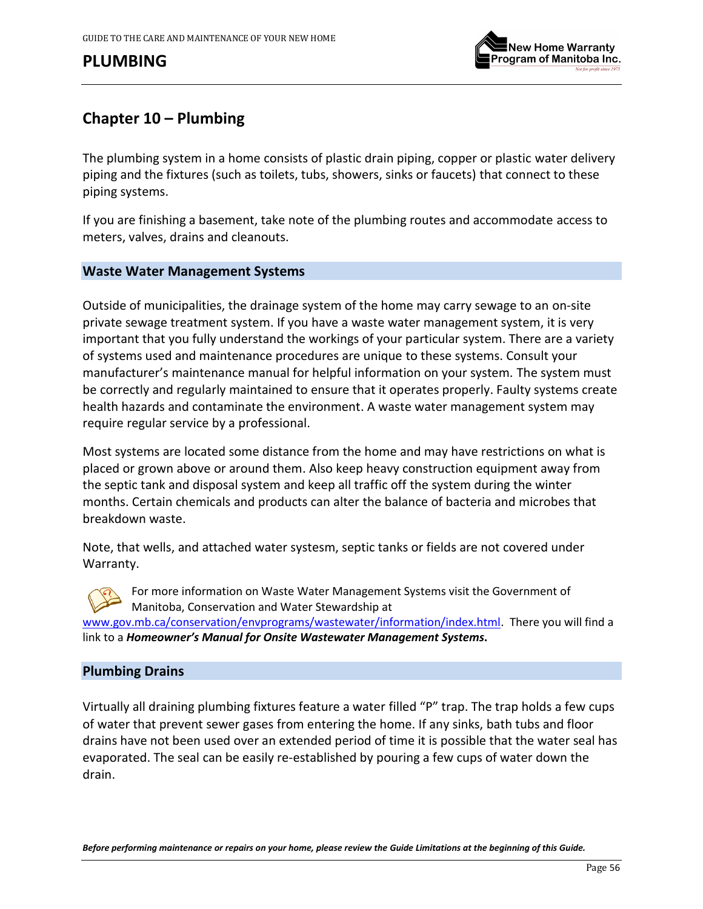# Chapter 10 – Plumbing

The plumbing system in a home consists of plastic drain piping, copper or plastic water delivery piping and the fixtures (such as toilets, tubs, showers, sinks or faucets) that connect to these piping systems.

If you are finishing a basement, take note of the plumbing routes and accommodate access to meters, valves, drains and cleanouts.

## Waste Water Management Systems

Outside of municipalities, the drainage system of the home may carry sewage to an on-site private sewage treatment system. If you have a waste water management system, it is very important that you fully understand the workings of your particular system. There are a variety of systems used and maintenance procedures are unique to these systems. Consult your manufacturer's maintenance manual for helpful information on your system. The system must be correctly and regularly maintained to ensure that it operates properly. Faulty systems create health hazards and contaminate the environment. A waste water management system may require regular service by a professional.

Most systems are located some distance from the home and may have restrictions on what is placed or grown above or around them. Also keep heavy construction equipment away from the septic tank and disposal system and keep all traffic off the system during the winter months. Certain chemicals and products can alter the balance of bacteria and microbes that breakdown waste.

Note, that wells, and attached water systesm, septic tanks or fields are not covered under Warranty.

For more information on Waste Water Management Systems visit the Government of Manitoba, Conservation and Water Stewardship at www.gov.mb.ca/conservation/envprograms/wastewater/information/index.html. There you will find a link to a ***Homeowner's Manual for Onsite Wastewater Management Systems.***

## Plumbing Drains

Virtually all draining plumbing fixtures feature a water filled "P" trap. The trap holds a few cups of water that prevent sewer gases from entering the home. If any sinks, bath tubs and floor drains have not been used over an extended period of time it is possible that the water seal has evaporated. The seal can be easily re-established by pouring a few cups of water down the drain.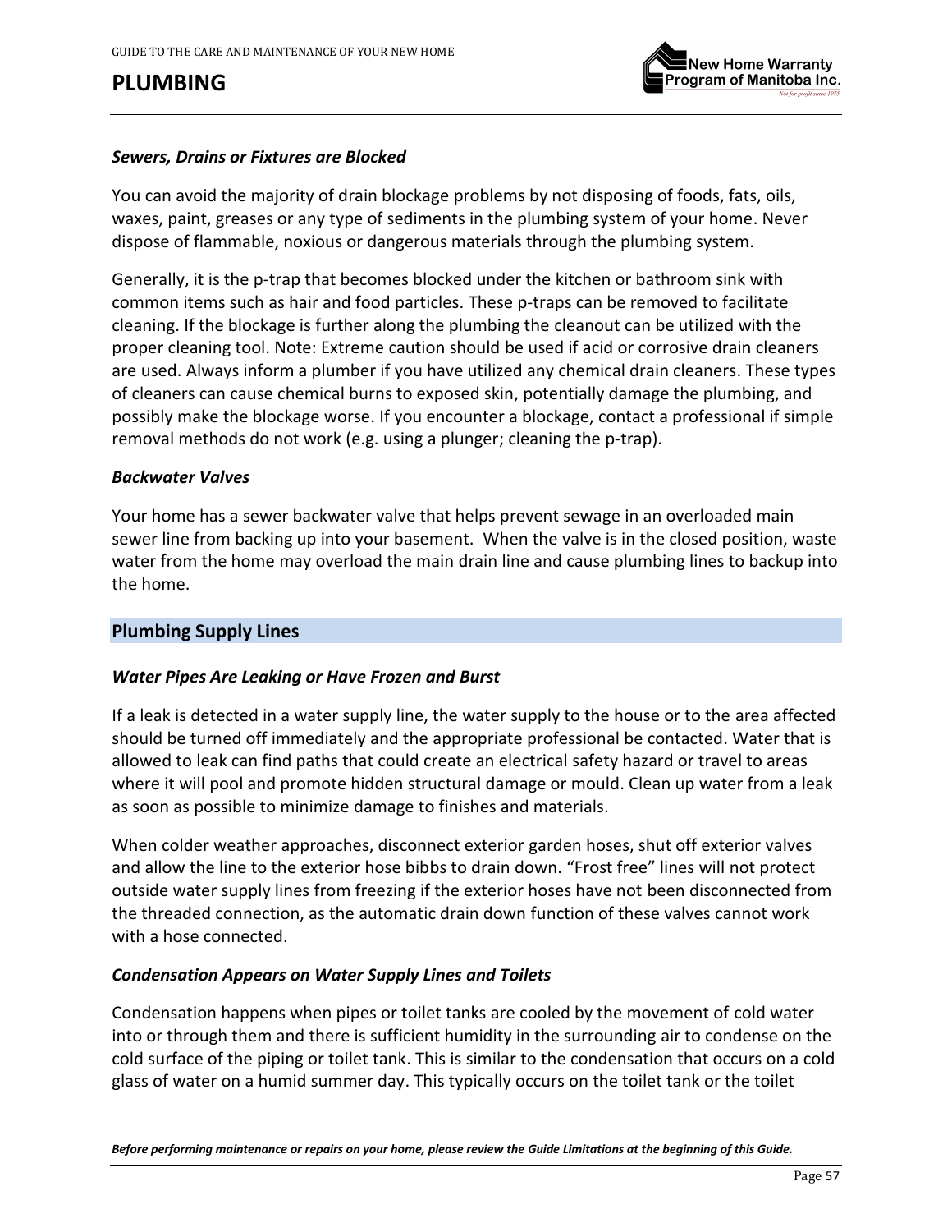# PLUMBING

### *Sewers, Drains or Fixtures are Blocked*

You can avoid the majority of drain blockage problems by not disposing of foods, fats, oils, waxes, paint, greases or any type of sediments in the plumbing system of your home. Never dispose of flammable, noxious or dangerous materials through the plumbing system.

Generally, it is the p-trap that becomes blocked under the kitchen or bathroom sink with common items such as hair and food particles. These p-traps can be removed to facilitate cleaning. If the blockage is further along the plumbing the cleanout can be utilized with the proper cleaning tool. Note: Extreme caution should be used if acid or corrosive drain cleaners are used. Always inform a plumber if you have utilized any chemical drain cleaners. These types of cleaners can cause chemical burns to exposed skin, potentially damage the plumbing, and possibly make the blockage worse. If you encounter a blockage, contact a professional if simple removal methods do not work (e.g. using a plunger; cleaning the p-trap).

### *Backwater Valves*

Your home has a sewer backwater valve that helps prevent sewage in an overloaded main sewer line from backing up into your basement. When the valve is in the closed position, waste water from the home may overload the main drain line and cause plumbing lines to backup into the home.

## Plumbing Supply Lines

### *Water Pipes Are Leaking or Have Frozen and Burst*

If a leak is detected in a water supply line, the water supply to the house or to the area affected should be turned off immediately and the appropriate professional be contacted. Water that is allowed to leak can find paths that could create an electrical safety hazard or travel to areas where it will pool and promote hidden structural damage or mould. Clean up water from a leak as soon as possible to minimize damage to finishes and materials.

When colder weather approaches, disconnect exterior garden hoses, shut off exterior valves and allow the line to the exterior hose bibbs to drain down. “Frost free” lines will not protect outside water supply lines from freezing if the exterior hoses have not been disconnected from the threaded connection, as the automatic drain down function of these valves cannot work with a hose connected.

### *Condensation Appears on Water Supply Lines and Toilets*

Condensation happens when pipes or toilet tanks are cooled by the movement of cold water into or through them and there is sufficient humidity in the surrounding air to condense on the cold surface of the piping or toilet tank. This is similar to the condensation that occurs on a cold glass of water on a humid summer day. This typically occurs on the toilet tank or the toilet

***Before performing maintenance or repairs on your home, please review the Guide Limitations at the beginning of this Guide.***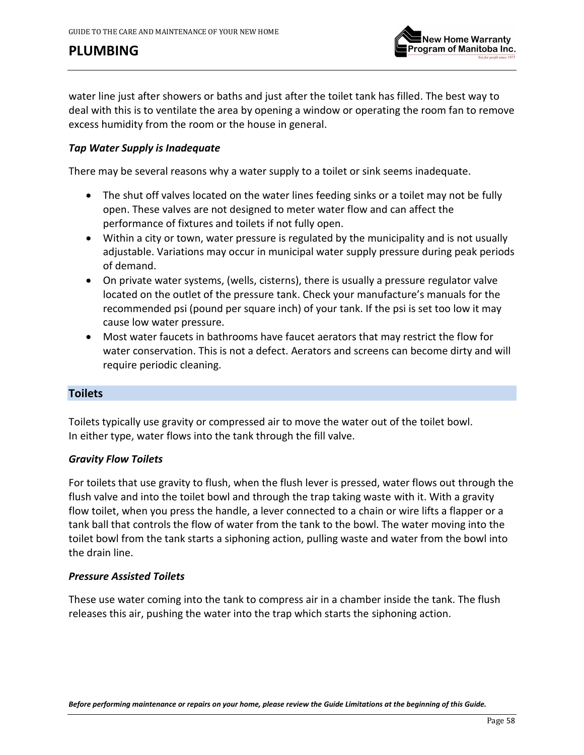water line just after showers or baths and just after the toilet tank has filled. The best way to deal with this is to ventilate the area by opening a window or operating the room fan to remove excess humidity from the room or the house in general.

### *Tap Water Supply is Inadequate*

There may be several reasons why a water supply to a toilet or sink seems inadequate.

- The shut off valves located on the water lines feeding sinks or a toilet may not be fully open. These valves are not designed to meter water flow and can affect the performance of fixtures and toilets if not fully open.
- Within a city or town, water pressure is regulated by the municipality and is not usually adjustable. Variations may occur in municipal water supply pressure during peak periods of demand.
- On private water systems, (wells, cisterns), there is usually a pressure regulator valve located on the outlet of the pressure tank. Check your manufacture's manuals for the recommended psi (pound per square inch) of your tank. If the psi is set too low it may cause low water pressure.
- Most water faucets in bathrooms have faucet aerators that may restrict the flow for water conservation. This is not a defect. Aerators and screens can become dirty and will require periodic cleaning.

## Toilets

Toilets typically use gravity or compressed air to move the water out of the toilet bowl. In either type, water flows into the tank through the fill valve.

### *Gravity Flow Toilets*

For toilets that use gravity to flush, when the flush lever is pressed, water flows out through the flush valve and into the toilet bowl and through the trap taking waste with it. With a gravity flow toilet, when you press the handle, a lever connected to a chain or wire lifts a flapper or a tank ball that controls the flow of water from the tank to the bowl. The water moving into the toilet bowl from the tank starts a siphoning action, pulling waste and water from the bowl into the drain line.

### *Pressure Assisted Toilets*

These use water coming into the tank to compress air in a chamber inside the tank. The flush releases this air, pushing the water into the trap which starts the siphoning action.

***Before performing maintenance or repairs on your home, please review the Guide Limitations at the beginning of this Guide.***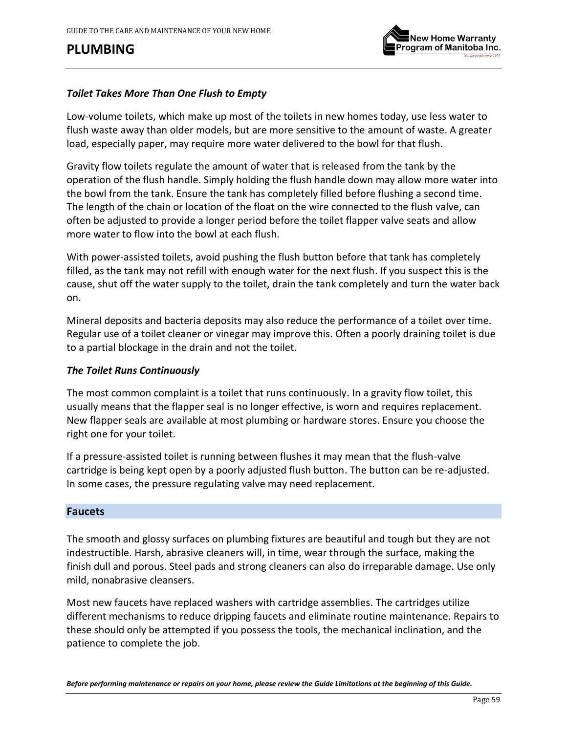# PLUMBING

### *Toilet Takes More Than One Flush to Empty*

Low-volume toilets, which make up most of the toilets in new homes today, use less water to flush waste away than older models, but are more sensitive to the amount of waste. A greater load, especially paper, may require more water delivered to the bowl for that flush.

Gravity flow toilets regulate the amount of water that is released from the tank by the operation of the flush handle. Simply holding the flush handle down may allow more water into the bowl from the tank. Ensure the tank has completely filled before flushing a second time. The length of the chain or location of the float on the wire connected to the flush valve, can often be adjusted to provide a longer period before the toilet flapper valve seats and allow more water to flow into the bowl at each flush.

With power-assisted toilets, avoid pushing the flush button before that tank has completely filled, as the tank may not refill with enough water for the next flush. If you suspect this is the cause, shut off the water supply to the toilet, drain the tank completely and turn the water back on.

Mineral deposits and bacteria deposits may also reduce the performance of a toilet over time. Regular use of a toilet cleaner or vinegar may improve this. Often a poorly draining toilet is due to a partial blockage in the drain and not the toilet.

### *The Toilet Runs Continuously*

The most common complaint is a toilet that runs continuously. In a gravity flow toilet, this usually means that the flapper seal is no longer effective, is worn and requires replacement. New flapper seals are available at most plumbing or hardware stores. Ensure you choose the right one for your toilet.

If a pressure-assisted toilet is running between flushes it may mean that the flush-valve cartridge is being kept open by a poorly adjusted flush button. The button can be re-adjusted. In some cases, the pressure regulating valve may need replacement.

## Faucets

The smooth and glossy surfaces on plumbing fixtures are beautiful and tough but they are not indestructible. Harsh, abrasive cleaners will, in time, wear through the surface, making the finish dull and porous. Steel pads and strong cleaners can also do irreparable damage. Use only mild, nonabrasive cleansers.

Most new faucets have replaced washers with cartridge assemblies. The cartridges utilize different mechanisms to reduce dripping faucets and eliminate routine maintenance. Repairs to these should only be attempted if you possess the tools, the mechanical inclination, and the patience to complete the job.

***Before performing maintenance or repairs on your home, please review the Guide Limitations at the beginning of this Guide.***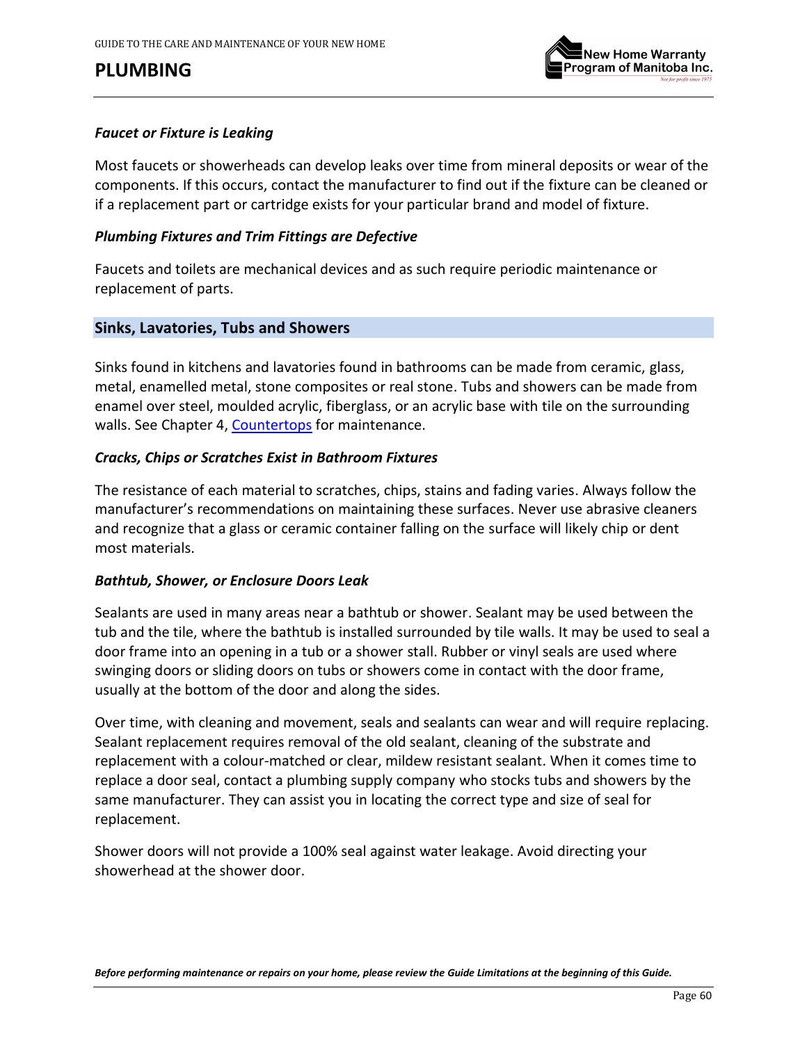# PLUMBING

### *Faucet or Fixture is Leaking*

Most faucets or showerheads can develop leaks over time from mineral deposits or wear of the components. If this occurs, contact the manufacturer to find out if the fixture can be cleaned or if a replacement part or cartridge exists for your particular brand and model of fixture.

### *Plumbing Fixtures and Trim Fittings are Defective*

Faucets and toilets are mechanical devices and as such require periodic maintenance or replacement of parts.

## Sinks, Lavatories, Tubs and Showers

Sinks found in kitchens and lavatories found in bathrooms can be made from ceramic, glass, metal, enamelled metal, stone composites or real stone. Tubs and showers can be made from enamel over steel, moulded acrylic, fiberglass, or an acrylic base with tile on the surrounding walls. See Chapter 4, Countertops for maintenance.

### *Cracks, Chips or Scratches Exist in Bathroom Fixtures*

The resistance of each material to scratches, chips, stains and fading varies. Always follow the manufacturer's recommendations on maintaining these surfaces. Never use abrasive cleaners and recognize that a glass or ceramic container falling on the surface will likely chip or dent most materials.

### *Bathtub, Shower, or Enclosure Doors Leak*

Sealants are used in many areas near a bathtub or shower. Sealant may be used between the tub and the tile, where the bathtub is installed surrounded by tile walls. It may be used to seal a door frame into an opening in a tub or a shower stall. Rubber or vinyl seals are used where swinging doors or sliding doors on tubs or showers come in contact with the door frame, usually at the bottom of the door and along the sides.

Over time, with cleaning and movement, seals and sealants can wear and will require replacing. Sealant replacement requires removal of the old sealant, cleaning of the substrate and replacement with a colour-matched or clear, mildew resistant sealant. When it comes time to replace a door seal, contact a plumbing supply company who stocks tubs and showers by the same manufacturer. They can assist you in locating the correct type and size of seal for replacement.

Shower doors will not provide a 100% seal against water leakage. Avoid directing your showerhead at the shower door.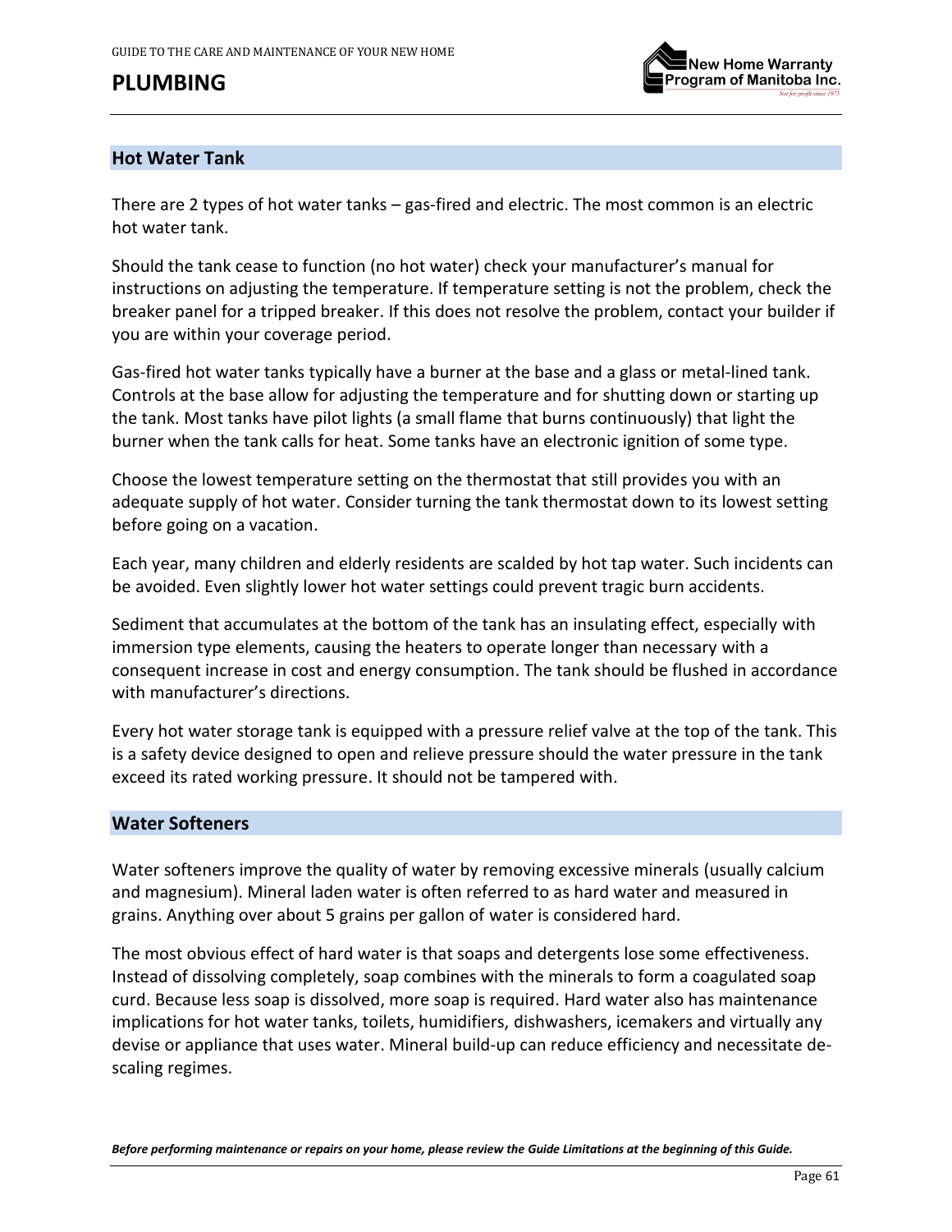# PLUMBING

## Hot Water Tank

There are 2 types of hot water tanks – gas-fired and electric. The most common is an electric hot water tank.

Should the tank cease to function (no hot water) check your manufacturer's manual for instructions on adjusting the temperature. If temperature setting is not the problem, check the breaker panel for a tripped breaker. If this does not resolve the problem, contact your builder if you are within your coverage period.

Gas-fired hot water tanks typically have a burner at the base and a glass or metal-lined tank. Controls at the base allow for adjusting the temperature and for shutting down or starting up the tank. Most tanks have pilot lights (a small flame that burns continuously) that light the burner when the tank calls for heat. Some tanks have an electronic ignition of some type.

Choose the lowest temperature setting on the thermostat that still provides you with an adequate supply of hot water. Consider turning the tank thermostat down to its lowest setting before going on a vacation.

Each year, many children and elderly residents are scalded by hot tap water. Such incidents can be avoided. Even slightly lower hot water settings could prevent tragic burn accidents.

Sediment that accumulates at the bottom of the tank has an insulating effect, especially with immersion type elements, causing the heaters to operate longer than necessary with a consequent increase in cost and energy consumption. The tank should be flushed in accordance with manufacturer's directions.

Every hot water storage tank is equipped with a pressure relief valve at the top of the tank. This is a safety device designed to open and relieve pressure should the water pressure in the tank exceed its rated working pressure. It should not be tampered with.

## Water Softeners

Water softeners improve the quality of water by removing excessive minerals (usually calcium and magnesium). Mineral laden water is often referred to as hard water and measured in grains. Anything over about 5 grains per gallon of water is considered hard.

The most obvious effect of hard water is that soaps and detergents lose some effectiveness. Instead of dissolving completely, soap combines with the minerals to form a coagulated soap curd. Because less soap is dissolved, more soap is required. Hard water also has maintenance implications for hot water tanks, toilets, humidifiers, dishwashers, icemakers and virtually any devise or appliance that uses water. Mineral build-up can reduce efficiency and necessitate de-scaling regimes.

***Before performing maintenance or repairs on your home, please review the Guide Limitations at the beginning of this Guide.***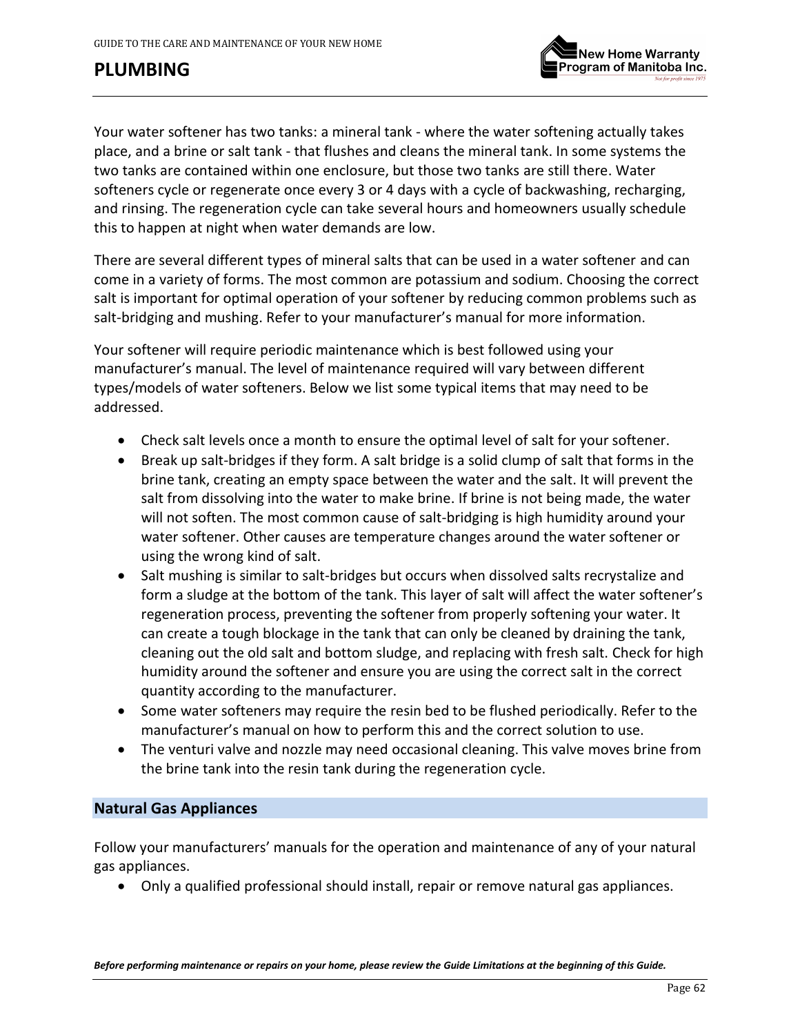Your water softener has two tanks: a mineral tank - where the water softening actually takes place, and a brine or salt tank - that flushes and cleans the mineral tank. In some systems the two tanks are contained within one enclosure, but those two tanks are still there. Water softeners cycle or regenerate once every 3 or 4 days with a cycle of backwashing, recharging, and rinsing. The regeneration cycle can take several hours and homeowners usually schedule this to happen at night when water demands are low.

There are several different types of mineral salts that can be used in a water softener and can come in a variety of forms. The most common are potassium and sodium. Choosing the correct salt is important for optimal operation of your softener by reducing common problems such as salt-bridging and mushing. Refer to your manufacturer's manual for more information.

Your softener will require periodic maintenance which is best followed using your manufacturer's manual. The level of maintenance required will vary between different types/models of water softeners. Below we list some typical items that may need to be addressed.

- Check salt levels once a month to ensure the optimal level of salt for your softener.
- Break up salt-bridges if they form. A salt bridge is a solid clump of salt that forms in the brine tank, creating an empty space between the water and the salt. It will prevent the salt from dissolving into the water to make brine. If brine is not being made, the water will not soften. The most common cause of salt-bridging is high humidity around your water softener. Other causes are temperature changes around the water softener or using the wrong kind of salt.
- Salt mushing is similar to salt-bridges but occurs when dissolved salts recrystalize and form a sludge at the bottom of the tank. This layer of salt will affect the water softener's regeneration process, preventing the softener from properly softening your water. It can create a tough blockage in the tank that can only be cleaned by draining the tank, cleaning out the old salt and bottom sludge, and replacing with fresh salt. Check for high humidity around the softener and ensure you are using the correct salt in the correct quantity according to the manufacturer.
- Some water softeners may require the resin bed to be flushed periodically. Refer to the manufacturer's manual on how to perform this and the correct solution to use.
- The venturi valve and nozzle may need occasional cleaning. This valve moves brine from the brine tank into the resin tank during the regeneration cycle.

### Natural Gas Appliances

Follow your manufacturers' manuals for the operation and maintenance of any of your natural gas appliances.

- Only a qualified professional should install, repair or remove natural gas appliances.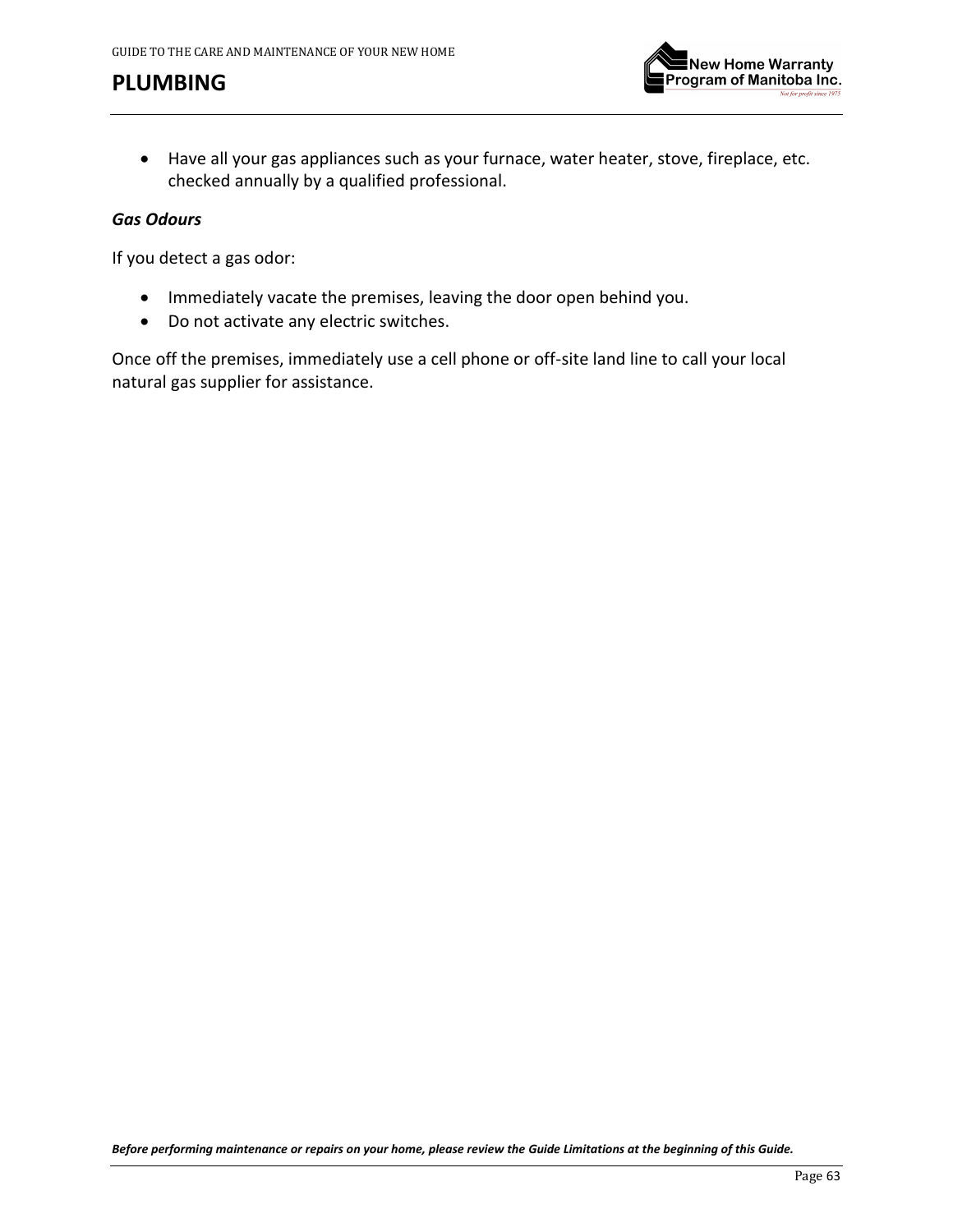# PLUMBING

- Have all your gas appliances such as your furnace, water heater, stove, fireplace, etc. checked annually by a qualified professional.

### *Gas Odours*

If you detect a gas odor:

- Immediately vacate the premises, leaving the door open behind you.
- Do not activate any electric switches.

Once off the premises, immediately use a cell phone or off-site land line to call your local natural gas supplier for assistance.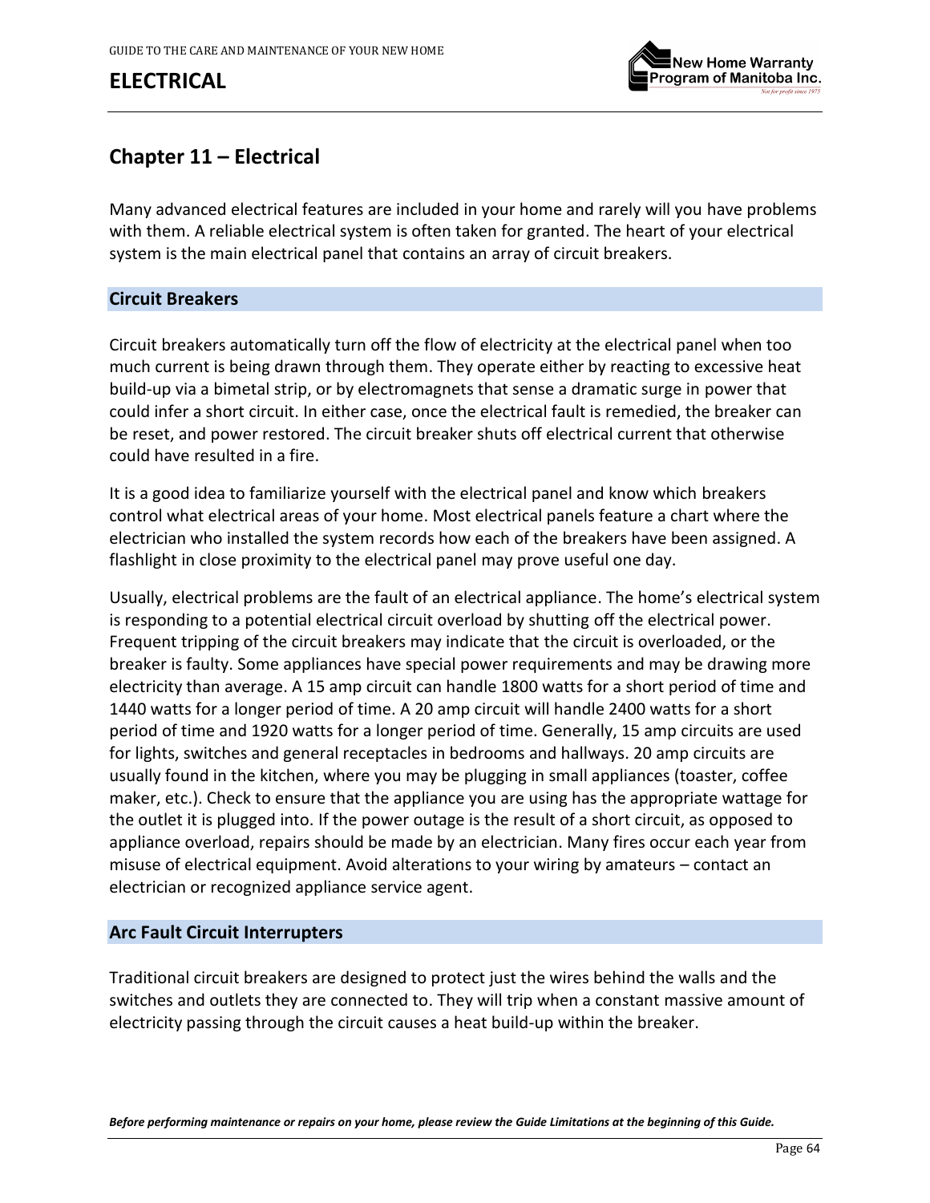# ELECTRICAL

## Chapter 11 – Electrical

Many advanced electrical features are included in your home and rarely will you have problems with them. A reliable electrical system is often taken for granted. The heart of your electrical system is the main electrical panel that contains an array of circuit breakers.

### Circuit Breakers

Circuit breakers automatically turn off the flow of electricity at the electrical panel when too much current is being drawn through them. They operate either by reacting to excessive heat build-up via a bimetal strip, or by electromagnets that sense a dramatic surge in power that could infer a short circuit. In either case, once the electrical fault is remedied, the breaker can be reset, and power restored. The circuit breaker shuts off electrical current that otherwise could have resulted in a fire.

It is a good idea to familiarize yourself with the electrical panel and know which breakers control what electrical areas of your home. Most electrical panels feature a chart where the electrician who installed the system records how each of the breakers have been assigned. A flashlight in close proximity to the electrical panel may prove useful one day.

Usually, electrical problems are the fault of an electrical appliance. The home's electrical system is responding to a potential electrical circuit overload by shutting off the electrical power. Frequent tripping of the circuit breakers may indicate that the circuit is overloaded, or the breaker is faulty. Some appliances have special power requirements and may be drawing more electricity than average. A 15 amp circuit can handle 1800 watts for a short period of time and 1440 watts for a longer period of time. A 20 amp circuit will handle 2400 watts for a short period of time and 1920 watts for a longer period of time. Generally, 15 amp circuits are used for lights, switches and general receptacles in bedrooms and hallways. 20 amp circuits are usually found in the kitchen, where you may be plugging in small appliances (toaster, coffee maker, etc.). Check to ensure that the appliance you are using has the appropriate wattage for the outlet it is plugged into. If the power outage is the result of a short circuit, as opposed to appliance overload, repairs should be made by an electrician. Many fires occur each year from misuse of electrical equipment. Avoid alterations to your wiring by amateurs – contact an electrician or recognized appliance service agent.

### Arc Fault Circuit Interrupters

Traditional circuit breakers are designed to protect just the wires behind the walls and the switches and outlets they are connected to. They will trip when a constant massive amount of electricity passing through the circuit causes a heat build-up within the breaker.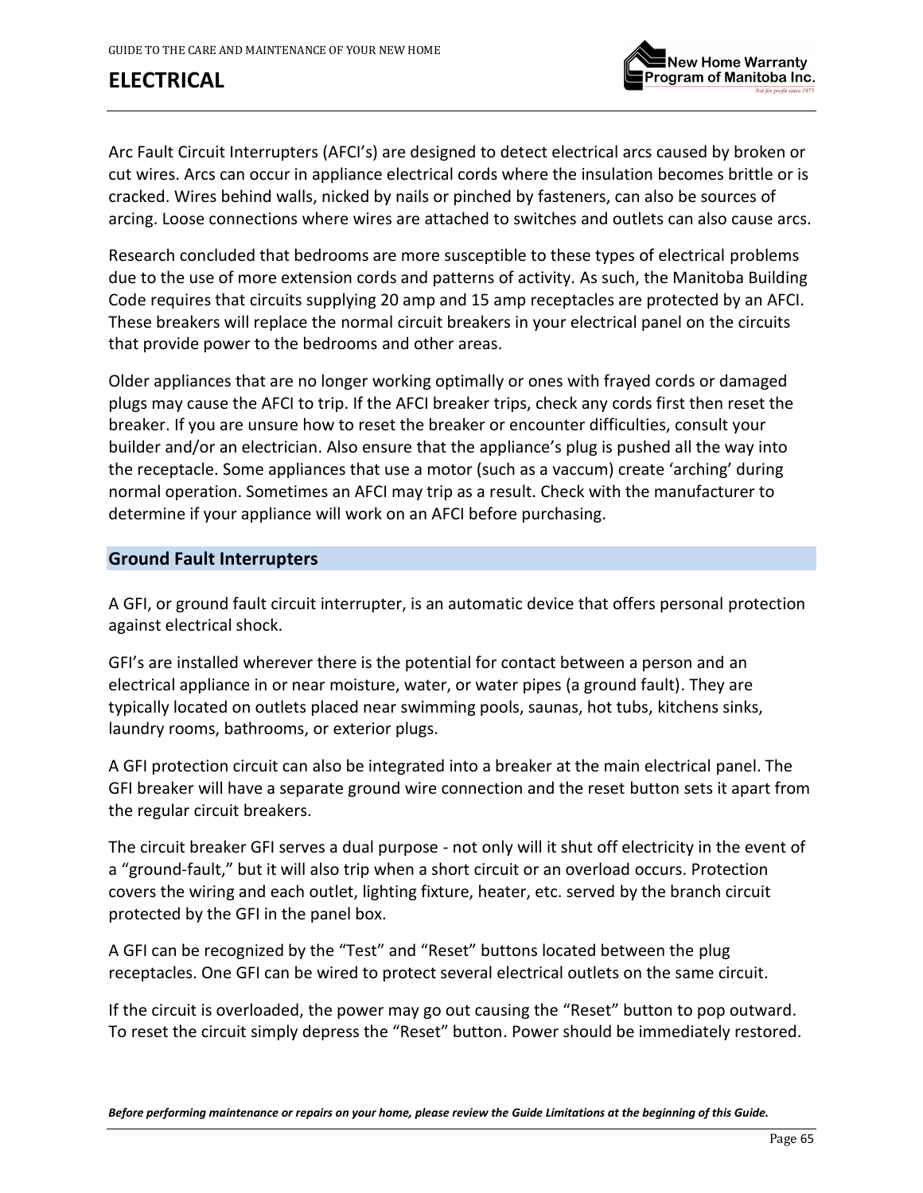# ELECTRICAL

Arc Fault Circuit Interrupters (AFCI's) are designed to detect electrical arcs caused by broken or cut wires. Arcs can occur in appliance electrical cords where the insulation becomes brittle or is cracked. Wires behind walls, nicked by nails or pinched by fasteners, can also be sources of arcing. Loose connections where wires are attached to switches and outlets can also cause arcs.

Research concluded that bedrooms are more susceptible to these types of electrical problems due to the use of more extension cords and patterns of activity. As such, the Manitoba Building Code requires that circuits supplying 20 amp and 15 amp receptacles are protected by an AFCI. These breakers will replace the normal circuit breakers in your electrical panel on the circuits that provide power to the bedrooms and other areas.

Older appliances that are no longer working optimally or ones with frayed cords or damaged plugs may cause the AFCI to trip. If the AFCI breaker trips, check any cords first then reset the breaker. If you are unsure how to reset the breaker or encounter difficulties, consult your builder and/or an electrician. Also ensure that the appliance's plug is pushed all the way into the receptacle. Some appliances that use a motor (such as a vaccum) create 'arching' during normal operation. Sometimes an AFCI may trip as a result. Check with the manufacturer to determine if your appliance will work on an AFCI before purchasing.

## Ground Fault Interrupters

A GFI, or ground fault circuit interrupter, is an automatic device that offers personal protection against electrical shock.

GFI's are installed wherever there is the potential for contact between a person and an electrical appliance in or near moisture, water, or water pipes (a ground fault). They are typically located on outlets placed near swimming pools, saunas, hot tubs, kitchens sinks, laundry rooms, bathrooms, or exterior plugs.

A GFI protection circuit can also be integrated into a breaker at the main electrical panel. The GFI breaker will have a separate ground wire connection and the reset button sets it apart from the regular circuit breakers.

The circuit breaker GFI serves a dual purpose - not only will it shut off electricity in the event of a "ground-fault," but it will also trip when a short circuit or an overload occurs. Protection covers the wiring and each outlet, lighting fixture, heater, etc. served by the branch circuit protected by the GFI in the panel box.

A GFI can be recognized by the "Test" and "Reset" buttons located between the plug receptacles. One GFI can be wired to protect several electrical outlets on the same circuit.

If the circuit is overloaded, the power may go out causing the "Reset" button to pop outward. To reset the circuit simply depress the "Reset" button. Power should be immediately restored.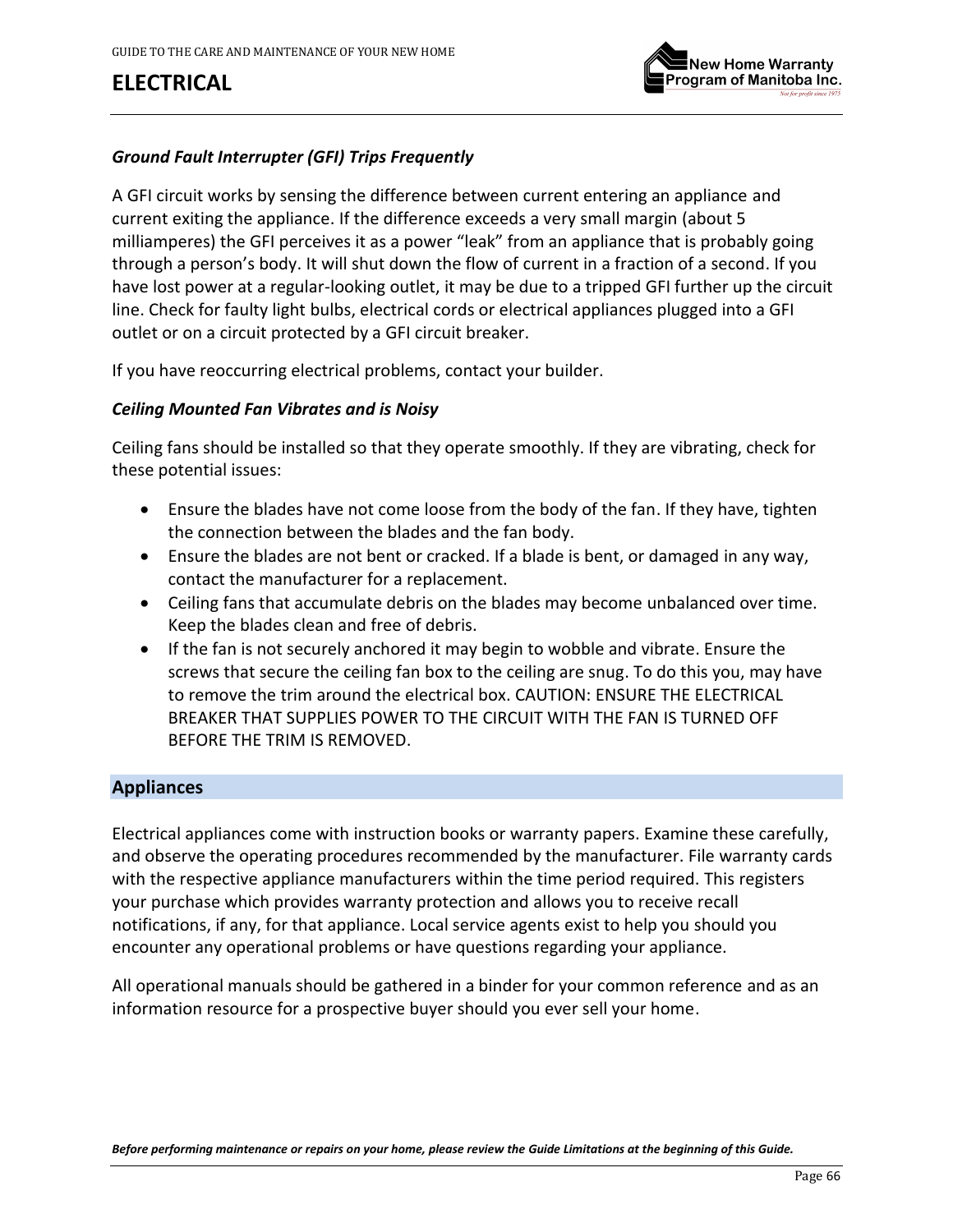# ELECTRICAL

### *Ground Fault Interrupter (GFI) Trips Frequently*

A GFI circuit works by sensing the difference between current entering an appliance and current exiting the appliance. If the difference exceeds a very small margin (about 5 milliamperes) the GFI perceives it as a power "leak" from an appliance that is probably going through a person's body. It will shut down the flow of current in a fraction of a second. If you have lost power at a regular-looking outlet, it may be due to a tripped GFI further up the circuit line. Check for faulty light bulbs, electrical cords or electrical appliances plugged into a GFI outlet or on a circuit protected by a GFI circuit breaker.

If you have reoccurring electrical problems, contact your builder.

### *Ceiling Mounted Fan Vibrates and is Noisy*

Ceiling fans should be installed so that they operate smoothly. If they are vibrating, check for these potential issues:

- Ensure the blades have not come loose from the body of the fan. If they have, tighten the connection between the blades and the fan body.
- Ensure the blades are not bent or cracked. If a blade is bent, or damaged in any way, contact the manufacturer for a replacement.
- Ceiling fans that accumulate debris on the blades may become unbalanced over time. Keep the blades clean and free of debris.
- If the fan is not securely anchored it may begin to wobble and vibrate. Ensure the screws that secure the ceiling fan box to the ceiling are snug. To do this you, may have to remove the trim around the electrical box. CAUTION: ENSURE THE ELECTRICAL BREAKER THAT SUPPLIES POWER TO THE CIRCUIT WITH THE FAN IS TURNED OFF BEFORE THE TRIM IS REMOVED.

## Appliances

Electrical appliances come with instruction books or warranty papers. Examine these carefully, and observe the operating procedures recommended by the manufacturer. File warranty cards with the respective appliance manufacturers within the time period required. This registers your purchase which provides warranty protection and allows you to receive recall notifications, if any, for that appliance. Local service agents exist to help you should you encounter any operational problems or have questions regarding your appliance.

All operational manuals should be gathered in a binder for your common reference and as an information resource for a prospective buyer should you ever sell your home.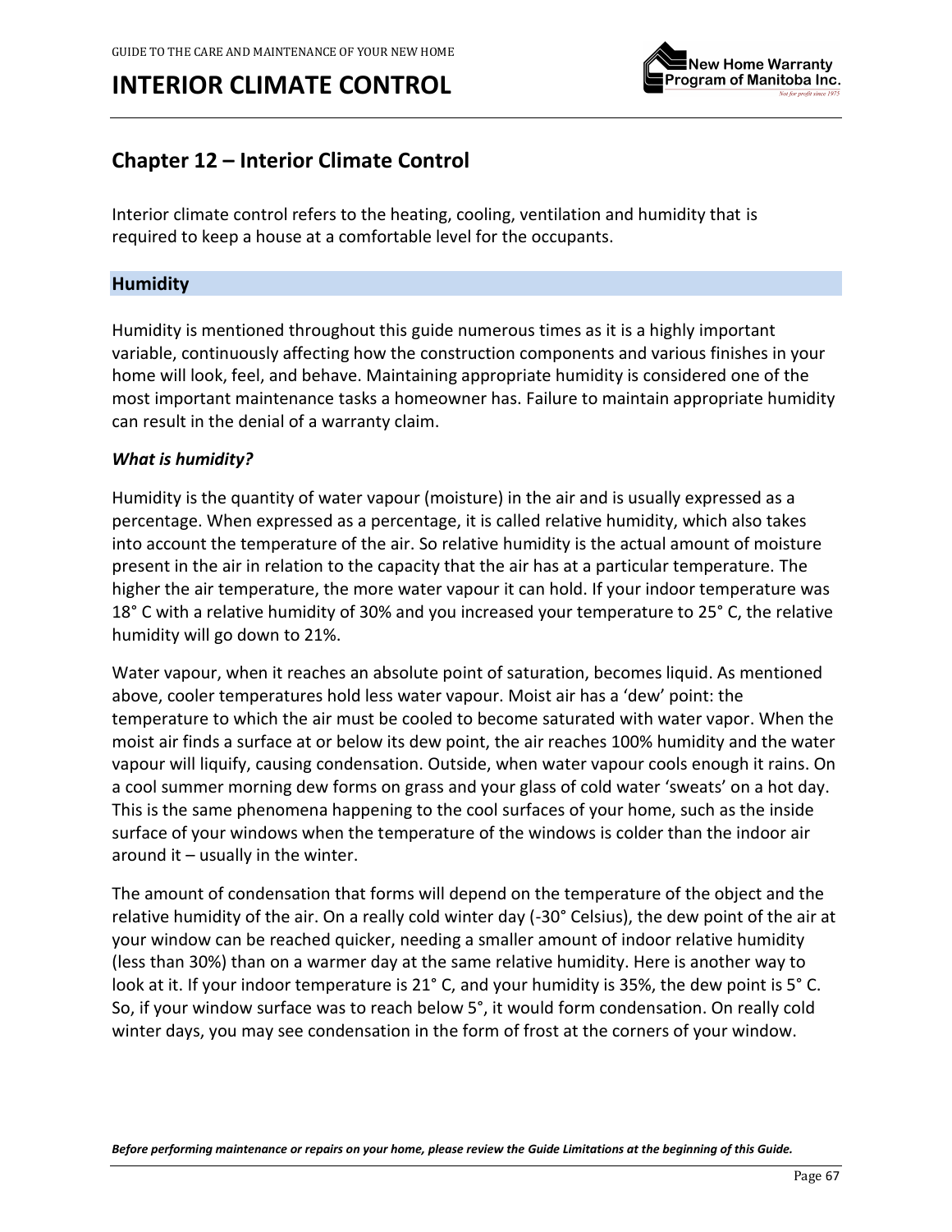# Chapter 12 – Interior Climate Control

Interior climate control refers to the heating, cooling, ventilation and humidity that is required to keep a house at a comfortable level for the occupants.

## Humidity

Humidity is mentioned throughout this guide numerous times as it is a highly important variable, continuously affecting how the construction components and various finishes in your home will look, feel, and behave. Maintaining appropriate humidity is considered one of the most important maintenance tasks a homeowner has. Failure to maintain appropriate humidity can result in the denial of a warranty claim.

***What is humidity?***

Humidity is the quantity of water vapour (moisture) in the air and is usually expressed as a percentage. When expressed as a percentage, it is called relative humidity, which also takes into account the temperature of the air. So relative humidity is the actual amount of moisture present in the air in relation to the capacity that the air has at a particular temperature. The higher the air temperature, the more water vapour it can hold. If your indoor temperature was 18° C with a relative humidity of 30% and you increased your temperature to 25° C, the relative humidity will go down to 21%.

Water vapour, when it reaches an absolute point of saturation, becomes liquid. As mentioned above, cooler temperatures hold less water vapour. Moist air has a 'dew' point: the temperature to which the air must be cooled to become saturated with water vapor. When the moist air finds a surface at or below its dew point, the air reaches 100% humidity and the water vapour will liquify, causing condensation. Outside, when water vapour cools enough it rains. On a cool summer morning dew forms on grass and your glass of cold water 'sweats' on a hot day. This is the same phenomena happening to the cool surfaces of your home, such as the inside surface of your windows when the temperature of the windows is colder than the indoor air around it – usually in the winter.

The amount of condensation that forms will depend on the temperature of the object and the relative humidity of the air. On a really cold winter day (-30° Celsius), the dew point of the air at your window can be reached quicker, needing a smaller amount of indoor relative humidity (less than 30%) than on a warmer day at the same relative humidity. Here is another way to look at it. If your indoor temperature is 21° C, and your humidity is 35%, the dew point is 5° C. So, if your window surface was to reach below 5°, it would form condensation. On really cold winter days, you may see condensation in the form of frost at the corners of your window.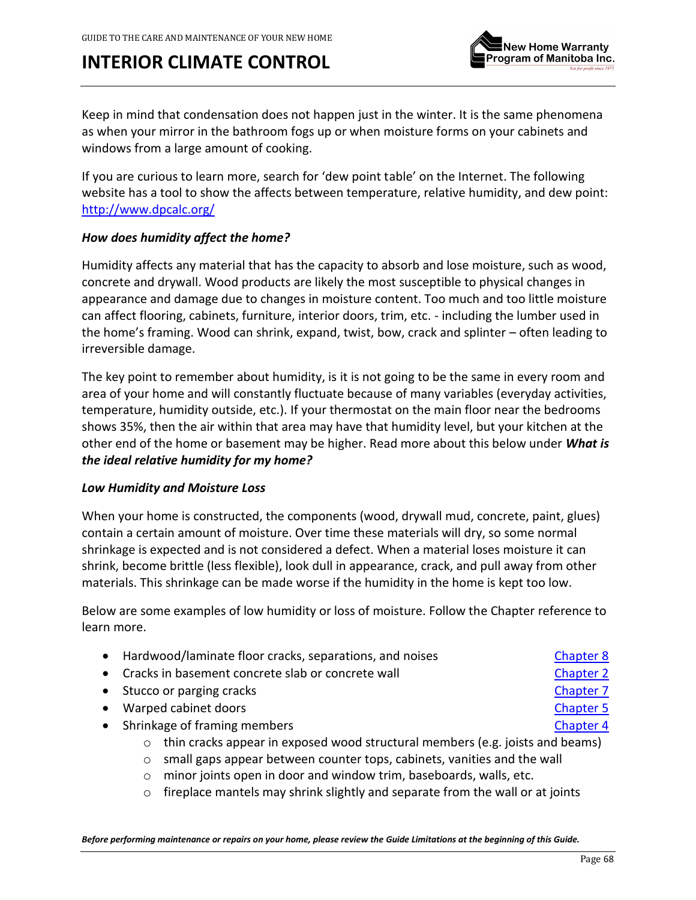# INTERIOR CLIMATE CONTROL

Keep in mind that condensation does not happen just in the winter. It is the same phenomena as when your mirror in the bathroom fogs up or when moisture forms on your cabinets and windows from a large amount of cooking.

If you are curious to learn more, search for 'dew point table' on the Internet. The following website has a tool to show the affects between temperature, relative humidity, and dew point: [http://www.dpcalc.org/](http://www.dpcalc.org/)

***How does humidity affect the home?***

Humidity affects any material that has the capacity to absorb and lose moisture, such as wood, concrete and drywall. Wood products are likely the most susceptible to physical changes in appearance and damage due to changes in moisture content. Too much and too little moisture can affect flooring, cabinets, furniture, interior doors, trim, etc. - including the lumber used in the home's framing. Wood can shrink, expand, twist, bow, crack and splinter – often leading to irreversible damage.

The key point to remember about humidity, is it is not going to be the same in every room and area of your home and will constantly fluctuate because of many variables (everyday activities, temperature, humidity outside, etc.). If your thermostat on the main floor near the bedrooms shows 35%, then the air within that area may have that humidity level, but your kitchen at the other end of the home or basement may be higher. Read more about this below under ***What is the ideal relative humidity for my home?***

***Low Humidity and Moisture Loss***

When your home is constructed, the components (wood, drywall mud, concrete, paint, glues) contain a certain amount of moisture. Over time these materials will dry, so some normal shrinkage is expected and is not considered a defect. When a material loses moisture it can shrink, become brittle (less flexible), look dull in appearance, crack, and pull away from other materials. This shrinkage can be made worse if the humidity in the home is kept too low.

Below are some examples of low humidity or loss of moisture. Follow the Chapter reference to learn more.

- Hardwood/laminate floor cracks, separations, and noises — Chapter 8
- Cracks in basement concrete slab or concrete wall — Chapter 2
- Stucco or parging cracks — Chapter 7
- Warped cabinet doors — Chapter 5
- Shrinkage of framing members — Chapter 4
  - thin cracks appear in exposed wood structural members (e.g. joists and beams)
  - small gaps appear between counter tops, cabinets, vanities and the wall
  - minor joints open in door and window trim, baseboards, walls, etc.
  - fireplace mantels may shrink slightly and separate from the wall or at joints

***Before performing maintenance or repairs on your home, please review the Guide Limitations at the beginning of this Guide.***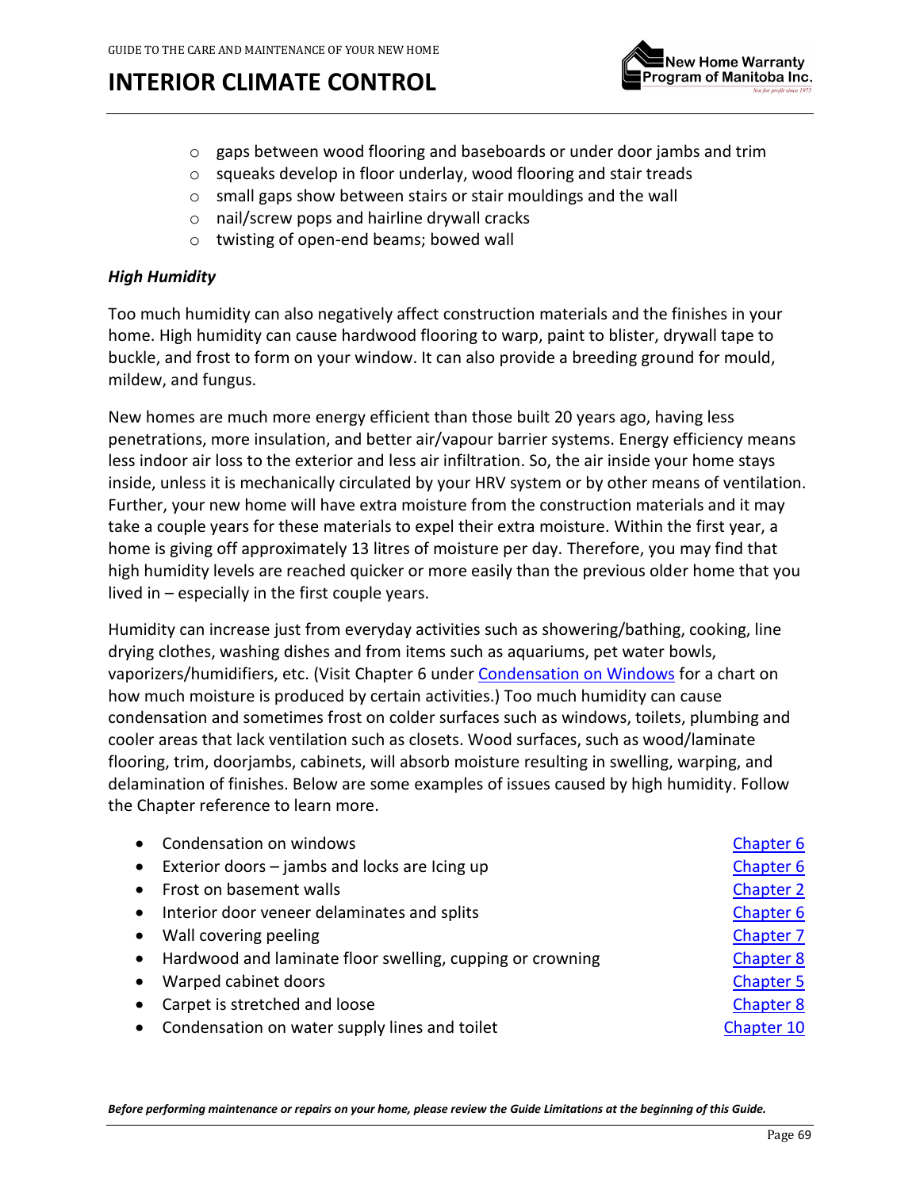- gaps between wood flooring and baseboards or under door jambs and trim
- squeaks develop in floor underlay, wood flooring and stair treads
- small gaps show between stairs or stair mouldings and the wall
- nail/screw pops and hairline drywall cracks
- twisting of open-end beams; bowed wall

***High Humidity***

Too much humidity can also negatively affect construction materials and the finishes in your home. High humidity can cause hardwood flooring to warp, paint to blister, drywall tape to buckle, and frost to form on your window. It can also provide a breeding ground for mould, mildew, and fungus.

New homes are much more energy efficient than those built 20 years ago, having less penetrations, more insulation, and better air/vapour barrier systems. Energy efficiency means less indoor air loss to the exterior and less air infiltration. So, the air inside your home stays inside, unless it is mechanically circulated by your HRV system or by other means of ventilation. Further, your new home will have extra moisture from the construction materials and it may take a couple years for these materials to expel their extra moisture. Within the first year, a home is giving off approximately 13 litres of moisture per day. Therefore, you may find that high humidity levels are reached quicker or more easily than the previous older home that you lived in – especially in the first couple years.

Humidity can increase just from everyday activities such as showering/bathing, cooking, line drying clothes, washing dishes and from items such as aquariums, pet water bowls, vaporizers/humidifiers, etc. (Visit Chapter 6 under Condensation on Windows for a chart on how much moisture is produced by certain activities.) Too much humidity can cause condensation and sometimes frost on colder surfaces such as windows, toilets, plumbing and cooler areas that lack ventilation such as closets. Wood surfaces, such as wood/laminate flooring, trim, doorjambs, cabinets, will absorb moisture resulting in swelling, warping, and delamination of finishes. Below are some examples of issues caused by high humidity. Follow the Chapter reference to learn more.

- Condensation on windows — Chapter 6
- Exterior doors – jambs and locks are Icing up — Chapter 6
- Frost on basement walls — Chapter 2
- Interior door veneer delaminates and splits — Chapter 6
- Wall covering peeling — Chapter 7
- Hardwood and laminate floor swelling, cupping or crowning — Chapter 8
- Warped cabinet doors — Chapter 5
- Carpet is stretched and loose — Chapter 8
- Condensation on water supply lines and toilet — Chapter 10

***Before performing maintenance or repairs on your home, please review the Guide Limitations at the beginning of this Guide.***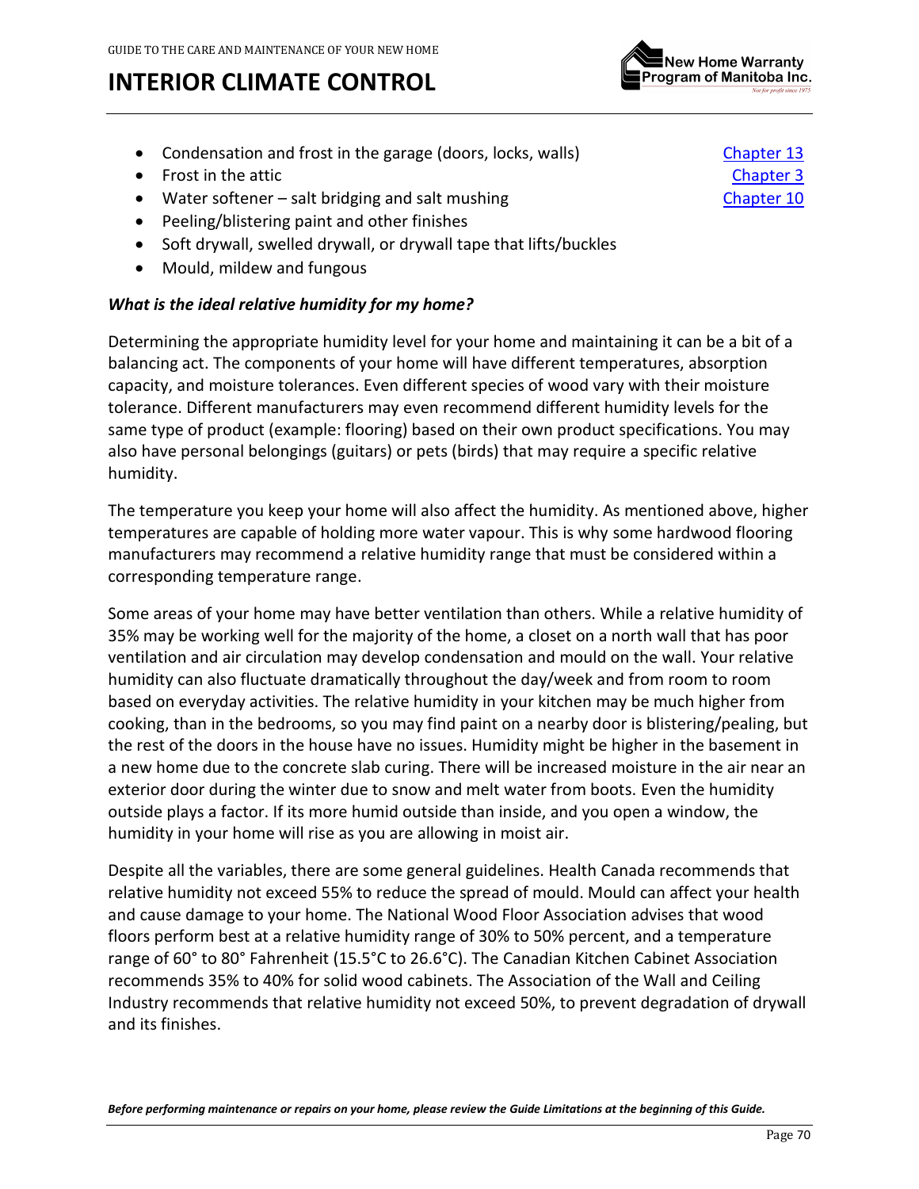- Condensation and frost in the garage (doors, locks, walls) Chapter 13
- Frost in the attic Chapter 3
- Water softener – salt bridging and salt mushing Chapter 10
- Peeling/blistering paint and other finishes
- Soft drywall, swelled drywall, or drywall tape that lifts/buckles
- Mould, mildew and fungous

***What is the ideal relative humidity for my home?***

Determining the appropriate humidity level for your home and maintaining it can be a bit of a balancing act. The components of your home will have different temperatures, absorption capacity, and moisture tolerances. Even different species of wood vary with their moisture tolerance. Different manufacturers may even recommend different humidity levels for the same type of product (example: flooring) based on their own product specifications. You may also have personal belongings (guitars) or pets (birds) that may require a specific relative humidity.

The temperature you keep your home will also affect the humidity. As mentioned above, higher temperatures are capable of holding more water vapour. This is why some hardwood flooring manufacturers may recommend a relative humidity range that must be considered within a corresponding temperature range.

Some areas of your home may have better ventilation than others. While a relative humidity of 35% may be working well for the majority of the home, a closet on a north wall that has poor ventilation and air circulation may develop condensation and mould on the wall. Your relative humidity can also fluctuate dramatically throughout the day/week and from room to room based on everyday activities. The relative humidity in your kitchen may be much higher from cooking, than in the bedrooms, so you may find paint on a nearby door is blistering/pealing, but the rest of the doors in the house have no issues. Humidity might be higher in the basement in a new home due to the concrete slab curing. There will be increased moisture in the air near an exterior door during the winter due to snow and melt water from boots. Even the humidity outside plays a factor. If its more humid outside than inside, and you open a window, the humidity in your home will rise as you are allowing in moist air.

Despite all the variables, there are some general guidelines. Health Canada recommends that relative humidity not exceed 55% to reduce the spread of mould. Mould can affect your health and cause damage to your home. The National Wood Floor Association advises that wood floors perform best at a relative humidity range of 30% to 50% percent, and a temperature range of 60˚ to 80˚ Fahrenheit (15.5˚C to 26.6˚C). The Canadian Kitchen Cabinet Association recommends 35% to 40% for solid wood cabinets. The Association of the Wall and Ceiling Industry recommends that relative humidity not exceed 50%, to prevent degradation of drywall and its finishes.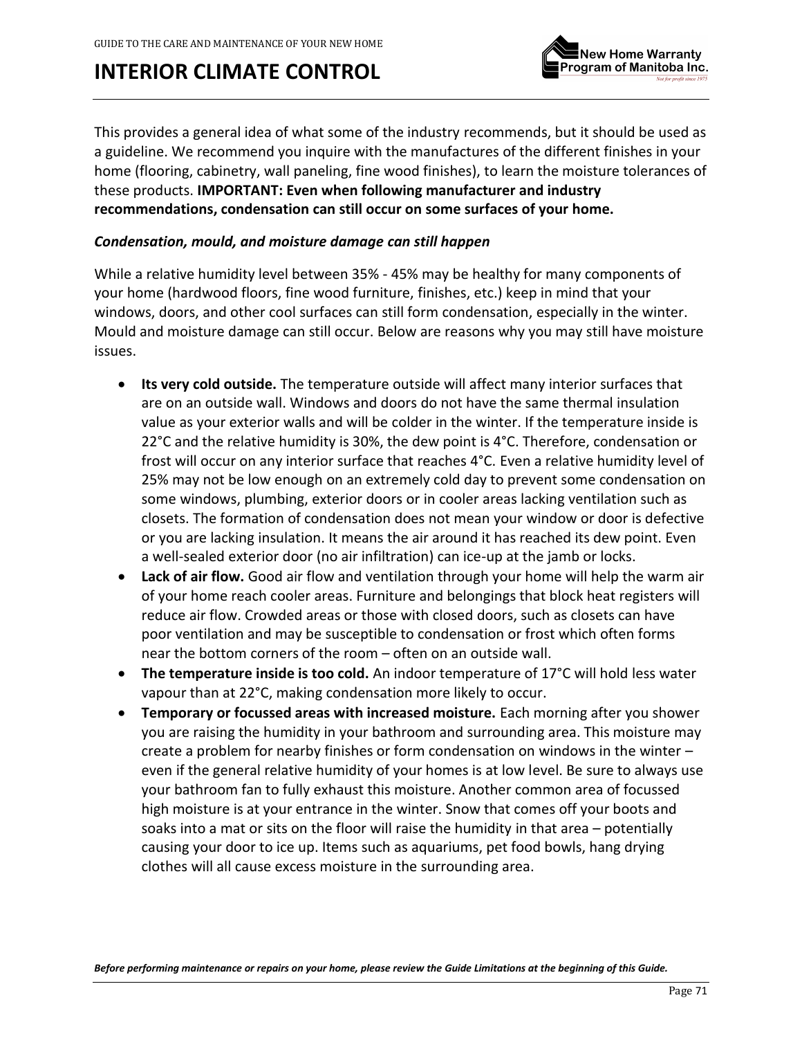# INTERIOR CLIMATE CONTROL

This provides a general idea of what some of the industry recommends, but it should be used as a guideline. We recommend you inquire with the manufactures of the different finishes in your home (flooring, cabinetry, wall paneling, fine wood finishes), to learn the moisture tolerances of these products. **IMPORTANT: Even when following manufacturer and industry recommendations, condensation can still occur on some surfaces of your home.**

***Condensation, mould, and moisture damage can still happen***

While a relative humidity level between 35% - 45% may be healthy for many components of your home (hardwood floors, fine wood furniture, finishes, etc.) keep in mind that your windows, doors, and other cool surfaces can still form condensation, especially in the winter. Mould and moisture damage can still occur. Below are reasons why you may still have moisture issues.

- **Its very cold outside.** The temperature outside will affect many interior surfaces that are on an outside wall. Windows and doors do not have the same thermal insulation value as your exterior walls and will be colder in the winter. If the temperature inside is 22°C and the relative humidity is 30%, the dew point is 4°C. Therefore, condensation or frost will occur on any interior surface that reaches 4°C. Even a relative humidity level of 25% may not be low enough on an extremely cold day to prevent some condensation on some windows, plumbing, exterior doors or in cooler areas lacking ventilation such as closets. The formation of condensation does not mean your window or door is defective or you are lacking insulation. It means the air around it has reached its dew point. Even a well-sealed exterior door (no air infiltration) can ice-up at the jamb or locks.
- **Lack of air flow.** Good air flow and ventilation through your home will help the warm air of your home reach cooler areas. Furniture and belongings that block heat registers will reduce air flow. Crowded areas or those with closed doors, such as closets can have poor ventilation and may be susceptible to condensation or frost which often forms near the bottom corners of the room – often on an outside wall.
- **The temperature inside is too cold.** An indoor temperature of 17°C will hold less water vapour than at 22°C, making condensation more likely to occur.
- **Temporary or focussed areas with increased moisture.** Each morning after you shower you are raising the humidity in your bathroom and surrounding area. This moisture may create a problem for nearby finishes or form condensation on windows in the winter – even if the general relative humidity of your homes is at low level. Be sure to always use your bathroom fan to fully exhaust this moisture. Another common area of focussed high moisture is at your entrance in the winter. Snow that comes off your boots and soaks into a mat or sits on the floor will raise the humidity in that area – potentially causing your door to ice up. Items such as aquariums, pet food bowls, hang drying clothes will all cause excess moisture in the surrounding area.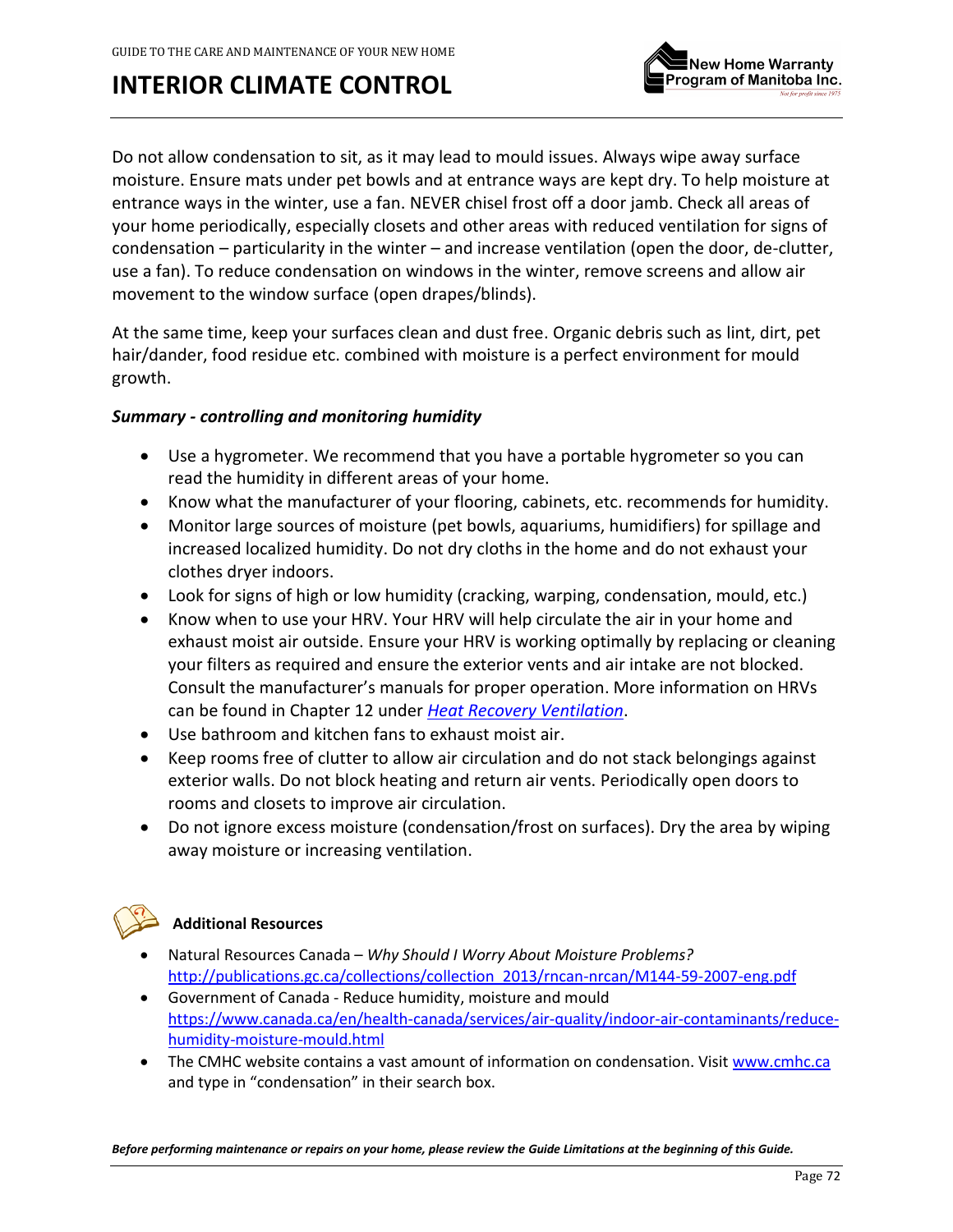Do not allow condensation to sit, as it may lead to mould issues. Always wipe away surface moisture. Ensure mats under pet bowls and at entrance ways are kept dry. To help moisture at entrance ways in the winter, use a fan. NEVER chisel frost off a door jamb. Check all areas of your home periodically, especially closets and other areas with reduced ventilation for signs of condensation – particularity in the winter – and increase ventilation (open the door, de-clutter, use a fan). To reduce condensation on windows in the winter, remove screens and allow air movement to the window surface (open drapes/blinds).

At the same time, keep your surfaces clean and dust free. Organic debris such as lint, dirt, pet hair/dander, food residue etc. combined with moisture is a perfect environment for mould growth.

***Summary - controlling and monitoring humidity***

- Use a hygrometer. We recommend that you have a portable hygrometer so you can read the humidity in different areas of your home.
- Know what the manufacturer of your flooring, cabinets, etc. recommends for humidity.
- Monitor large sources of moisture (pet bowls, aquariums, humidifiers) for spillage and increased localized humidity. Do not dry cloths in the home and do not exhaust your clothes dryer indoors.
- Look for signs of high or low humidity (cracking, warping, condensation, mould, etc.)
- Know when to use your HRV. Your HRV will help circulate the air in your home and exhaust moist air outside. Ensure your HRV is working optimally by replacing or cleaning your filters as required and ensure the exterior vents and air intake are not blocked. Consult the manufacturer's manuals for proper operation. More information on HRVs can be found in Chapter 12 under *Heat Recovery Ventilation*.
- Use bathroom and kitchen fans to exhaust moist air.
- Keep rooms free of clutter to allow air circulation and do not stack belongings against exterior walls. Do not block heating and return air vents. Periodically open doors to rooms and closets to improve air circulation.
- Do not ignore excess moisture (condensation/frost on surfaces). Dry the area by wiping away moisture or increasing ventilation.

**Additional Resources**

- Natural Resources Canada – *Why Should I Worry About Moisture Problems?* http://publications.gc.ca/collections/collection_2013/rncan-nrcan/M144-59-2007-eng.pdf
- Government of Canada - Reduce humidity, moisture and mould https://www.canada.ca/en/health-canada/services/air-quality/indoor-air-contaminants/reduce-humidity-moisture-mould.html
- The CMHC website contains a vast amount of information on condensation. Visit www.cmhc.ca and type in "condensation" in their search box.

***Before performing maintenance or repairs on your home, please review the Guide Limitations at the beginning of this Guide.***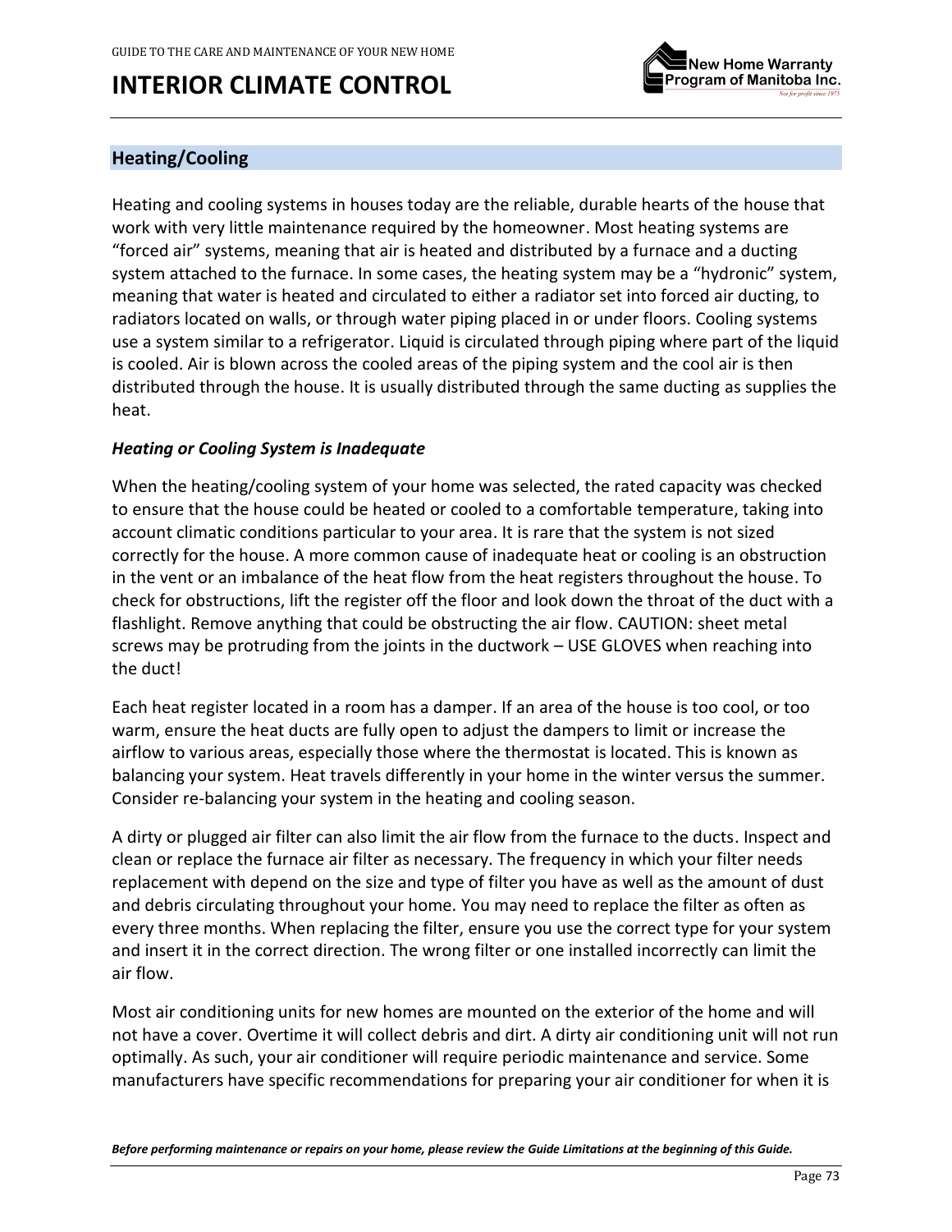# INTERIOR CLIMATE CONTROL

## Heating/Cooling

Heating and cooling systems in houses today are the reliable, durable hearts of the house that work with very little maintenance required by the homeowner. Most heating systems are "forced air" systems, meaning that air is heated and distributed by a furnace and a ducting system attached to the furnace. In some cases, the heating system may be a "hydronic" system, meaning that water is heated and circulated to either a radiator set into forced air ducting, to radiators located on walls, or through water piping placed in or under floors. Cooling systems use a system similar to a refrigerator. Liquid is circulated through piping where part of the liquid is cooled. Air is blown across the cooled areas of the piping system and the cool air is then distributed through the house. It is usually distributed through the same ducting as supplies the heat.

### *Heating or Cooling System is Inadequate*

When the heating/cooling system of your home was selected, the rated capacity was checked to ensure that the house could be heated or cooled to a comfortable temperature, taking into account climatic conditions particular to your area. It is rare that the system is not sized correctly for the house. A more common cause of inadequate heat or cooling is an obstruction in the vent or an imbalance of the heat flow from the heat registers throughout the house. To check for obstructions, lift the register off the floor and look down the throat of the duct with a flashlight. Remove anything that could be obstructing the air flow. CAUTION: sheet metal screws may be protruding from the joints in the ductwork – USE GLOVES when reaching into the duct!

Each heat register located in a room has a damper. If an area of the house is too cool, or too warm, ensure the heat ducts are fully open to adjust the dampers to limit or increase the airflow to various areas, especially those where the thermostat is located. This is known as balancing your system. Heat travels differently in your home in the winter versus the summer. Consider re-balancing your system in the heating and cooling season.

A dirty or plugged air filter can also limit the air flow from the furnace to the ducts. Inspect and clean or replace the furnace air filter as necessary. The frequency in which your filter needs replacement with depend on the size and type of filter you have as well as the amount of dust and debris circulating throughout your home. You may need to replace the filter as often as every three months. When replacing the filter, ensure you use the correct type for your system and insert it in the correct direction. The wrong filter or one installed incorrectly can limit the air flow.

Most air conditioning units for new homes are mounted on the exterior of the home and will not have a cover. Overtime it will collect debris and dirt. A dirty air conditioning unit will not run optimally. As such, your air conditioner will require periodic maintenance and service. Some manufacturers have specific recommendations for preparing your air conditioner for when it is

***Before performing maintenance or repairs on your home, please review the Guide Limitations at the beginning of this Guide.***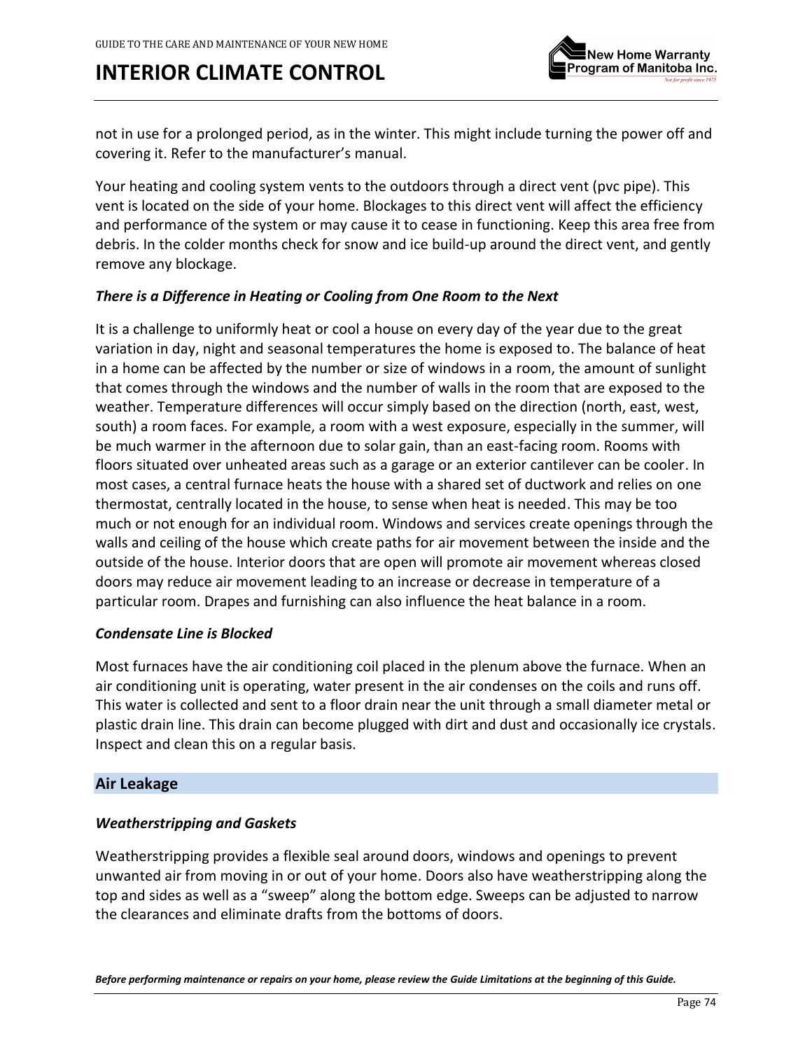not in use for a prolonged period, as in the winter. This might include turning the power off and covering it. Refer to the manufacturer's manual.

Your heating and cooling system vents to the outdoors through a direct vent (pvc pipe). This vent is located on the side of your home. Blockages to this direct vent will affect the efficiency and performance of the system or may cause it to cease in functioning. Keep this area free from debris. In the colder months check for snow and ice build-up around the direct vent, and gently remove any blockage.

### *There is a Difference in Heating or Cooling from One Room to the Next*

It is a challenge to uniformly heat or cool a house on every day of the year due to the great variation in day, night and seasonal temperatures the home is exposed to. The balance of heat in a home can be affected by the number or size of windows in a room, the amount of sunlight that comes through the windows and the number of walls in the room that are exposed to the weather. Temperature differences will occur simply based on the direction (north, east, west, south) a room faces. For example, a room with a west exposure, especially in the summer, will be much warmer in the afternoon due to solar gain, than an east-facing room. Rooms with floors situated over unheated areas such as a garage or an exterior cantilever can be cooler. In most cases, a central furnace heats the house with a shared set of ductwork and relies on one thermostat, centrally located in the house, to sense when heat is needed. This may be too much or not enough for an individual room. Windows and services create openings through the walls and ceiling of the house which create paths for air movement between the inside and the outside of the house. Interior doors that are open will promote air movement whereas closed doors may reduce air movement leading to an increase or decrease in temperature of a particular room. Drapes and furnishing can also influence the heat balance in a room.

### *Condensate Line is Blocked*

Most furnaces have the air conditioning coil placed in the plenum above the furnace. When an air conditioning unit is operating, water present in the air condenses on the coils and runs off. This water is collected and sent to a floor drain near the unit through a small diameter metal or plastic drain line. This drain can become plugged with dirt and dust and occasionally ice crystals. Inspect and clean this on a regular basis.

## Air Leakage

### *Weatherstripping and Gaskets*

Weatherstripping provides a flexible seal around doors, windows and openings to prevent unwanted air from moving in or out of your home. Doors also have weatherstripping along the top and sides as well as a "sweep" along the bottom edge. Sweeps can be adjusted to narrow the clearances and eliminate drafts from the bottoms of doors.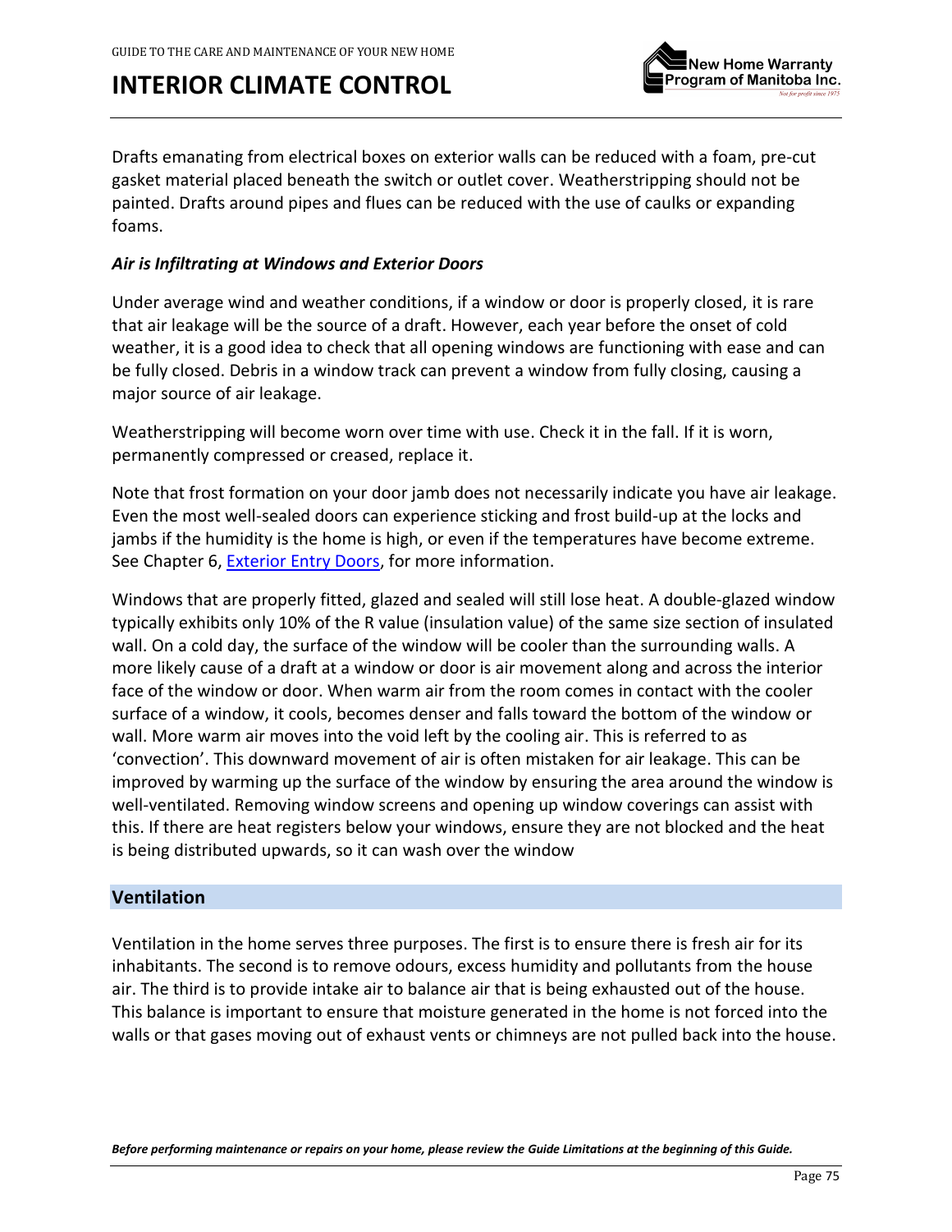# INTERIOR CLIMATE CONTROL

Drafts emanating from electrical boxes on exterior walls can be reduced with a foam, pre-cut gasket material placed beneath the switch or outlet cover. Weatherstripping should not be painted. Drafts around pipes and flues can be reduced with the use of caulks or expanding foams.

### *Air is Infiltrating at Windows and Exterior Doors*

Under average wind and weather conditions, if a window or door is properly closed, it is rare that air leakage will be the source of a draft. However, each year before the onset of cold weather, it is a good idea to check that all opening windows are functioning with ease and can be fully closed. Debris in a window track can prevent a window from fully closing, causing a major source of air leakage.

Weatherstripping will become worn over time with use. Check it in the fall. If it is worn, permanently compressed or creased, replace it.

Note that frost formation on your door jamb does not necessarily indicate you have air leakage. Even the most well-sealed doors can experience sticking and frost build-up at the locks and jambs if the humidity is the home is high, or even if the temperatures have become extreme. See Chapter 6, Exterior Entry Doors, for more information.

Windows that are properly fitted, glazed and sealed will still lose heat. A double-glazed window typically exhibits only 10% of the R value (insulation value) of the same size section of insulated wall. On a cold day, the surface of the window will be cooler than the surrounding walls. A more likely cause of a draft at a window or door is air movement along and across the interior face of the window or door. When warm air from the room comes in contact with the cooler surface of a window, it cools, becomes denser and falls toward the bottom of the window or wall. More warm air moves into the void left by the cooling air. This is referred to as 'convection'. This downward movement of air is often mistaken for air leakage. This can be improved by warming up the surface of the window by ensuring the area around the window is well-ventilated. Removing window screens and opening up window coverings can assist with this. If there are heat registers below your windows, ensure they are not blocked and the heat is being distributed upwards, so it can wash over the window

## Ventilation

Ventilation in the home serves three purposes. The first is to ensure there is fresh air for its inhabitants. The second is to remove odours, excess humidity and pollutants from the house air. The third is to provide intake air to balance air that is being exhausted out of the house. This balance is important to ensure that moisture generated in the home is not forced into the walls or that gases moving out of exhaust vents or chimneys are not pulled back into the house.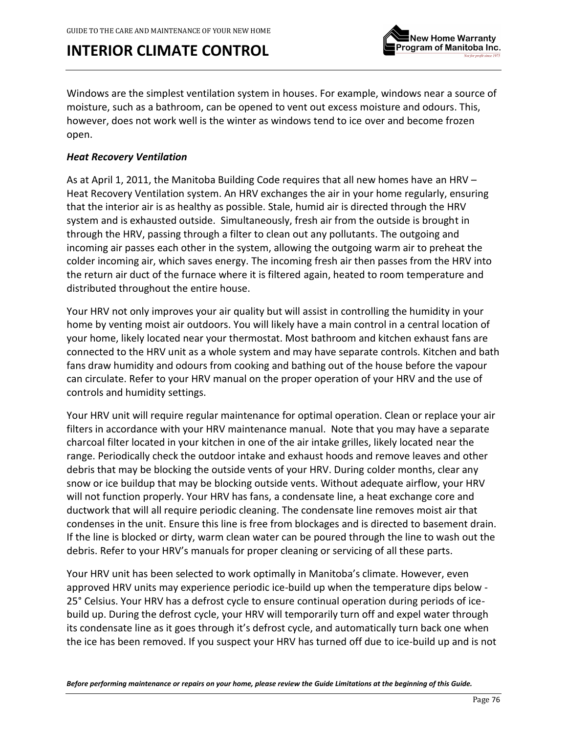# INTERIOR CLIMATE CONTROL

Windows are the simplest ventilation system in houses. For example, windows near a source of moisture, such as a bathroom, can be opened to vent out excess moisture and odours. This, however, does not work well is the winter as windows tend to ice over and become frozen open.

### *Heat Recovery Ventilation*

As at April 1, 2011, the Manitoba Building Code requires that all new homes have an HRV – Heat Recovery Ventilation system. An HRV exchanges the air in your home regularly, ensuring that the interior air is as healthy as possible. Stale, humid air is directed through the HRV system and is exhausted outside. Simultaneously, fresh air from the outside is brought in through the HRV, passing through a filter to clean out any pollutants. The outgoing and incoming air passes each other in the system, allowing the outgoing warm air to preheat the colder incoming air, which saves energy. The incoming fresh air then passes from the HRV into the return air duct of the furnace where it is filtered again, heated to room temperature and distributed throughout the entire house.

Your HRV not only improves your air quality but will assist in controlling the humidity in your home by venting moist air outdoors. You will likely have a main control in a central location of your home, likely located near your thermostat. Most bathroom and kitchen exhaust fans are connected to the HRV unit as a whole system and may have separate controls. Kitchen and bath fans draw humidity and odours from cooking and bathing out of the house before the vapour can circulate. Refer to your HRV manual on the proper operation of your HRV and the use of controls and humidity settings.

Your HRV unit will require regular maintenance for optimal operation. Clean or replace your air filters in accordance with your HRV maintenance manual. Note that you may have a separate charcoal filter located in your kitchen in one of the air intake grilles, likely located near the range. Periodically check the outdoor intake and exhaust hoods and remove leaves and other debris that may be blocking the outside vents of your HRV. During colder months, clear any snow or ice buildup that may be blocking outside vents. Without adequate airflow, your HRV will not function properly. Your HRV has fans, a condensate line, a heat exchange core and ductwork that will all require periodic cleaning. The condensate line removes moist air that condenses in the unit. Ensure this line is free from blockages and is directed to basement drain. If the line is blocked or dirty, warm clean water can be poured through the line to wash out the debris. Refer to your HRV's manuals for proper cleaning or servicing of all these parts.

Your HRV unit has been selected to work optimally in Manitoba's climate. However, even approved HRV units may experience periodic ice-build up when the temperature dips below -25° Celsius. Your HRV has a defrost cycle to ensure continual operation during periods of ice-build up. During the defrost cycle, your HRV will temporarily turn off and expel water through its condensate line as it goes through it's defrost cycle, and automatically turn back one when the ice has been removed. If you suspect your HRV has turned off due to ice-build up and is not

***Before performing maintenance or repairs on your home, please review the Guide Limitations at the beginning of this Guide.***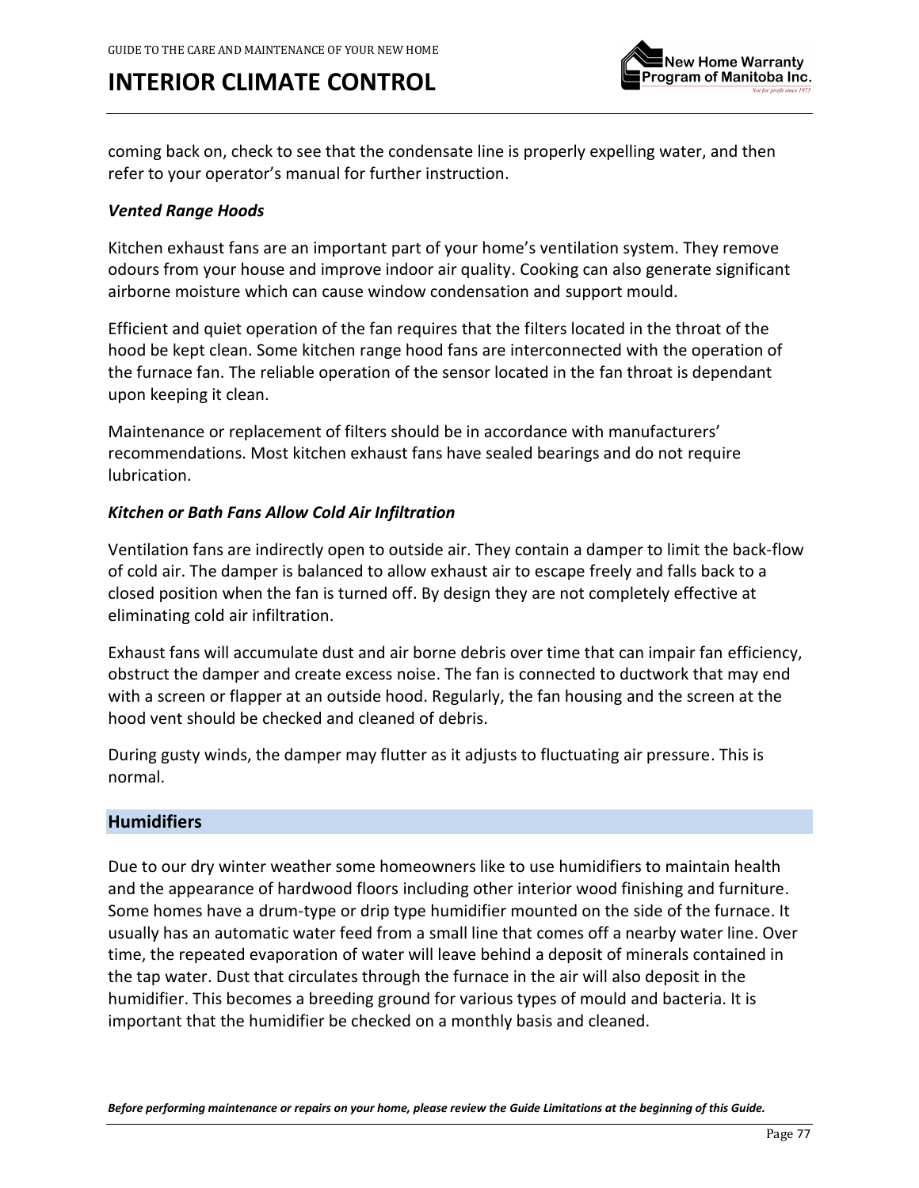coming back on, check to see that the condensate line is properly expelling water, and then refer to your operator's manual for further instruction.

***Vented Range Hoods***

Kitchen exhaust fans are an important part of your home's ventilation system. They remove odours from your house and improve indoor air quality. Cooking can also generate significant airborne moisture which can cause window condensation and support mould.

Efficient and quiet operation of the fan requires that the filters located in the throat of the hood be kept clean. Some kitchen range hood fans are interconnected with the operation of the furnace fan. The reliable operation of the sensor located in the fan throat is dependant upon keeping it clean.

Maintenance or replacement of filters should be in accordance with manufacturers' recommendations. Most kitchen exhaust fans have sealed bearings and do not require lubrication.

***Kitchen or Bath Fans Allow Cold Air Infiltration***

Ventilation fans are indirectly open to outside air. They contain a damper to limit the back-flow of cold air. The damper is balanced to allow exhaust air to escape freely and falls back to a closed position when the fan is turned off. By design they are not completely effective at eliminating cold air infiltration.

Exhaust fans will accumulate dust and air borne debris over time that can impair fan efficiency, obstruct the damper and create excess noise. The fan is connected to ductwork that may end with a screen or flapper at an outside hood. Regularly, the fan housing and the screen at the hood vent should be checked and cleaned of debris.

During gusty winds, the damper may flutter as it adjusts to fluctuating air pressure. This is normal.

## Humidifiers

Due to our dry winter weather some homeowners like to use humidifiers to maintain health and the appearance of hardwood floors including other interior wood finishing and furniture. Some homes have a drum-type or drip type humidifier mounted on the side of the furnace. It usually has an automatic water feed from a small line that comes off a nearby water line. Over time, the repeated evaporation of water will leave behind a deposit of minerals contained in the tap water. Dust that circulates through the furnace in the air will also deposit in the humidifier. This becomes a breeding ground for various types of mould and bacteria. It is important that the humidifier be checked on a monthly basis and cleaned.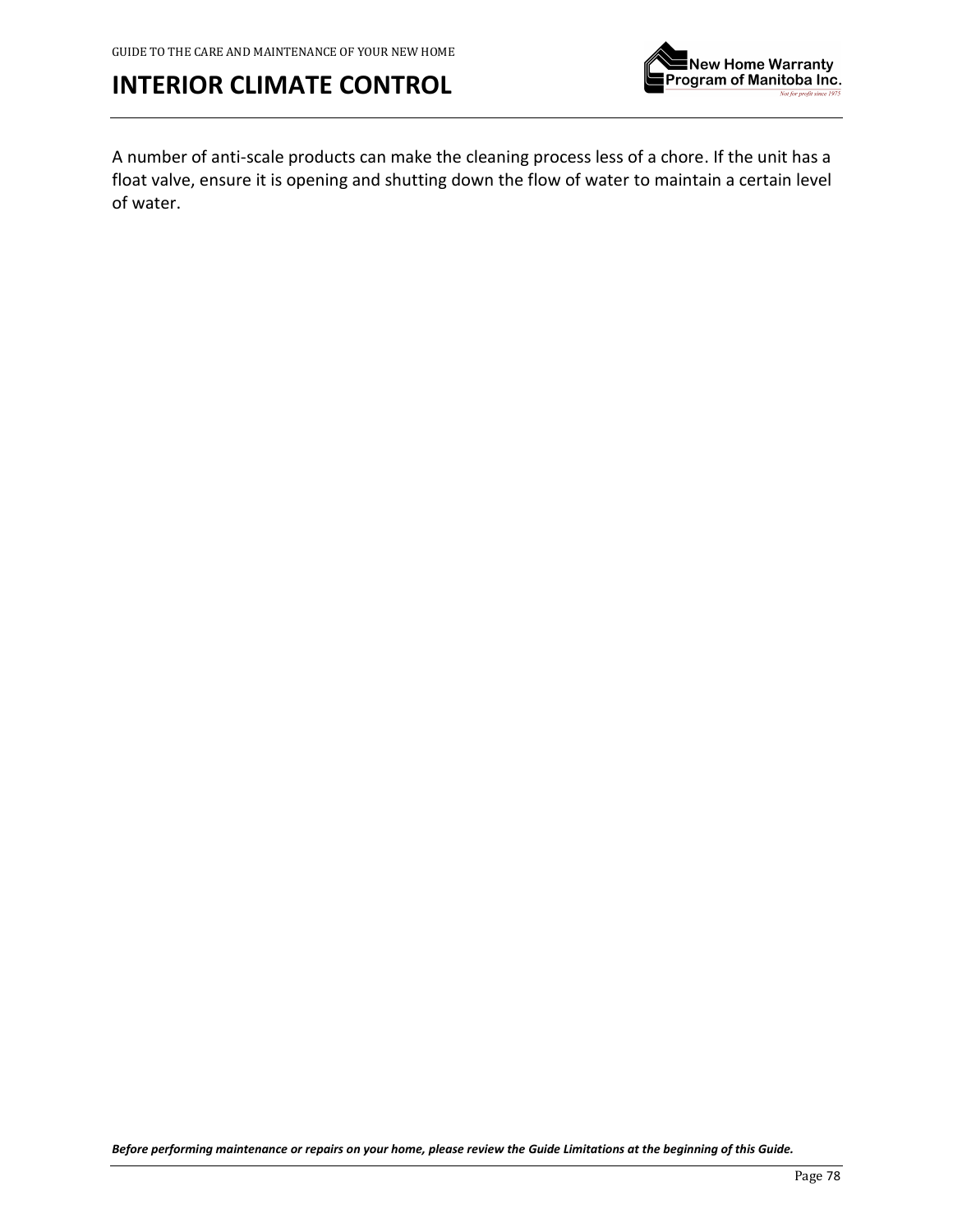A number of anti-scale products can make the cleaning process less of a chore. If the unit has a float valve, ensure it is opening and shutting down the flow of water to maintain a certain level of water.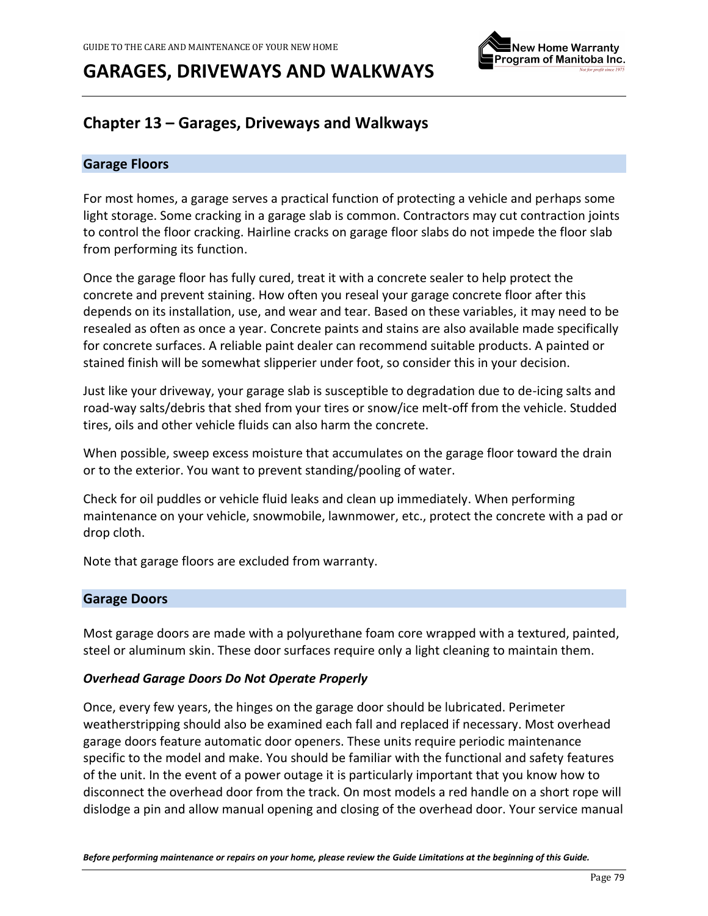# GARAGES, DRIVEWAYS AND WALKWAYS

## Chapter 13 – Garages, Driveways and Walkways

### Garage Floors

For most homes, a garage serves a practical function of protecting a vehicle and perhaps some light storage. Some cracking in a garage slab is common. Contractors may cut contraction joints to control the floor cracking. Hairline cracks on garage floor slabs do not impede the floor slab from performing its function.

Once the garage floor has fully cured, treat it with a concrete sealer to help protect the concrete and prevent staining. How often you reseal your garage concrete floor after this depends on its installation, use, and wear and tear. Based on these variables, it may need to be resealed as often as once a year. Concrete paints and stains are also available made specifically for concrete surfaces. A reliable paint dealer can recommend suitable products. A painted or stained finish will be somewhat slipperier under foot, so consider this in your decision.

Just like your driveway, your garage slab is susceptible to degradation due to de-icing salts and road-way salts/debris that shed from your tires or snow/ice melt-off from the vehicle. Studded tires, oils and other vehicle fluids can also harm the concrete.

When possible, sweep excess moisture that accumulates on the garage floor toward the drain or to the exterior. You want to prevent standing/pooling of water.

Check for oil puddles or vehicle fluid leaks and clean up immediately. When performing maintenance on your vehicle, snowmobile, lawnmower, etc., protect the concrete with a pad or drop cloth.

Note that garage floors are excluded from warranty.

### Garage Doors

Most garage doors are made with a polyurethane foam core wrapped with a textured, painted, steel or aluminum skin. These door surfaces require only a light cleaning to maintain them.

#### *Overhead Garage Doors Do Not Operate Properly*

Once, every few years, the hinges on the garage door should be lubricated. Perimeter weatherstripping should also be examined each fall and replaced if necessary. Most overhead garage doors feature automatic door openers. These units require periodic maintenance specific to the model and make. You should be familiar with the functional and safety features of the unit. In the event of a power outage it is particularly important that you know how to disconnect the overhead door from the track. On most models a red handle on a short rope will dislodge a pin and allow manual opening and closing of the overhead door. Your service manual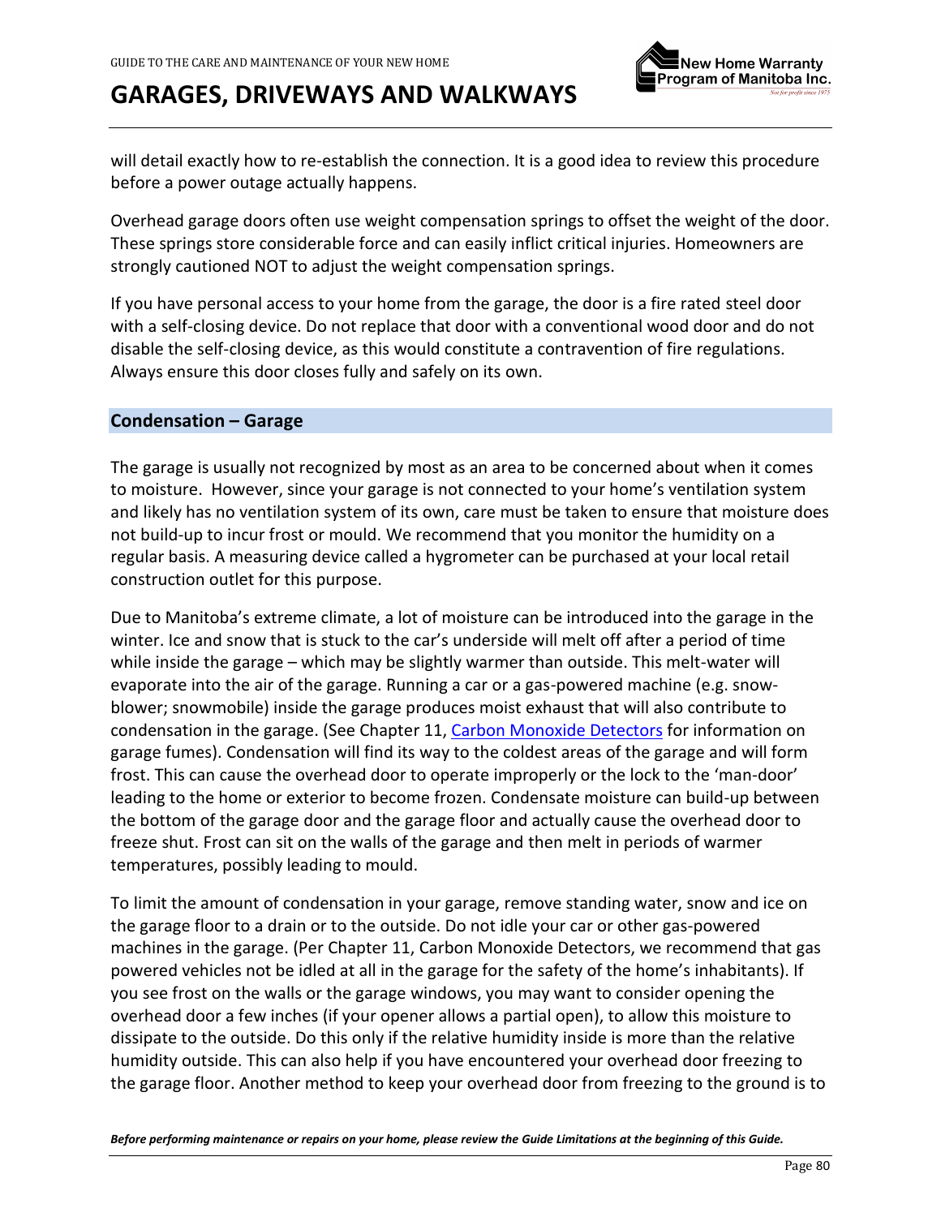will detail exactly how to re-establish the connection. It is a good idea to review this procedure before a power outage actually happens.

Overhead garage doors often use weight compensation springs to offset the weight of the door. These springs store considerable force and can easily inflict critical injuries. Homeowners are strongly cautioned NOT to adjust the weight compensation springs.

If you have personal access to your home from the garage, the door is a fire rated steel door with a self-closing device. Do not replace that door with a conventional wood door and do not disable the self-closing device, as this would constitute a contravention of fire regulations. Always ensure this door closes fully and safely on its own.

## Condensation – Garage

The garage is usually not recognized by most as an area to be concerned about when it comes to moisture. However, since your garage is not connected to your home's ventilation system and likely has no ventilation system of its own, care must be taken to ensure that moisture does not build-up to incur frost or mould. We recommend that you monitor the humidity on a regular basis. A measuring device called a hygrometer can be purchased at your local retail construction outlet for this purpose.

Due to Manitoba's extreme climate, a lot of moisture can be introduced into the garage in the winter. Ice and snow that is stuck to the car's underside will melt off after a period of time while inside the garage – which may be slightly warmer than outside. This melt-water will evaporate into the air of the garage. Running a car or a gas-powered machine (e.g. snow-blower; snowmobile) inside the garage produces moist exhaust that will also contribute to condensation in the garage. (See Chapter 11, [Carbon Monoxide Detectors] for information on garage fumes). Condensation will find its way to the coldest areas of the garage and will form frost. This can cause the overhead door to operate improperly or the lock to the 'man-door' leading to the home or exterior to become frozen. Condensate moisture can build-up between the bottom of the garage door and the garage floor and actually cause the overhead door to freeze shut. Frost can sit on the walls of the garage and then melt in periods of warmer temperatures, possibly leading to mould.

To limit the amount of condensation in your garage, remove standing water, snow and ice on the garage floor to a drain or to the outside. Do not idle your car or other gas-powered machines in the garage. (Per Chapter 11, Carbon Monoxide Detectors, we recommend that gas powered vehicles not be idled at all in the garage for the safety of the home's inhabitants). If you see frost on the walls or the garage windows, you may want to consider opening the overhead door a few inches (if your opener allows a partial open), to allow this moisture to dissipate to the outside. Do this only if the relative humidity inside is more than the relative humidity outside. This can also help if you have encountered your overhead door freezing to the garage floor. Another method to keep your overhead door from freezing to the ground is to

***Before performing maintenance or repairs on your home, please review the Guide Limitations at the beginning of this Guide.***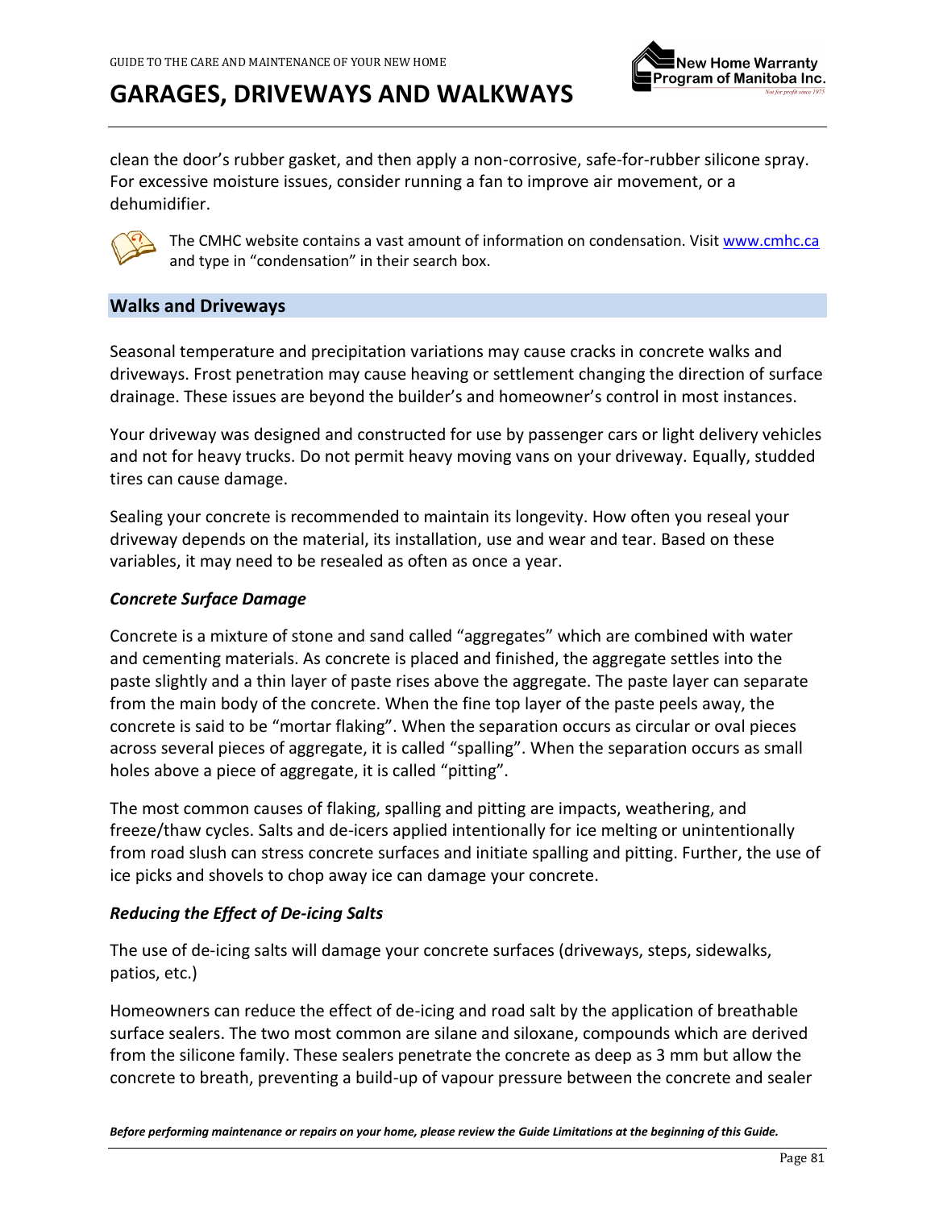clean the door's rubber gasket, and then apply a non-corrosive, safe-for-rubber silicone spray. For excessive moisture issues, consider running a fan to improve air movement, or a dehumidifier.

The CMHC website contains a vast amount of information on condensation. Visit [www.cmhc.ca](http://www.cmhc.ca) and type in "condensation" in their search box.

## Walks and Driveways

Seasonal temperature and precipitation variations may cause cracks in concrete walks and driveways. Frost penetration may cause heaving or settlement changing the direction of surface drainage. These issues are beyond the builder's and homeowner's control in most instances.

Your driveway was designed and constructed for use by passenger cars or light delivery vehicles and not for heavy trucks. Do not permit heavy moving vans on your driveway. Equally, studded tires can cause damage.

Sealing your concrete is recommended to maintain its longevity. How often you reseal your driveway depends on the material, its installation, use and wear and tear. Based on these variables, it may need to be resealed as often as once a year.

### *Concrete Surface Damage*

Concrete is a mixture of stone and sand called "aggregates" which are combined with water and cementing materials. As concrete is placed and finished, the aggregate settles into the paste slightly and a thin layer of paste rises above the aggregate. The paste layer can separate from the main body of the concrete. When the fine top layer of the paste peels away, the concrete is said to be "mortar flaking". When the separation occurs as circular or oval pieces across several pieces of aggregate, it is called "spalling". When the separation occurs as small holes above a piece of aggregate, it is called "pitting".

The most common causes of flaking, spalling and pitting are impacts, weathering, and freeze/thaw cycles. Salts and de-icers applied intentionally for ice melting or unintentionally from road slush can stress concrete surfaces and initiate spalling and pitting. Further, the use of ice picks and shovels to chop away ice can damage your concrete.

### *Reducing the Effect of De-icing Salts*

The use of de-icing salts will damage your concrete surfaces (driveways, steps, sidewalks, patios, etc.)

Homeowners can reduce the effect of de-icing and road salt by the application of breathable surface sealers. The two most common are silane and siloxane, compounds which are derived from the silicone family. These sealers penetrate the concrete as deep as 3 mm but allow the concrete to breath, preventing a build-up of vapour pressure between the concrete and sealer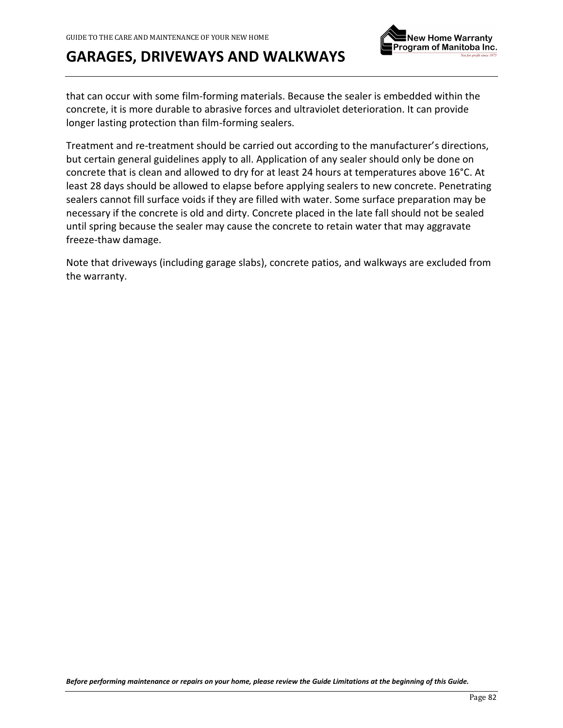that can occur with some film-forming materials. Because the sealer is embedded within the concrete, it is more durable to abrasive forces and ultraviolet deterioration. It can provide longer lasting protection than film-forming sealers.

Treatment and re-treatment should be carried out according to the manufacturer's directions, but certain general guidelines apply to all. Application of any sealer should only be done on concrete that is clean and allowed to dry for at least 24 hours at temperatures above 16°C. At least 28 days should be allowed to elapse before applying sealers to new concrete. Penetrating sealers cannot fill surface voids if they are filled with water. Some surface preparation may be necessary if the concrete is old and dirty. Concrete placed in the late fall should not be sealed until spring because the sealer may cause the concrete to retain water that may aggravate freeze-thaw damage.

Note that driveways (including garage slabs), concrete patios, and walkways are excluded from the warranty.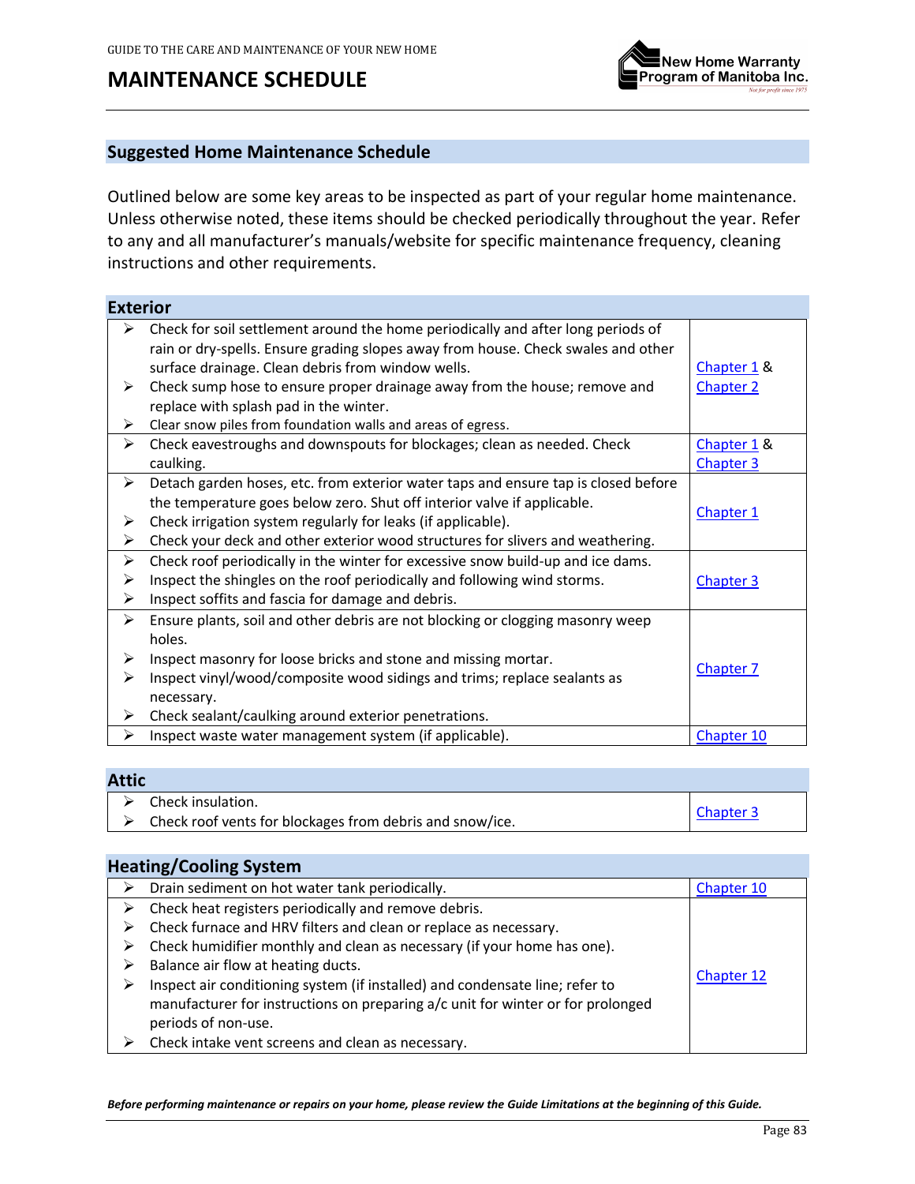# MAINTENANCE SCHEDULE

## Suggested Home Maintenance Schedule

Outlined below are some key areas to be inspected as part of your regular home maintenance. Unless otherwise noted, these items should be checked periodically throughout the year. Refer to any and all manufacturer's manuals/website for specific maintenance frequency, cleaning instructions and other requirements.

### Exterior

| Item | Reference |
|---|---|
| ➢ Check for soil settlement around the home periodically and after long periods of rain or dry-spells. Ensure grading slopes away from house. Check swales and other surface drainage. Clean debris from window wells.<br>➢ Check sump hose to ensure proper drainage away from the house; remove and replace with splash pad in the winter.<br>➢ Clear snow piles from foundation walls and areas of egress. | Chapter 1 & Chapter 2 |
| ➢ Check eavestroughs and downspouts for blockages; clean as needed. Check caulking. | Chapter 1 & Chapter 3 |
| ➢ Detach garden hoses, etc. from exterior water taps and ensure tap is closed before the temperature goes below zero. Shut off interior valve if applicable.<br>➢ Check irrigation system regularly for leaks (if applicable).<br>➢ Check your deck and other exterior wood structures for slivers and weathering. | Chapter 1 |
| ➢ Check roof periodically in the winter for excessive snow build-up and ice dams.<br>➢ Inspect the shingles on the roof periodically and following wind storms.<br>➢ Inspect soffits and fascia for damage and debris. | Chapter 3 |
| ➢ Ensure plants, soil and other debris are not blocking or clogging masonry weep holes.<br>➢ Inspect masonry for loose bricks and stone and missing mortar.<br>➢ Inspect vinyl/wood/composite wood sidings and trims; replace sealants as necessary.<br>➢ Check sealant/caulking around exterior penetrations. | Chapter 7 |
| ➢ Inspect waste water management system (if applicable). | Chapter 10 |

### Attic

| Item | Reference |
|---|---|
| ➢ Check insulation.<br>➢ Check roof vents for blockages from debris and snow/ice. | Chapter 3 |

### Heating/Cooling System

| Item | Reference |
|---|---|
| ➢ Drain sediment on hot water tank periodically. | Chapter 10 |
| ➢ Check heat registers periodically and remove debris.<br>➢ Check furnace and HRV filters and clean or replace as necessary.<br>➢ Check humidifier monthly and clean as necessary (if your home has one).<br>➢ Balance air flow at heating ducts.<br>➢ Inspect air conditioning system (if installed) and condensate line; refer to manufacturer for instructions on preparing a/c unit for winter or for prolonged periods of non-use.<br>➢ Check intake vent screens and clean as necessary. | Chapter 12 |

***Before performing maintenance or repairs on your home, please review the Guide Limitations at the beginning of this Guide.***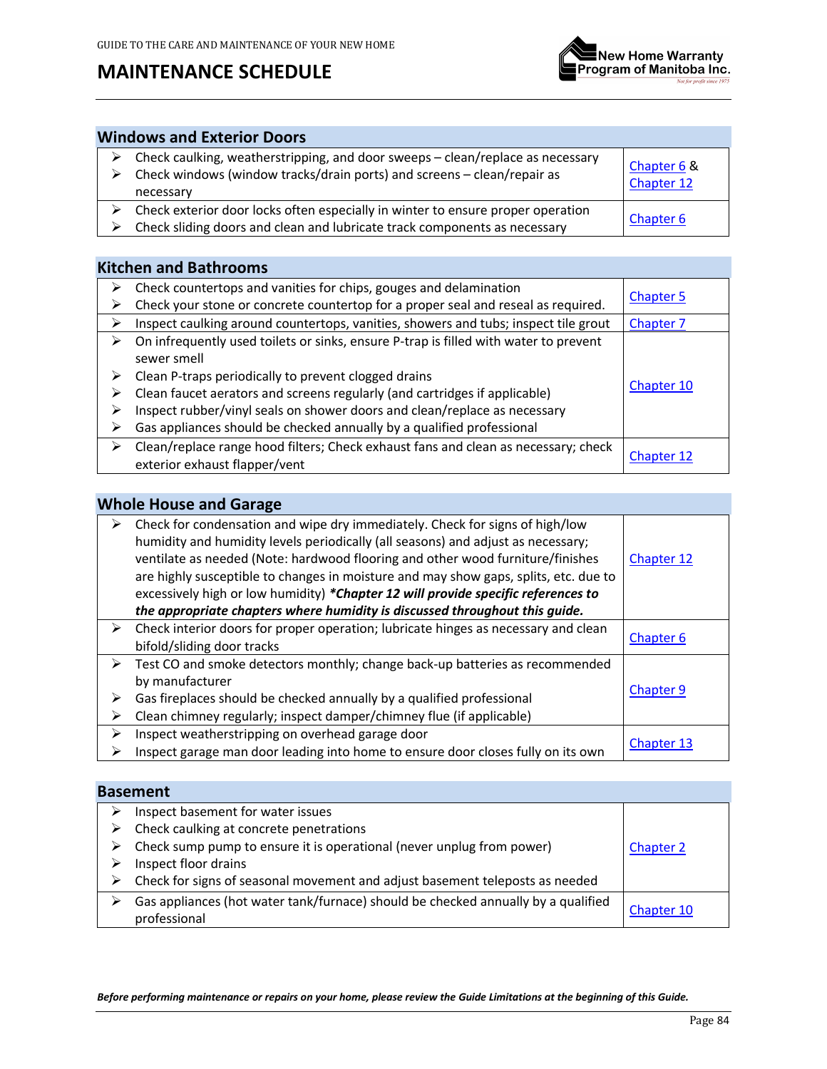# MAINTENANCE SCHEDULE

## Windows and Exterior Doors

| Task | Reference |
|---|---|
| ➢ Check caulking, weatherstripping, and door sweeps – clean/replace as necessary<br>➢ Check windows (window tracks/drain ports) and screens – clean/repair as necessary | Chapter 6 & Chapter 12 |
| ➢ Check exterior door locks often especially in winter to ensure proper operation<br>➢ Check sliding doors and clean and lubricate track components as necessary | Chapter 6 |

## Kitchen and Bathrooms

| Task | Reference |
|---|---|
| ➢ Check countertops and vanities for chips, gouges and delamination<br>➢ Check your stone or concrete countertop for a proper seal and reseal as required. | Chapter 5 |
| ➢ Inspect caulking around countertops, vanities, showers and tubs; inspect tile grout | Chapter 7 |
| ➢ On infrequently used toilets or sinks, ensure P-trap is filled with water to prevent sewer smell<br>➢ Clean P-traps periodically to prevent clogged drains<br>➢ Clean faucet aerators and screens regularly (and cartridges if applicable)<br>➢ Inspect rubber/vinyl seals on shower doors and clean/replace as necessary<br>➢ Gas appliances should be checked annually by a qualified professional | Chapter 10 |
| ➢ Clean/replace range hood filters; Check exhaust fans and clean as necessary; check exterior exhaust flapper/vent | Chapter 12 |

## Whole House and Garage

| Task | Reference |
|---|---|
| ➢ Check for condensation and wipe dry immediately. Check for signs of high/low humidity and humidity levels periodically (all seasons) and adjust as necessary; ventilate as needed (Note: hardwood flooring and other wood furniture/finishes are highly susceptible to changes in moisture and may show gaps, splits, etc. due to excessively high or low humidity) ***Chapter 12 will provide specific references to the appropriate chapters where humidity is discussed throughout this guide.*** | Chapter 12 |
| ➢ Check interior doors for proper operation; lubricate hinges as necessary and clean bifold/sliding door tracks | Chapter 6 |
| ➢ Test CO and smoke detectors monthly; change back-up batteries as recommended by manufacturer<br>➢ Gas fireplaces should be checked annually by a qualified professional<br>➢ Clean chimney regularly; inspect damper/chimney flue (if applicable) | Chapter 9 |
| ➢ Inspect weatherstripping on overhead garage door<br>➢ Inspect garage man door leading into home to ensure door closes fully on its own | Chapter 13 |

## Basement

| Task | Reference |
|---|---|
| ➢ Inspect basement for water issues<br>➢ Check caulking at concrete penetrations<br>➢ Check sump pump to ensure it is operational (never unplug from power)<br>➢ Inspect floor drains<br>➢ Check for signs of seasonal movement and adjust basement teleposts as needed | Chapter 2 |
| ➢ Gas appliances (hot water tank/furnace) should be checked annually by a qualified professional | Chapter 10 |

***Before performing maintenance or repairs on your home, please review the Guide Limitations at the beginning of this Guide.***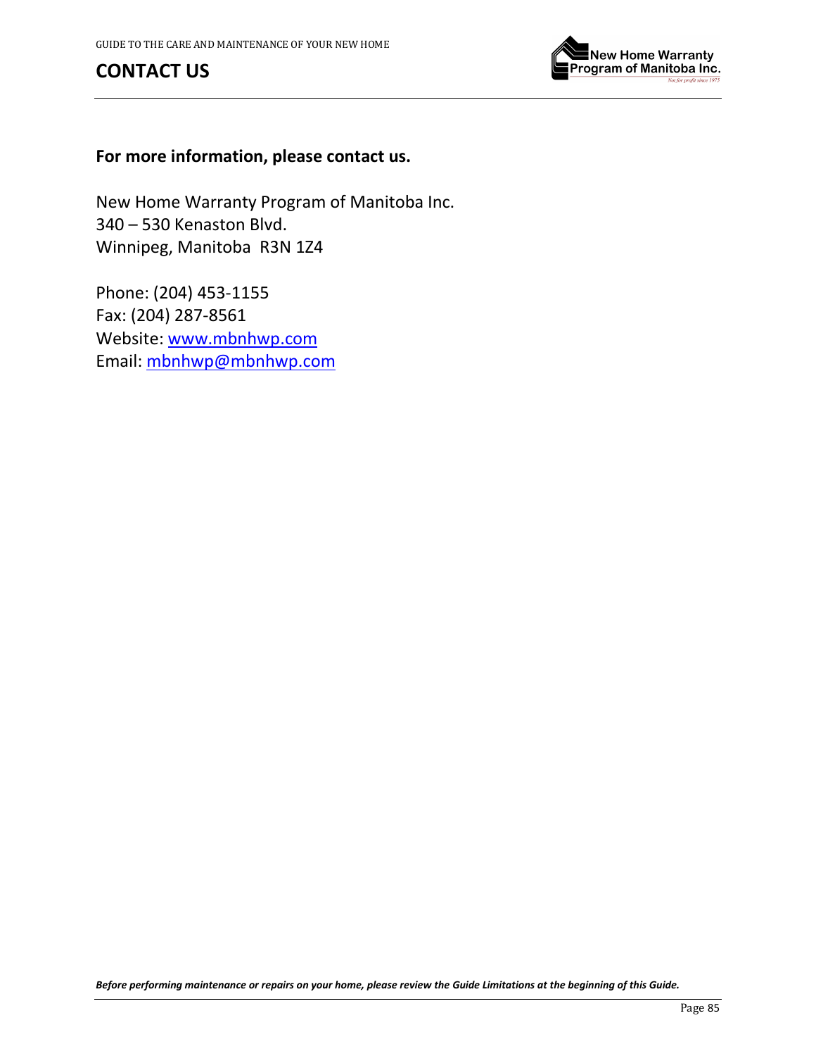# CONTACT US

**For more information, please contact us.**

New Home Warranty Program of Manitoba Inc.
340 – 530 Kenaston Blvd.
Winnipeg, Manitoba  R3N 1Z4

Phone: (204) 453-1155
Fax: (204) 287-8561
Website: www.mbnhwp.com
Email: mbnhwp@mbnhwp.com

***Before performing maintenance or repairs on your home, please review the Guide Limitations at the beginning of this Guide.***